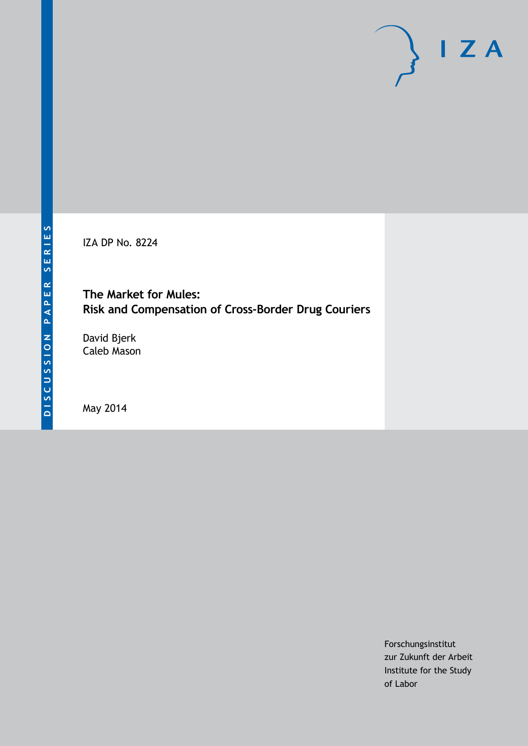DISCUSSION PAPER SERIES

IZA

IZA DP No. 8224

# The Market for Mules: Risk and Compensation of Cross-Border Drug Couriers

David Bjerk
Caleb Mason

May 2014

Forschungsinstitut
zur Zukunft der Arbeit
Institute for the Study
of Labor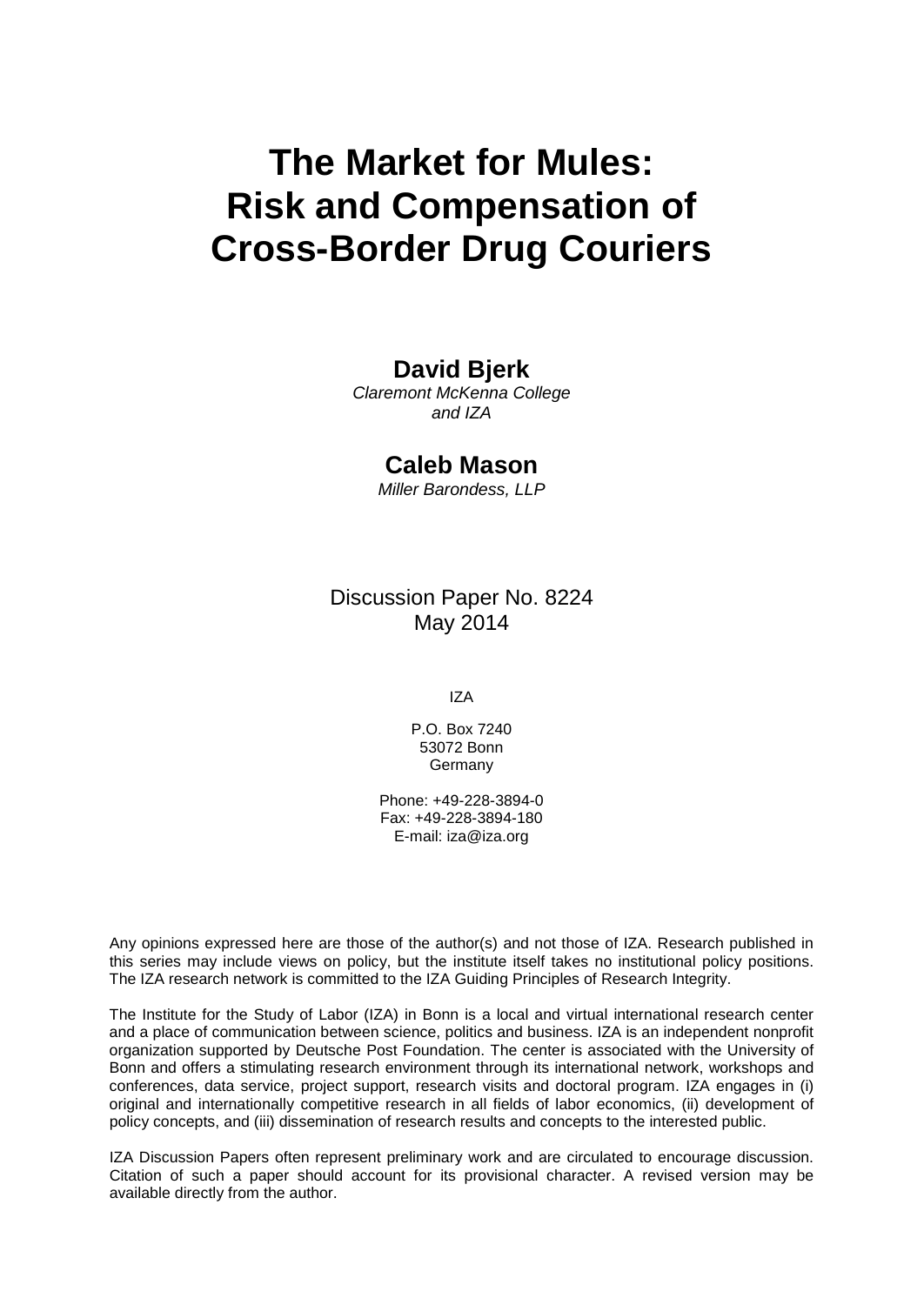# The Market for Mules: Risk and Compensation of Cross-Border Drug Couriers

**David Bjerk**
*Claremont McKenna College and IZA*

**Caleb Mason**
*Miller Barondess, LLP*

Discussion Paper No. 8224
May 2014

IZA

P.O. Box 7240
53072 Bonn
Germany

Phone: +49-228-3894-0
Fax: +49-228-3894-180
E-mail: iza@iza.org

Any opinions expressed here are those of the author(s) and not those of IZA. Research published in this series may include views on policy, but the institute itself takes no institutional policy positions. The IZA research network is committed to the IZA Guiding Principles of Research Integrity.

The Institute for the Study of Labor (IZA) in Bonn is a local and virtual international research center and a place of communication between science, politics and business. IZA is an independent nonprofit organization supported by Deutsche Post Foundation. The center is associated with the University of Bonn and offers a stimulating research environment through its international network, workshops and conferences, data service, project support, research visits and doctoral program. IZA engages in (i) original and internationally competitive research in all fields of labor economics, (ii) development of policy concepts, and (iii) dissemination of research results and concepts to the interested public.

IZA Discussion Papers often represent preliminary work and are circulated to encourage discussion. Citation of such a paper should account for its provisional character. A revised version may be available directly from the author.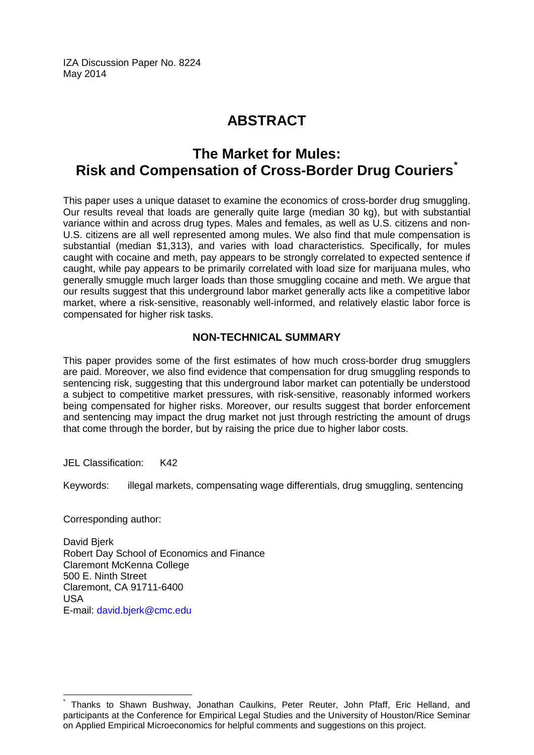IZA Discussion Paper No. 8224
May 2014

# ABSTRACT

## The Market for Mules: Risk and Compensation of Cross-Border Drug Couriers[*]

This paper uses a unique dataset to examine the economics of cross-border drug smuggling. Our results reveal that loads are generally quite large (median 30 kg), but with substantial variance within and across drug types. Males and females, as well as U.S. citizens and non-U.S. citizens are all well represented among mules. We also find that mule compensation is substantial (median $1,313), and varies with load characteristics. Specifically, for mules caught with cocaine and meth, pay appears to be strongly correlated to expected sentence if caught, while pay appears to be primarily correlated with load size for marijuana mules, who generally smuggle much larger loads than those smuggling cocaine and meth. We argue that our results suggest that this underground labor market generally acts like a competitive labor market, where a risk-sensitive, reasonably well-informed, and relatively elastic labor force is compensated for higher risk tasks.

### NON-TECHNICAL SUMMARY

This paper provides some of the first estimates of how much cross-border drug smugglers are paid. Moreover, we also find evidence that compensation for drug smuggling responds to sentencing risk, suggesting that this underground labor market can potentially be understood a subject to competitive market pressures, with risk-sensitive, reasonably informed workers being compensated for higher risks. Moreover, our results suggest that border enforcement and sentencing may impact the drug market not just through restricting the amount of drugs that come through the border, but by raising the price due to higher labor costs.

JEL Classification: K42

Keywords: illegal markets, compensating wage differentials, drug smuggling, sentencing

Corresponding author:

David Bjerk
Robert Day School of Economics and Finance
Claremont McKenna College
500 E. Ninth Street
Claremont, CA 91711-6400
USA
E-mail: david.bjerk@cmc.edu

---

[*] Thanks to Shawn Bushway, Jonathan Caulkins, Peter Reuter, John Pfaff, Eric Helland, and participants at the Conference for Empirical Legal Studies and the University of Houston/Rice Seminar on Applied Empirical Microeconomics for helpful comments and suggestions on this project.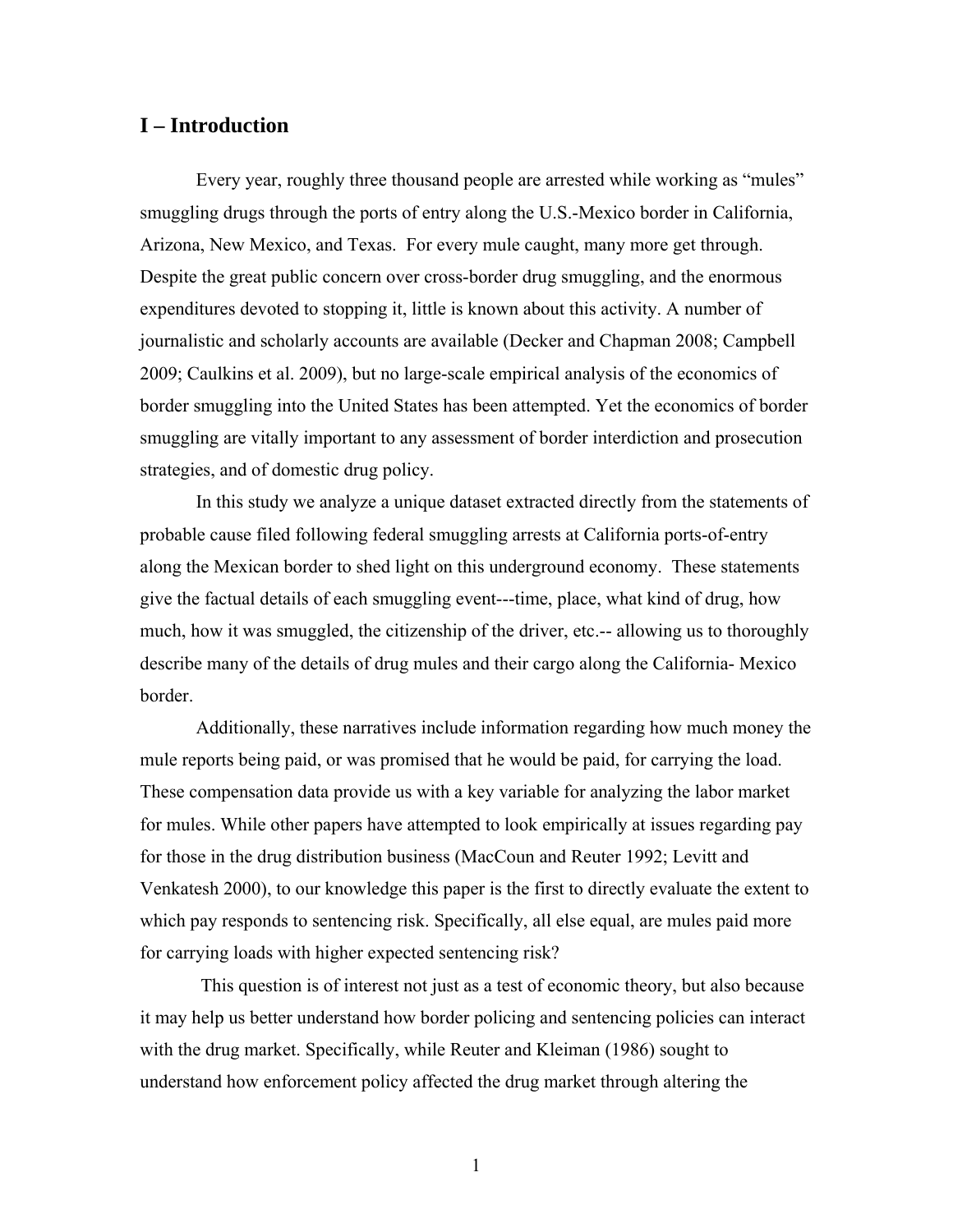## I – Introduction

Every year, roughly three thousand people are arrested while working as "mules" smuggling drugs through the ports of entry along the U.S.-Mexico border in California, Arizona, New Mexico, and Texas. For every mule caught, many more get through. Despite the great public concern over cross-border drug smuggling, and the enormous expenditures devoted to stopping it, little is known about this activity. A number of journalistic and scholarly accounts are available (Decker and Chapman 2008; Campbell 2009; Caulkins et al. 2009), but no large-scale empirical analysis of the economics of border smuggling into the United States has been attempted. Yet the economics of border smuggling are vitally important to any assessment of border interdiction and prosecution strategies, and of domestic drug policy.

In this study we analyze a unique dataset extracted directly from the statements of probable cause filed following federal smuggling arrests at California ports-of-entry along the Mexican border to shed light on this underground economy. These statements give the factual details of each smuggling event---time, place, what kind of drug, how much, how it was smuggled, the citizenship of the driver, etc.-- allowing us to thoroughly describe many of the details of drug mules and their cargo along the California- Mexico border.

Additionally, these narratives include information regarding how much money the mule reports being paid, or was promised that he would be paid, for carrying the load. These compensation data provide us with a key variable for analyzing the labor market for mules. While other papers have attempted to look empirically at issues regarding pay for those in the drug distribution business (MacCoun and Reuter 1992; Levitt and Venkatesh 2000), to our knowledge this paper is the first to directly evaluate the extent to which pay responds to sentencing risk. Specifically, all else equal, are mules paid more for carrying loads with higher expected sentencing risk?

This question is of interest not just as a test of economic theory, but also because it may help us better understand how border policing and sentencing policies can interact with the drug market. Specifically, while Reuter and Kleiman (1986) sought to understand how enforcement policy affected the drug market through altering the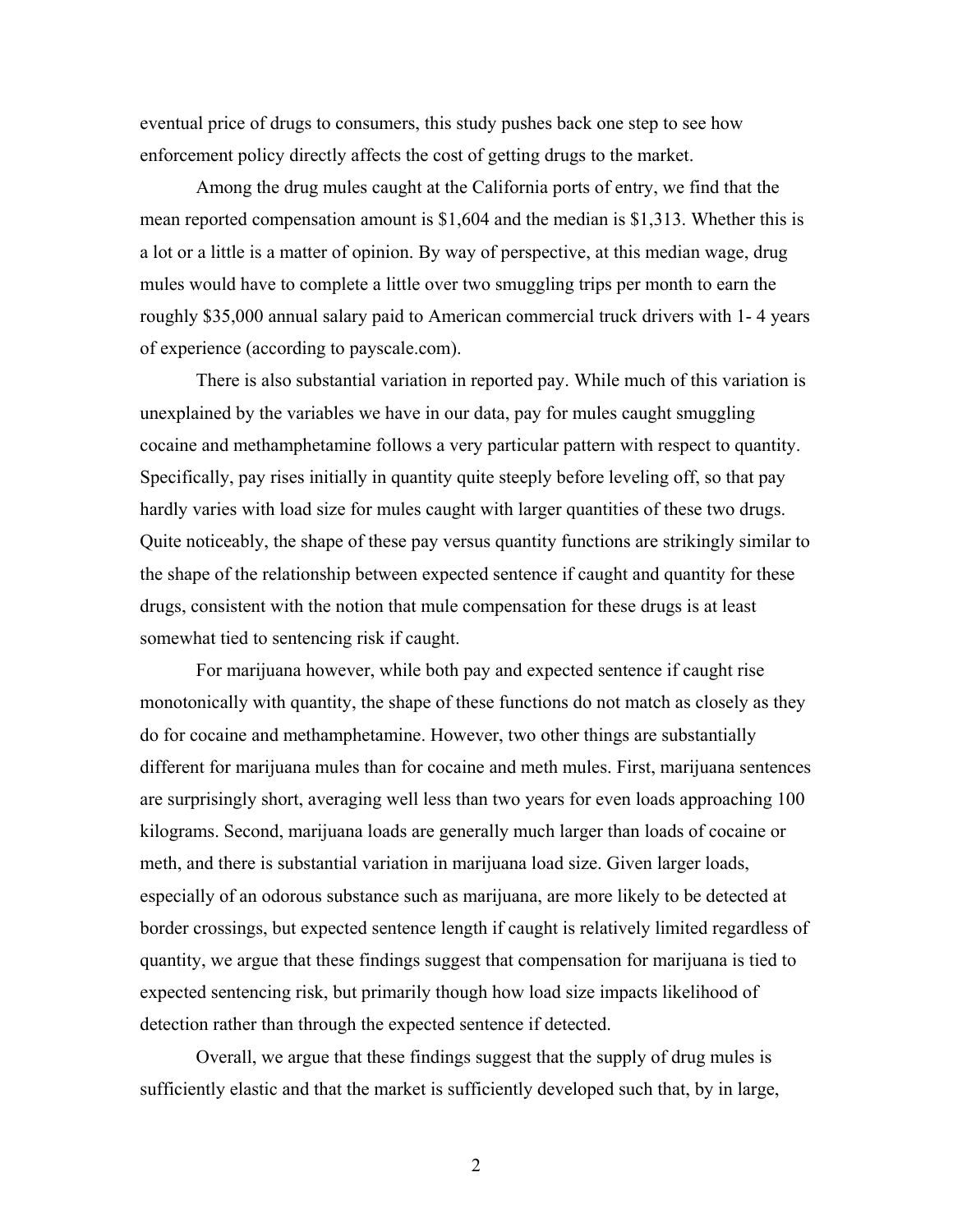eventual price of drugs to consumers, this study pushes back one step to see how enforcement policy directly affects the cost of getting drugs to the market.

Among the drug mules caught at the California ports of entry, we find that the mean reported compensation amount is $1,604 and the median is $1,313. Whether this is a lot or a little is a matter of opinion. By way of perspective, at this median wage, drug mules would have to complete a little over two smuggling trips per month to earn the roughly $35,000 annual salary paid to American commercial truck drivers with 1- 4 years of experience (according to payscale.com).

There is also substantial variation in reported pay. While much of this variation is unexplained by the variables we have in our data, pay for mules caught smuggling cocaine and methamphetamine follows a very particular pattern with respect to quantity. Specifically, pay rises initially in quantity quite steeply before leveling off, so that pay hardly varies with load size for mules caught with larger quantities of these two drugs. Quite noticeably, the shape of these pay versus quantity functions are strikingly similar to the shape of the relationship between expected sentence if caught and quantity for these drugs, consistent with the notion that mule compensation for these drugs is at least somewhat tied to sentencing risk if caught.

For marijuana however, while both pay and expected sentence if caught rise monotonically with quantity, the shape of these functions do not match as closely as they do for cocaine and methamphetamine. However, two other things are substantially different for marijuana mules than for cocaine and meth mules. First, marijuana sentences are surprisingly short, averaging well less than two years for even loads approaching 100 kilograms. Second, marijuana loads are generally much larger than loads of cocaine or meth, and there is substantial variation in marijuana load size. Given larger loads, especially of an odorous substance such as marijuana, are more likely to be detected at border crossings, but expected sentence length if caught is relatively limited regardless of quantity, we argue that these findings suggest that compensation for marijuana is tied to expected sentencing risk, but primarily though how load size impacts likelihood of detection rather than through the expected sentence if detected.

Overall, we argue that these findings suggest that the supply of drug mules is sufficiently elastic and that the market is sufficiently developed such that, by in large,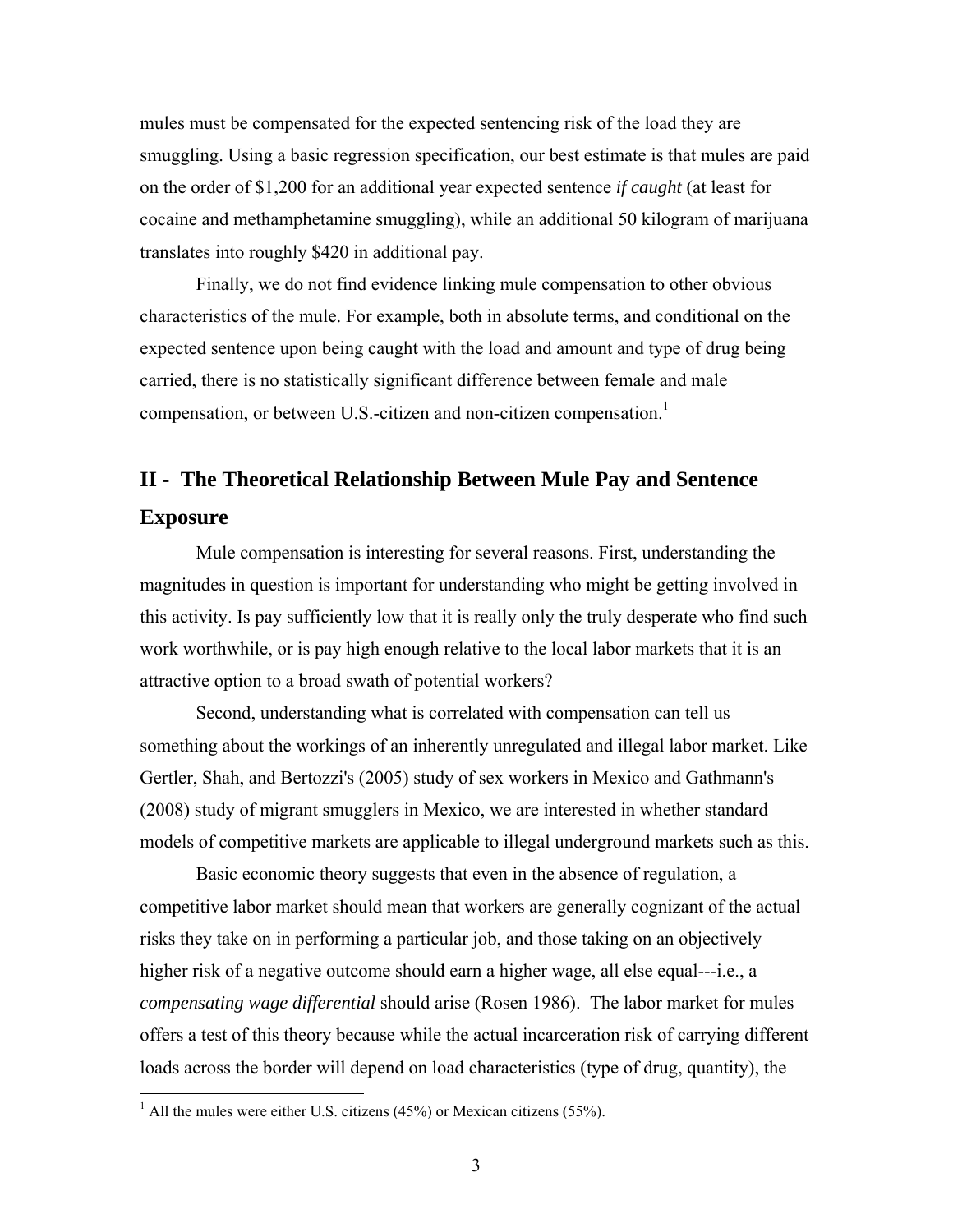mules must be compensated for the expected sentencing risk of the load they are smuggling. Using a basic regression specification, our best estimate is that mules are paid on the order of $1,200 for an additional year expected sentence *if caught* (at least for cocaine and methamphetamine smuggling), while an additional 50 kilogram of marijuana translates into roughly $420 in additional pay.

Finally, we do not find evidence linking mule compensation to other obvious characteristics of the mule. For example, both in absolute terms, and conditional on the expected sentence upon being caught with the load and amount and type of drug being carried, there is no statistically significant difference between female and male compensation, or between U.S.-citizen and non-citizen compensation.[1]

## II - The Theoretical Relationship Between Mule Pay and Sentence Exposure

Mule compensation is interesting for several reasons. First, understanding the magnitudes in question is important for understanding who might be getting involved in this activity. Is pay sufficiently low that it is really only the truly desperate who find such work worthwhile, or is pay high enough relative to the local labor markets that it is an attractive option to a broad swath of potential workers?

Second, understanding what is correlated with compensation can tell us something about the workings of an inherently unregulated and illegal labor market. Like Gertler, Shah, and Bertozzi's (2005) study of sex workers in Mexico and Gathmann's (2008) study of migrant smugglers in Mexico, we are interested in whether standard models of competitive markets are applicable to illegal underground markets such as this.

Basic economic theory suggests that even in the absence of regulation, a competitive labor market should mean that workers are generally cognizant of the actual risks they take on in performing a particular job, and those taking on an objectively higher risk of a negative outcome should earn a higher wage, all else equal---i.e., a *compensating wage differential* should arise (Rosen 1986). The labor market for mules offers a test of this theory because while the actual incarceration risk of carrying different loads across the border will depend on load characteristics (type of drug, quantity), the

[1] All the mules were either U.S. citizens (45%) or Mexican citizens (55%).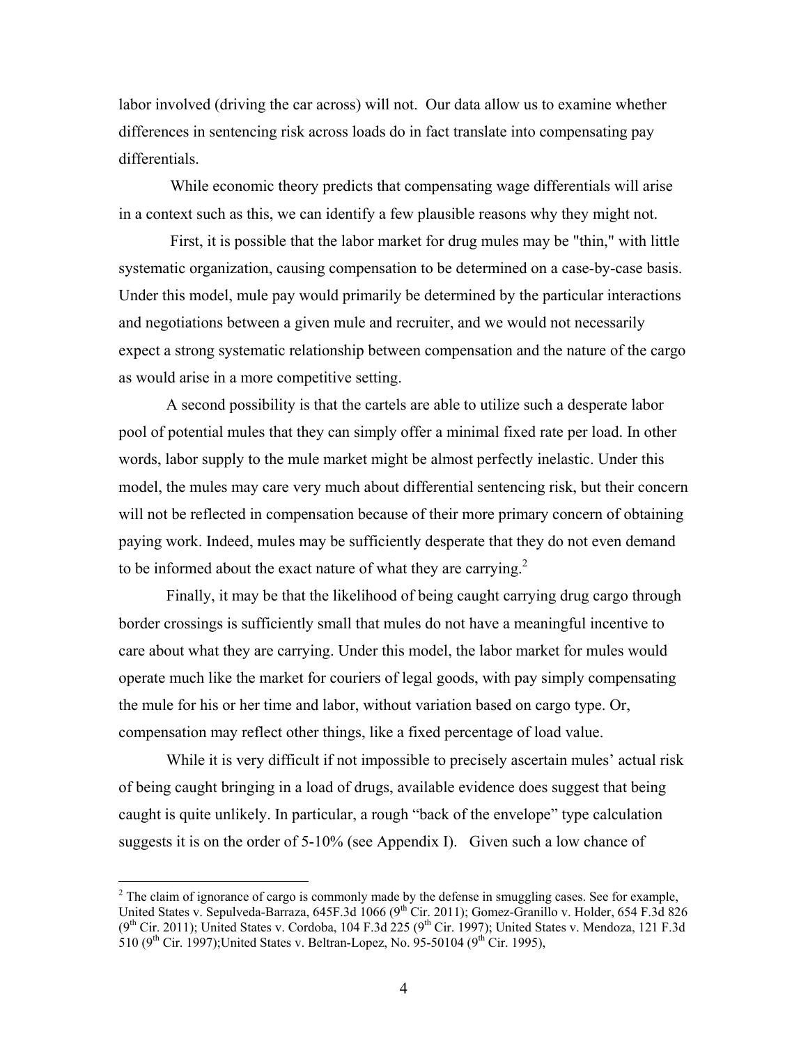labor involved (driving the car across) will not. Our data allow us to examine whether differences in sentencing risk across loads do in fact translate into compensating pay differentials.

While economic theory predicts that compensating wage differentials will arise in a context such as this, we can identify a few plausible reasons why they might not.

First, it is possible that the labor market for drug mules may be "thin," with little systematic organization, causing compensation to be determined on a case-by-case basis. Under this model, mule pay would primarily be determined by the particular interactions and negotiations between a given mule and recruiter, and we would not necessarily expect a strong systematic relationship between compensation and the nature of the cargo as would arise in a more competitive setting.

A second possibility is that the cartels are able to utilize such a desperate labor pool of potential mules that they can simply offer a minimal fixed rate per load. In other words, labor supply to the mule market might be almost perfectly inelastic. Under this model, the mules may care very much about differential sentencing risk, but their concern will not be reflected in compensation because of their more primary concern of obtaining paying work. Indeed, mules may be sufficiently desperate that they do not even demand to be informed about the exact nature of what they are carrying.[2]

Finally, it may be that the likelihood of being caught carrying drug cargo through border crossings is sufficiently small that mules do not have a meaningful incentive to care about what they are carrying. Under this model, the labor market for mules would operate much like the market for couriers of legal goods, with pay simply compensating the mule for his or her time and labor, without variation based on cargo type. Or, compensation may reflect other things, like a fixed percentage of load value.

While it is very difficult if not impossible to precisely ascertain mules' actual risk of being caught bringing in a load of drugs, available evidence does suggest that being caught is quite unlikely. In particular, a rough "back of the envelope" type calculation suggests it is on the order of 5-10% (see Appendix I). Given such a low chance of

[2] The claim of ignorance of cargo is commonly made by the defense in smuggling cases. See for example, United States v. Sepulveda-Barraza, 645F.3d 1066 (9th Cir. 2011); Gomez-Granillo v. Holder, 654 F.3d 826 (9th Cir. 2011); United States v. Cordoba, 104 F.3d 225 (9th Cir. 1997); United States v. Mendoza, 121 F.3d 510 (9th Cir. 1997);United States v. Beltran-Lopez, No. 95-50104 (9th Cir. 1995),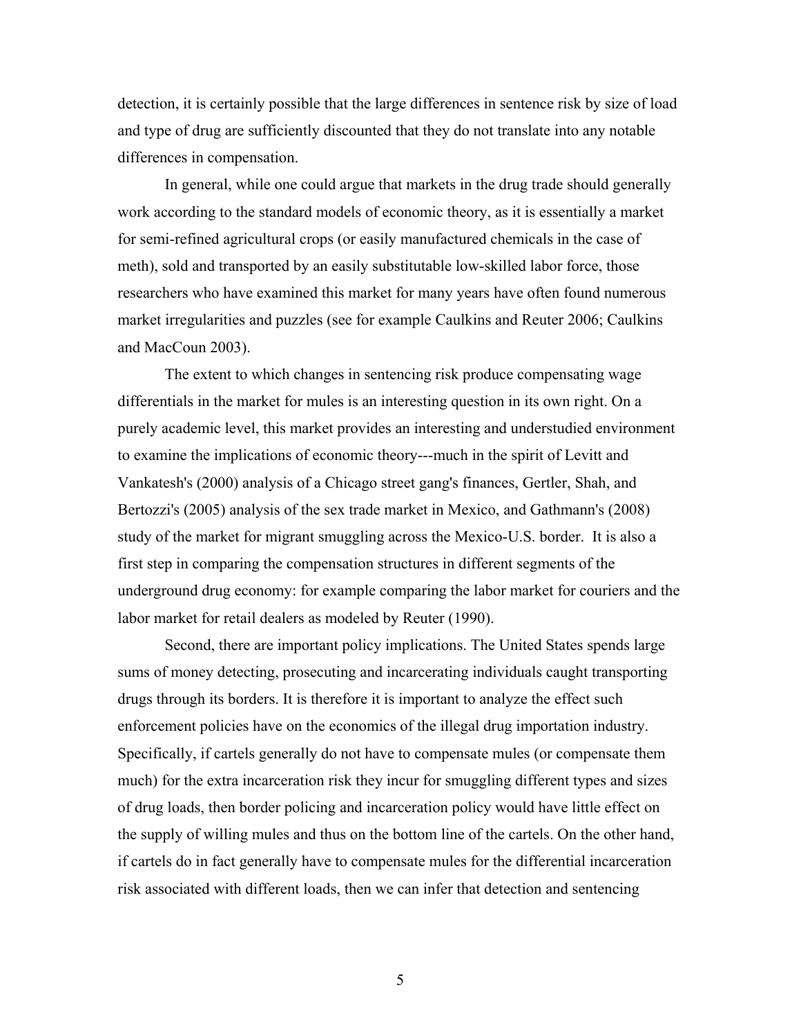detection, it is certainly possible that the large differences in sentence risk by size of load and type of drug are sufficiently discounted that they do not translate into any notable differences in compensation.

In general, while one could argue that markets in the drug trade should generally work according to the standard models of economic theory, as it is essentially a market for semi-refined agricultural crops (or easily manufactured chemicals in the case of meth), sold and transported by an easily substitutable low-skilled labor force, those researchers who have examined this market for many years have often found numerous market irregularities and puzzles (see for example Caulkins and Reuter 2006; Caulkins and MacCoun 2003).

The extent to which changes in sentencing risk produce compensating wage differentials in the market for mules is an interesting question in its own right. On a purely academic level, this market provides an interesting and understudied environment to examine the implications of economic theory---much in the spirit of Levitt and Vankatesh's (2000) analysis of a Chicago street gang's finances, Gertler, Shah, and Bertozzi's (2005) analysis of the sex trade market in Mexico, and Gathmann's (2008) study of the market for migrant smuggling across the Mexico-U.S. border. It is also a first step in comparing the compensation structures in different segments of the underground drug economy: for example comparing the labor market for couriers and the labor market for retail dealers as modeled by Reuter (1990).

Second, there are important policy implications. The United States spends large sums of money detecting, prosecuting and incarcerating individuals caught transporting drugs through its borders. It is therefore it is important to analyze the effect such enforcement policies have on the economics of the illegal drug importation industry. Specifically, if cartels generally do not have to compensate mules (or compensate them much) for the extra incarceration risk they incur for smuggling different types and sizes of drug loads, then border policing and incarceration policy would have little effect on the supply of willing mules and thus on the bottom line of the cartels. On the other hand, if cartels do in fact generally have to compensate mules for the differential incarceration risk associated with different loads, then we can infer that detection and sentencing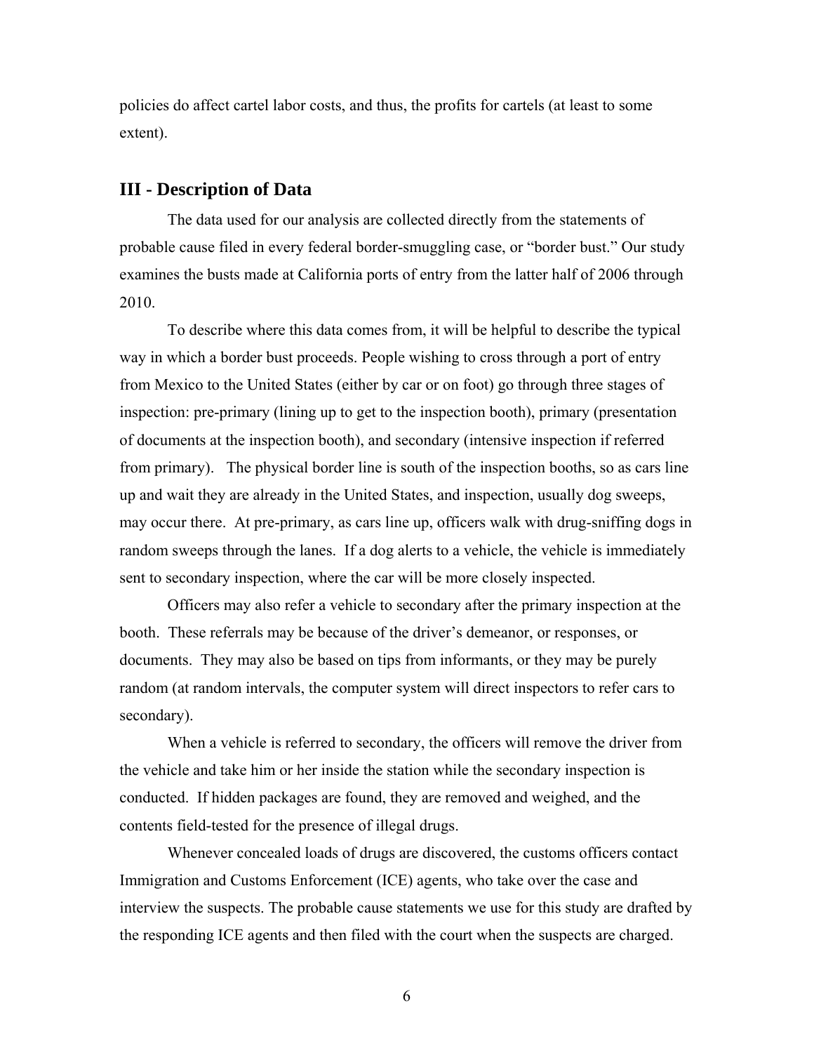policies do affect cartel labor costs, and thus, the profits for cartels (at least to some extent).

## III - Description of Data

The data used for our analysis are collected directly from the statements of probable cause filed in every federal border-smuggling case, or "border bust." Our study examines the busts made at California ports of entry from the latter half of 2006 through 2010.

To describe where this data comes from, it will be helpful to describe the typical way in which a border bust proceeds. People wishing to cross through a port of entry from Mexico to the United States (either by car or on foot) go through three stages of inspection: pre-primary (lining up to get to the inspection booth), primary (presentation of documents at the inspection booth), and secondary (intensive inspection if referred from primary). The physical border line is south of the inspection booths, so as cars line up and wait they are already in the United States, and inspection, usually dog sweeps, may occur there. At pre-primary, as cars line up, officers walk with drug-sniffing dogs in random sweeps through the lanes. If a dog alerts to a vehicle, the vehicle is immediately sent to secondary inspection, where the car will be more closely inspected.

Officers may also refer a vehicle to secondary after the primary inspection at the booth. These referrals may be because of the driver's demeanor, or responses, or documents. They may also be based on tips from informants, or they may be purely random (at random intervals, the computer system will direct inspectors to refer cars to secondary).

When a vehicle is referred to secondary, the officers will remove the driver from the vehicle and take him or her inside the station while the secondary inspection is conducted. If hidden packages are found, they are removed and weighed, and the contents field-tested for the presence of illegal drugs.

Whenever concealed loads of drugs are discovered, the customs officers contact Immigration and Customs Enforcement (ICE) agents, who take over the case and interview the suspects. The probable cause statements we use for this study are drafted by the responding ICE agents and then filed with the court when the suspects are charged.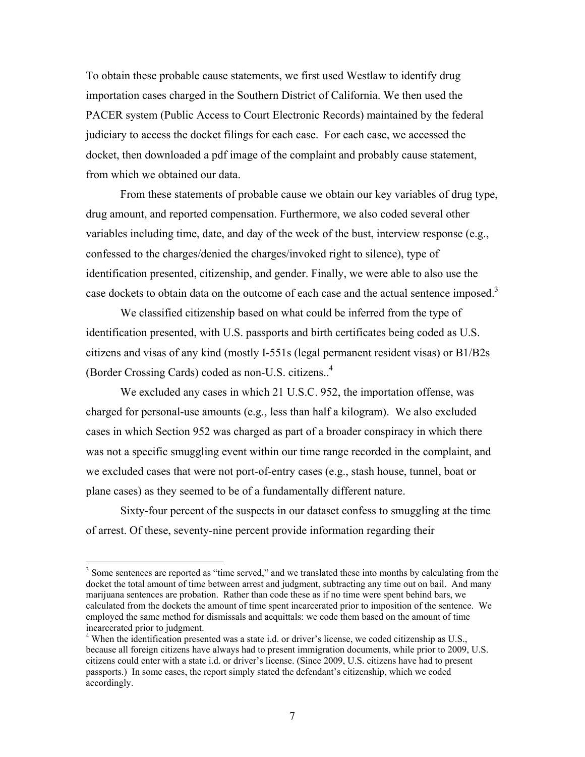To obtain these probable cause statements, we first used Westlaw to identify drug importation cases charged in the Southern District of California. We then used the PACER system (Public Access to Court Electronic Records) maintained by the federal judiciary to access the docket filings for each case. For each case, we accessed the docket, then downloaded a pdf image of the complaint and probably cause statement, from which we obtained our data.

From these statements of probable cause we obtain our key variables of drug type, drug amount, and reported compensation. Furthermore, we also coded several other variables including time, date, and day of the week of the bust, interview response (e.g., confessed to the charges/denied the charges/invoked right to silence), type of identification presented, citizenship, and gender. Finally, we were able to also use the case dockets to obtain data on the outcome of each case and the actual sentence imposed.[3]

We classified citizenship based on what could be inferred from the type of identification presented, with U.S. passports and birth certificates being coded as U.S. citizens and visas of any kind (mostly I-551s (legal permanent resident visas) or B1/B2s (Border Crossing Cards) coded as non-U.S. citizens..[4]

We excluded any cases in which 21 U.S.C. 952, the importation offense, was charged for personal-use amounts (e.g., less than half a kilogram). We also excluded cases in which Section 952 was charged as part of a broader conspiracy in which there was not a specific smuggling event within our time range recorded in the complaint, and we excluded cases that were not port-of-entry cases (e.g., stash house, tunnel, boat or plane cases) as they seemed to be of a fundamentally different nature.

Sixty-four percent of the suspects in our dataset confess to smuggling at the time of arrest. Of these, seventy-nine percent provide information regarding their

---

[3] Some sentences are reported as "time served," and we translated these into months by calculating from the docket the total amount of time between arrest and judgment, subtracting any time out on bail. And many marijuana sentences are probation. Rather than code these as if no time were spent behind bars, we calculated from the dockets the amount of time spent incarcerated prior to imposition of the sentence. We employed the same method for dismissals and acquittals: we code them based on the amount of time incarcerated prior to judgment.

[4] When the identification presented was a state i.d. or driver's license, we coded citizenship as U.S., because all foreign citizens have always had to present immigration documents, while prior to 2009, U.S. citizens could enter with a state i.d. or driver's license. (Since 2009, U.S. citizens have had to present passports.) In some cases, the report simply stated the defendant's citizenship, which we coded accordingly.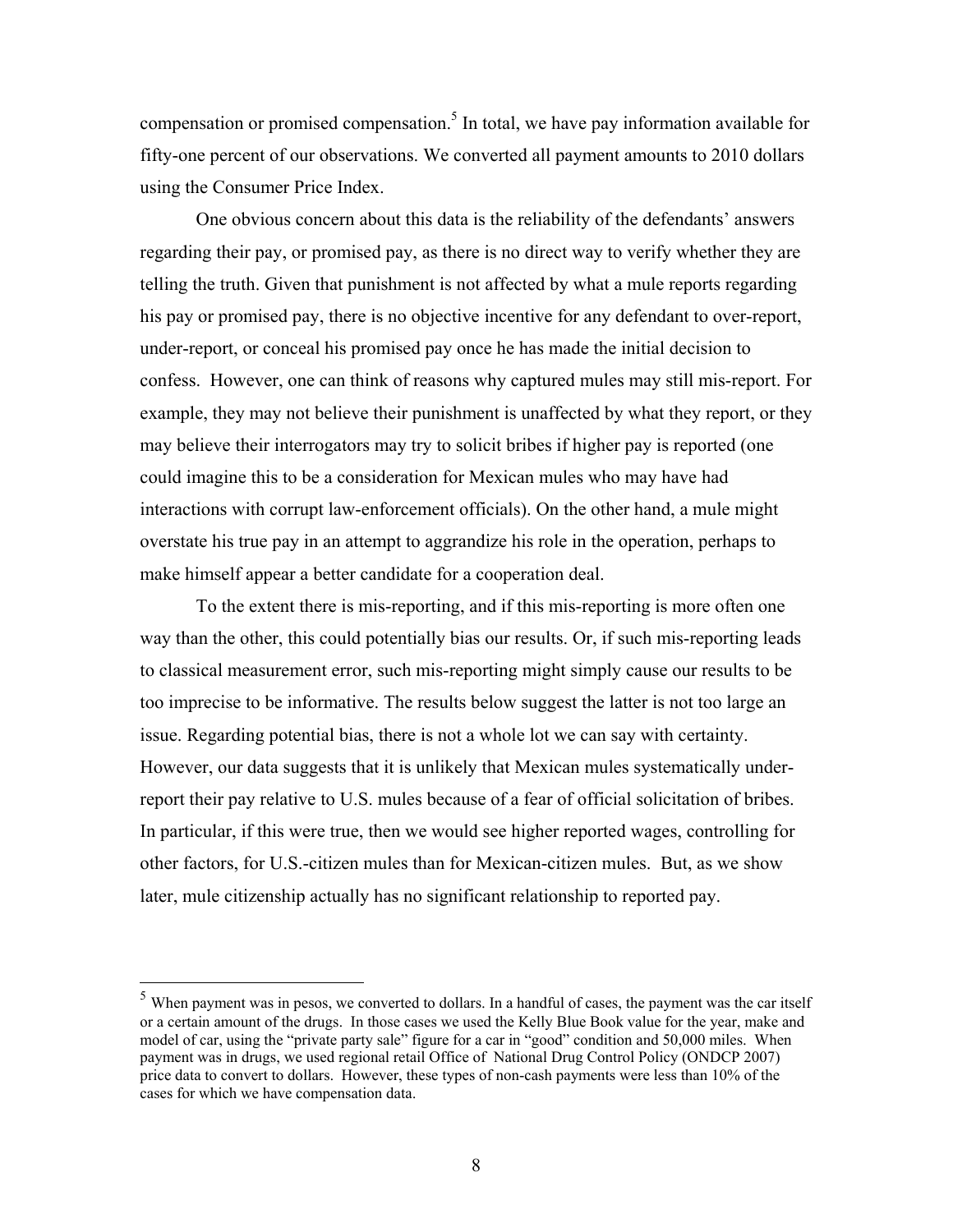compensation or promised compensation.[5] In total, we have pay information available for fifty-one percent of our observations. We converted all payment amounts to 2010 dollars using the Consumer Price Index.

One obvious concern about this data is the reliability of the defendants' answers regarding their pay, or promised pay, as there is no direct way to verify whether they are telling the truth. Given that punishment is not affected by what a mule reports regarding his pay or promised pay, there is no objective incentive for any defendant to over-report, under-report, or conceal his promised pay once he has made the initial decision to confess. However, one can think of reasons why captured mules may still mis-report. For example, they may not believe their punishment is unaffected by what they report, or they may believe their interrogators may try to solicit bribes if higher pay is reported (one could imagine this to be a consideration for Mexican mules who may have had interactions with corrupt law-enforcement officials). On the other hand, a mule might overstate his true pay in an attempt to aggrandize his role in the operation, perhaps to make himself appear a better candidate for a cooperation deal.

To the extent there is mis-reporting, and if this mis-reporting is more often one way than the other, this could potentially bias our results. Or, if such mis-reporting leads to classical measurement error, such mis-reporting might simply cause our results to be too imprecise to be informative. The results below suggest the latter is not too large an issue. Regarding potential bias, there is not a whole lot we can say with certainty. However, our data suggests that it is unlikely that Mexican mules systematically under-report their pay relative to U.S. mules because of a fear of official solicitation of bribes. In particular, if this were true, then we would see higher reported wages, controlling for other factors, for U.S.-citizen mules than for Mexican-citizen mules. But, as we show later, mule citizenship actually has no significant relationship to reported pay.

---

[5] When payment was in pesos, we converted to dollars. In a handful of cases, the payment was the car itself or a certain amount of the drugs. In those cases we used the Kelly Blue Book value for the year, make and model of car, using the "private party sale" figure for a car in "good" condition and 50,000 miles. When payment was in drugs, we used regional retail Office of National Drug Control Policy (ONDCP 2007) price data to convert to dollars. However, these types of non-cash payments were less than 10% of the cases for which we have compensation data.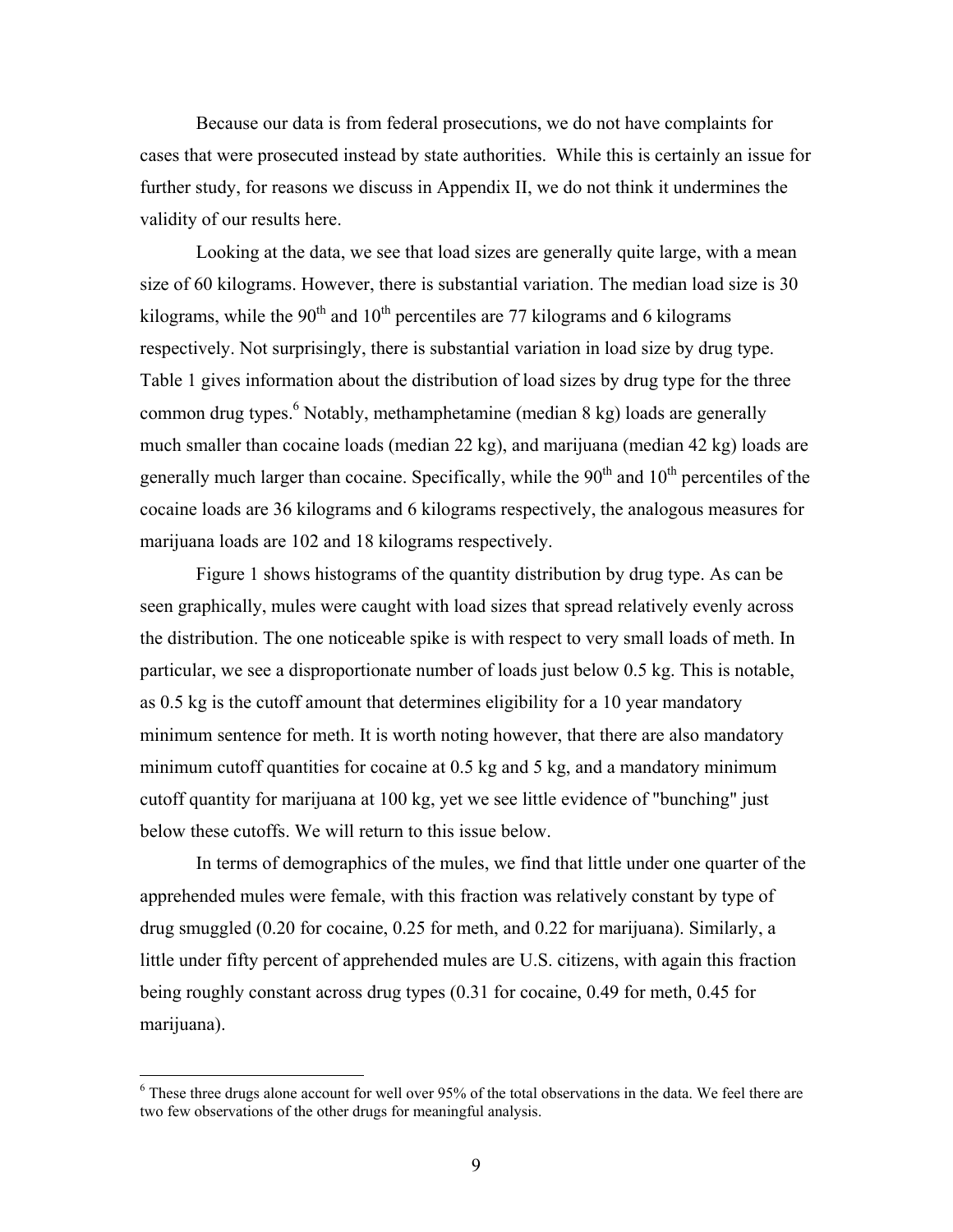Because our data is from federal prosecutions, we do not have complaints for cases that were prosecuted instead by state authorities. While this is certainly an issue for further study, for reasons we discuss in Appendix II, we do not think it undermines the validity of our results here.

Looking at the data, we see that load sizes are generally quite large, with a mean size of 60 kilograms. However, there is substantial variation. The median load size is 30 kilograms, while the 90th and 10th percentiles are 77 kilograms and 6 kilograms respectively. Not surprisingly, there is substantial variation in load size by drug type. Table 1 gives information about the distribution of load sizes by drug type for the three common drug types.[6] Notably, methamphetamine (median 8 kg) loads are generally much smaller than cocaine loads (median 22 kg), and marijuana (median 42 kg) loads are generally much larger than cocaine. Specifically, while the 90th and 10th percentiles of the cocaine loads are 36 kilograms and 6 kilograms respectively, the analogous measures for marijuana loads are 102 and 18 kilograms respectively.

Figure 1 shows histograms of the quantity distribution by drug type. As can be seen graphically, mules were caught with load sizes that spread relatively evenly across the distribution. The one noticeable spike is with respect to very small loads of meth. In particular, we see a disproportionate number of loads just below 0.5 kg. This is notable, as 0.5 kg is the cutoff amount that determines eligibility for a 10 year mandatory minimum sentence for meth. It is worth noting however, that there are also mandatory minimum cutoff quantities for cocaine at 0.5 kg and 5 kg, and a mandatory minimum cutoff quantity for marijuana at 100 kg, yet we see little evidence of "bunching" just below these cutoffs. We will return to this issue below.

In terms of demographics of the mules, we find that little under one quarter of the apprehended mules were female, with this fraction was relatively constant by type of drug smuggled (0.20 for cocaine, 0.25 for meth, and 0.22 for marijuana). Similarly, a little under fifty percent of apprehended mules are U.S. citizens, with again this fraction being roughly constant across drug types (0.31 for cocaine, 0.49 for meth, 0.45 for marijuana).

[6] These three drugs alone account for well over 95% of the total observations in the data. We feel there are two few observations of the other drugs for meaningful analysis.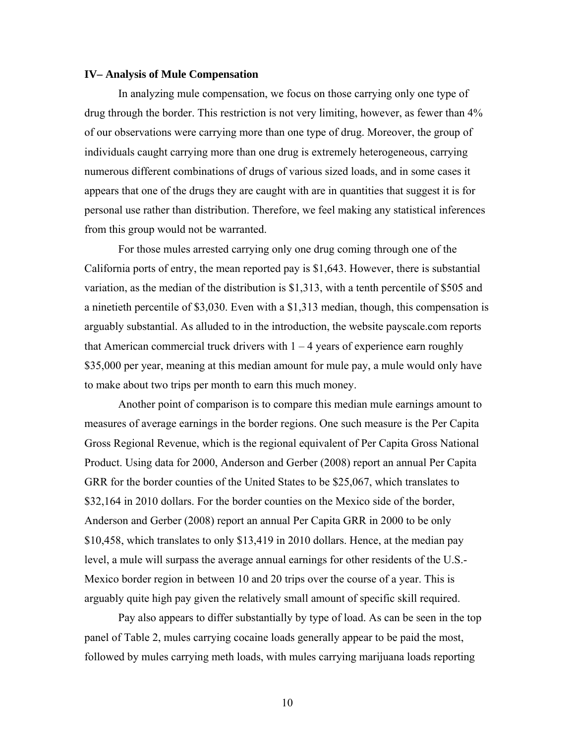### IV– Analysis of Mule Compensation

In analyzing mule compensation, we focus on those carrying only one type of drug through the border. This restriction is not very limiting, however, as fewer than 4% of our observations were carrying more than one type of drug. Moreover, the group of individuals caught carrying more than one drug is extremely heterogeneous, carrying numerous different combinations of drugs of various sized loads, and in some cases it appears that one of the drugs they are caught with are in quantities that suggest it is for personal use rather than distribution. Therefore, we feel making any statistical inferences from this group would not be warranted.

For those mules arrested carrying only one drug coming through one of the California ports of entry, the mean reported pay is $1,643. However, there is substantial variation, as the median of the distribution is $1,313, with a tenth percentile of $505 and a ninetieth percentile of $3,030. Even with a $1,313 median, though, this compensation is arguably substantial. As alluded to in the introduction, the website payscale.com reports that American commercial truck drivers with 1 – 4 years of experience earn roughly $35,000 per year, meaning at this median amount for mule pay, a mule would only have to make about two trips per month to earn this much money.

Another point of comparison is to compare this median mule earnings amount to measures of average earnings in the border regions. One such measure is the Per Capita Gross Regional Revenue, which is the regional equivalent of Per Capita Gross National Product. Using data for 2000, Anderson and Gerber (2008) report an annual Per Capita GRR for the border counties of the United States to be $25,067, which translates to $32,164 in 2010 dollars. For the border counties on the Mexico side of the border, Anderson and Gerber (2008) report an annual Per Capita GRR in 2000 to be only $10,458, which translates to only $13,419 in 2010 dollars. Hence, at the median pay level, a mule will surpass the average annual earnings for other residents of the U.S.-Mexico border region in between 10 and 20 trips over the course of a year. This is arguably quite high pay given the relatively small amount of specific skill required.

Pay also appears to differ substantially by type of load. As can be seen in the top panel of Table 2, mules carrying cocaine loads generally appear to be paid the most, followed by mules carrying meth loads, with mules carrying marijuana loads reporting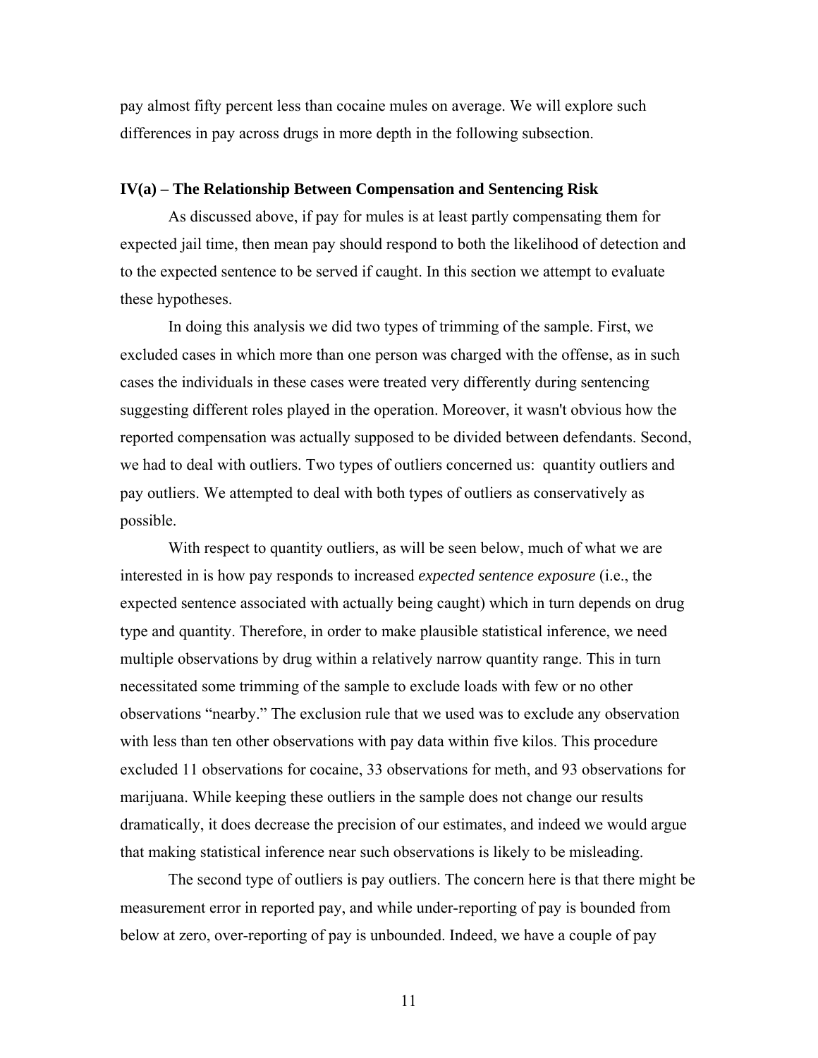pay almost fifty percent less than cocaine mules on average. We will explore such differences in pay across drugs in more depth in the following subsection.

### IV(a) – The Relationship Between Compensation and Sentencing Risk

As discussed above, if pay for mules is at least partly compensating them for expected jail time, then mean pay should respond to both the likelihood of detection and to the expected sentence to be served if caught. In this section we attempt to evaluate these hypotheses.

In doing this analysis we did two types of trimming of the sample. First, we excluded cases in which more than one person was charged with the offense, as in such cases the individuals in these cases were treated very differently during sentencing suggesting different roles played in the operation. Moreover, it wasn't obvious how the reported compensation was actually supposed to be divided between defendants. Second, we had to deal with outliers. Two types of outliers concerned us: quantity outliers and pay outliers. We attempted to deal with both types of outliers as conservatively as possible.

With respect to quantity outliers, as will be seen below, much of what we are interested in is how pay responds to increased *expected sentence exposure* (i.e., the expected sentence associated with actually being caught) which in turn depends on drug type and quantity. Therefore, in order to make plausible statistical inference, we need multiple observations by drug within a relatively narrow quantity range. This in turn necessitated some trimming of the sample to exclude loads with few or no other observations "nearby." The exclusion rule that we used was to exclude any observation with less than ten other observations with pay data within five kilos. This procedure excluded 11 observations for cocaine, 33 observations for meth, and 93 observations for marijuana. While keeping these outliers in the sample does not change our results dramatically, it does decrease the precision of our estimates, and indeed we would argue that making statistical inference near such observations is likely to be misleading.

The second type of outliers is pay outliers. The concern here is that there might be measurement error in reported pay, and while under-reporting of pay is bounded from below at zero, over-reporting of pay is unbounded. Indeed, we have a couple of pay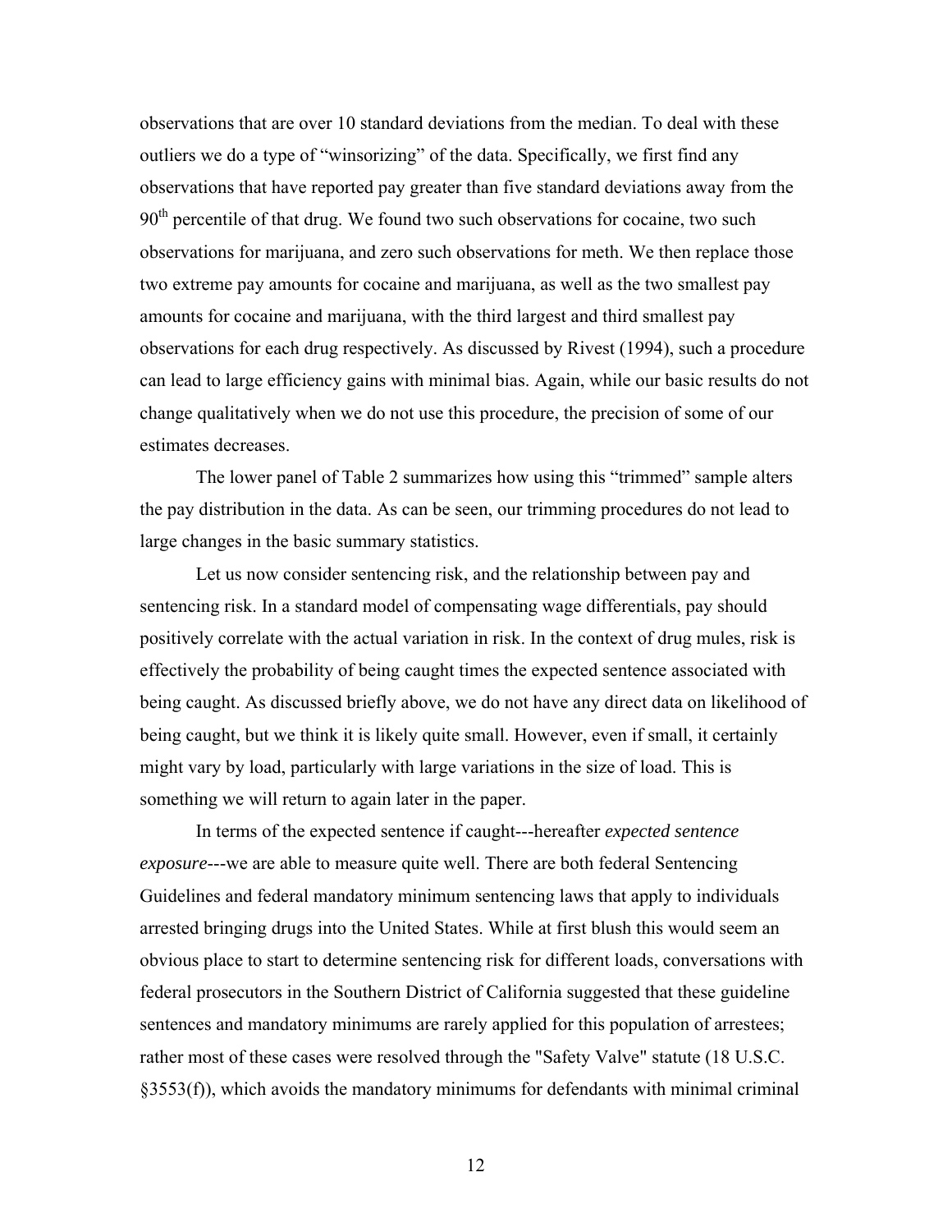observations that are over 10 standard deviations from the median. To deal with these outliers we do a type of "winsorizing" of the data. Specifically, we first find any observations that have reported pay greater than five standard deviations away from the 90th percentile of that drug. We found two such observations for cocaine, two such observations for marijuana, and zero such observations for meth. We then replace those two extreme pay amounts for cocaine and marijuana, as well as the two smallest pay amounts for cocaine and marijuana, with the third largest and third smallest pay observations for each drug respectively. As discussed by Rivest (1994), such a procedure can lead to large efficiency gains with minimal bias. Again, while our basic results do not change qualitatively when we do not use this procedure, the precision of some of our estimates decreases.

The lower panel of Table 2 summarizes how using this "trimmed" sample alters the pay distribution in the data. As can be seen, our trimming procedures do not lead to large changes in the basic summary statistics.

Let us now consider sentencing risk, and the relationship between pay and sentencing risk. In a standard model of compensating wage differentials, pay should positively correlate with the actual variation in risk. In the context of drug mules, risk is effectively the probability of being caught times the expected sentence associated with being caught. As discussed briefly above, we do not have any direct data on likelihood of being caught, but we think it is likely quite small. However, even if small, it certainly might vary by load, particularly with large variations in the size of load. This is something we will return to again later in the paper.

In terms of the expected sentence if caught---hereafter *expected sentence exposure*---we are able to measure quite well. There are both federal Sentencing Guidelines and federal mandatory minimum sentencing laws that apply to individuals arrested bringing drugs into the United States. While at first blush this would seem an obvious place to start to determine sentencing risk for different loads, conversations with federal prosecutors in the Southern District of California suggested that these guideline sentences and mandatory minimums are rarely applied for this population of arrestees; rather most of these cases were resolved through the "Safety Valve" statute (18 U.S.C. §3553(f)), which avoids the mandatory minimums for defendants with minimal criminal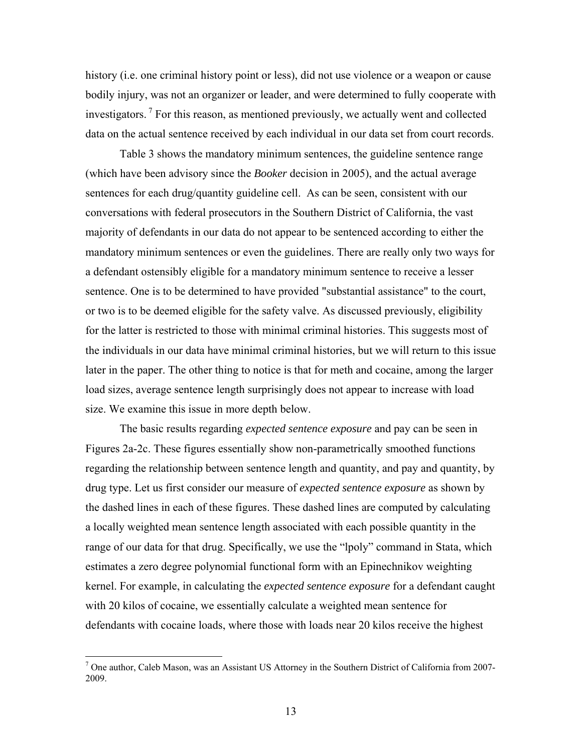history (i.e. one criminal history point or less), did not use violence or a weapon or cause bodily injury, was not an organizer or leader, and were determined to fully cooperate with investigators.[7] For this reason, as mentioned previously, we actually went and collected data on the actual sentence received by each individual in our data set from court records.

Table 3 shows the mandatory minimum sentences, the guideline sentence range (which have been advisory since the *Booker* decision in 2005), and the actual average sentences for each drug/quantity guideline cell. As can be seen, consistent with our conversations with federal prosecutors in the Southern District of California, the vast majority of defendants in our data do not appear to be sentenced according to either the mandatory minimum sentences or even the guidelines. There are really only two ways for a defendant ostensibly eligible for a mandatory minimum sentence to receive a lesser sentence. One is to be determined to have provided "substantial assistance" to the court, or two is to be deemed eligible for the safety valve. As discussed previously, eligibility for the latter is restricted to those with minimal criminal histories. This suggests most of the individuals in our data have minimal criminal histories, but we will return to this issue later in the paper. The other thing to notice is that for meth and cocaine, among the larger load sizes, average sentence length surprisingly does not appear to increase with load size. We examine this issue in more depth below.

The basic results regarding *expected sentence exposure* and pay can be seen in Figures 2a-2c. These figures essentially show non-parametrically smoothed functions regarding the relationship between sentence length and quantity, and pay and quantity, by drug type. Let us first consider our measure of *expected sentence exposure* as shown by the dashed lines in each of these figures. These dashed lines are computed by calculating a locally weighted mean sentence length associated with each possible quantity in the range of our data for that drug. Specifically, we use the "lpoly" command in Stata, which estimates a zero degree polynomial functional form with an Epinechnikov weighting kernel. For example, in calculating the *expected sentence exposure* for a defendant caught with 20 kilos of cocaine, we essentially calculate a weighted mean sentence for defendants with cocaine loads, where those with loads near 20 kilos receive the highest

[7] One author, Caleb Mason, was an Assistant US Attorney in the Southern District of California from 2007-2009.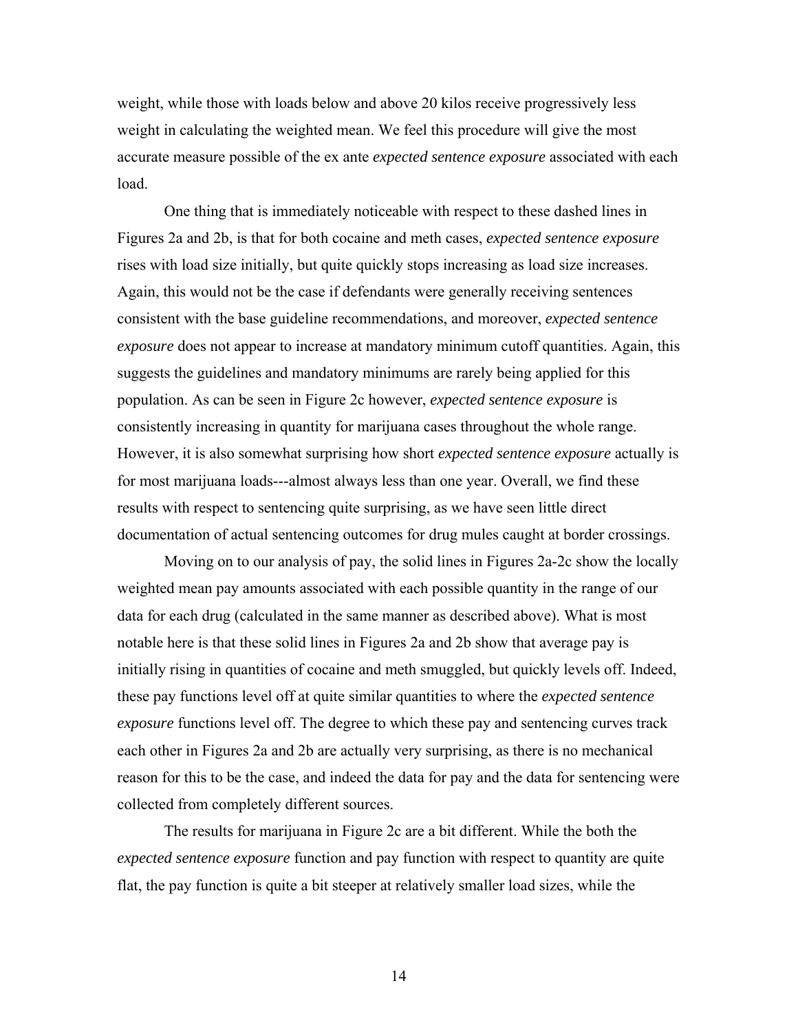weight, while those with loads below and above 20 kilos receive progressively less weight in calculating the weighted mean. We feel this procedure will give the most accurate measure possible of the ex ante *expected sentence exposure* associated with each load.

One thing that is immediately noticeable with respect to these dashed lines in Figures 2a and 2b, is that for both cocaine and meth cases, *expected sentence exposure* rises with load size initially, but quite quickly stops increasing as load size increases. Again, this would not be the case if defendants were generally receiving sentences consistent with the base guideline recommendations, and moreover, *expected sentence exposure* does not appear to increase at mandatory minimum cutoff quantities. Again, this suggests the guidelines and mandatory minimums are rarely being applied for this population. As can be seen in Figure 2c however, *expected sentence exposure* is consistently increasing in quantity for marijuana cases throughout the whole range. However, it is also somewhat surprising how short *expected sentence exposure* actually is for most marijuana loads---almost always less than one year. Overall, we find these results with respect to sentencing quite surprising, as we have seen little direct documentation of actual sentencing outcomes for drug mules caught at border crossings.

Moving on to our analysis of pay, the solid lines in Figures 2a-2c show the locally weighted mean pay amounts associated with each possible quantity in the range of our data for each drug (calculated in the same manner as described above). What is most notable here is that these solid lines in Figures 2a and 2b show that average pay is initially rising in quantities of cocaine and meth smuggled, but quickly levels off. Indeed, these pay functions level off at quite similar quantities to where the *expected sentence exposure* functions level off. The degree to which these pay and sentencing curves track each other in Figures 2a and 2b are actually very surprising, as there is no mechanical reason for this to be the case, and indeed the data for pay and the data for sentencing were collected from completely different sources.

The results for marijuana in Figure 2c are a bit different. While the both the *expected sentence exposure* function and pay function with respect to quantity are quite flat, the pay function is quite a bit steeper at relatively smaller load sizes, while the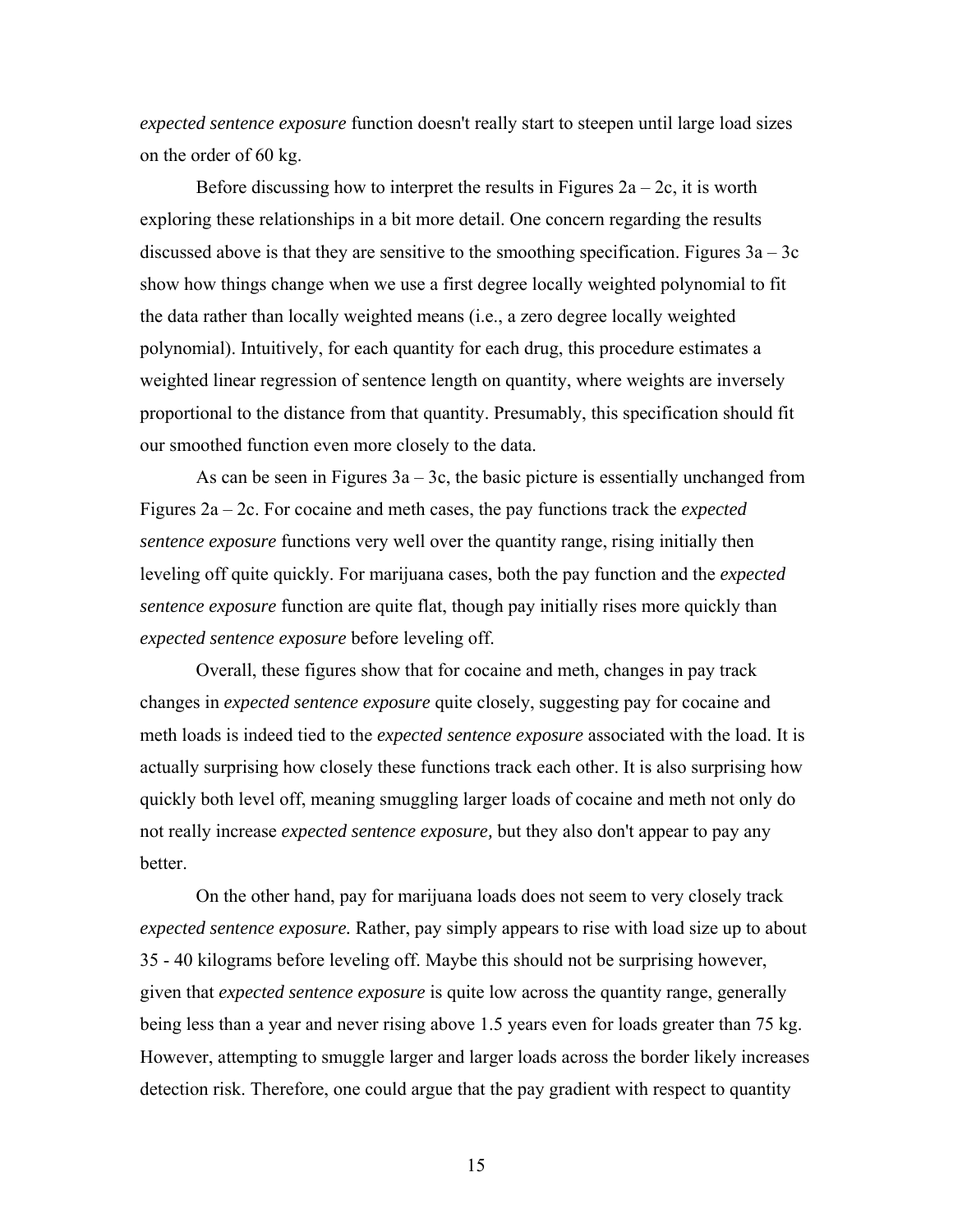*expected sentence exposure* function doesn't really start to steepen until large load sizes on the order of 60 kg.

Before discussing how to interpret the results in Figures 2a – 2c, it is worth exploring these relationships in a bit more detail. One concern regarding the results discussed above is that they are sensitive to the smoothing specification. Figures 3a – 3c show how things change when we use a first degree locally weighted polynomial to fit the data rather than locally weighted means (i.e., a zero degree locally weighted polynomial). Intuitively, for each quantity for each drug, this procedure estimates a weighted linear regression of sentence length on quantity, where weights are inversely proportional to the distance from that quantity. Presumably, this specification should fit our smoothed function even more closely to the data.

As can be seen in Figures 3a – 3c, the basic picture is essentially unchanged from Figures 2a – 2c. For cocaine and meth cases, the pay functions track the *expected sentence exposure* functions very well over the quantity range, rising initially then leveling off quite quickly. For marijuana cases, both the pay function and the *expected sentence exposure* function are quite flat, though pay initially rises more quickly than *expected sentence exposure* before leveling off.

Overall, these figures show that for cocaine and meth, changes in pay track changes in *expected sentence exposure* quite closely, suggesting pay for cocaine and meth loads is indeed tied to the *expected sentence exposure* associated with the load. It is actually surprising how closely these functions track each other. It is also surprising how quickly both level off, meaning smuggling larger loads of cocaine and meth not only do not really increase *expected sentence exposure,* but they also don't appear to pay any better.

On the other hand, pay for marijuana loads does not seem to very closely track *expected sentence exposure.* Rather, pay simply appears to rise with load size up to about 35 - 40 kilograms before leveling off. Maybe this should not be surprising however, given that *expected sentence exposure* is quite low across the quantity range, generally being less than a year and never rising above 1.5 years even for loads greater than 75 kg. However, attempting to smuggle larger and larger loads across the border likely increases detection risk. Therefore, one could argue that the pay gradient with respect to quantity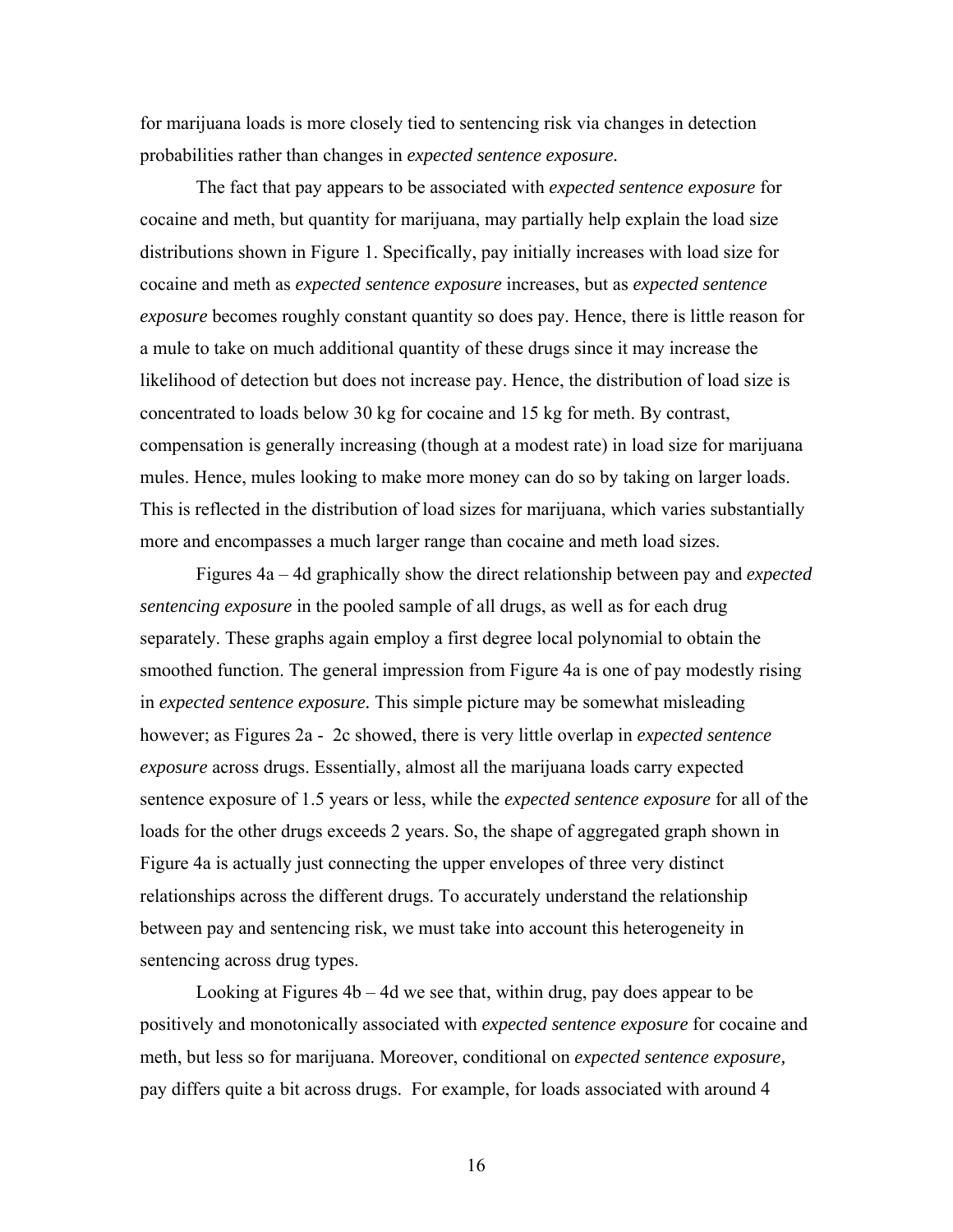for marijuana loads is more closely tied to sentencing risk via changes in detection probabilities rather than changes in *expected sentence exposure.*

The fact that pay appears to be associated with *expected sentence exposure* for cocaine and meth, but quantity for marijuana, may partially help explain the load size distributions shown in Figure 1. Specifically, pay initially increases with load size for cocaine and meth as *expected sentence exposure* increases, but as *expected sentence exposure* becomes roughly constant quantity so does pay. Hence, there is little reason for a mule to take on much additional quantity of these drugs since it may increase the likelihood of detection but does not increase pay. Hence, the distribution of load size is concentrated to loads below 30 kg for cocaine and 15 kg for meth. By contrast, compensation is generally increasing (though at a modest rate) in load size for marijuana mules. Hence, mules looking to make more money can do so by taking on larger loads. This is reflected in the distribution of load sizes for marijuana, which varies substantially more and encompasses a much larger range than cocaine and meth load sizes.

Figures 4a – 4d graphically show the direct relationship between pay and *expected sentencing exposure* in the pooled sample of all drugs, as well as for each drug separately. These graphs again employ a first degree local polynomial to obtain the smoothed function. The general impression from Figure 4a is one of pay modestly rising in *expected sentence exposure.* This simple picture may be somewhat misleading however; as Figures 2a - 2c showed, there is very little overlap in *expected sentence exposure* across drugs. Essentially, almost all the marijuana loads carry expected sentence exposure of 1.5 years or less, while the *expected sentence exposure* for all of the loads for the other drugs exceeds 2 years. So, the shape of aggregated graph shown in Figure 4a is actually just connecting the upper envelopes of three very distinct relationships across the different drugs. To accurately understand the relationship between pay and sentencing risk, we must take into account this heterogeneity in sentencing across drug types.

Looking at Figures 4b – 4d we see that, within drug, pay does appear to be positively and monotonically associated with *expected sentence exposure* for cocaine and meth, but less so for marijuana. Moreover, conditional on *expected sentence exposure,* pay differs quite a bit across drugs. For example, for loads associated with around 4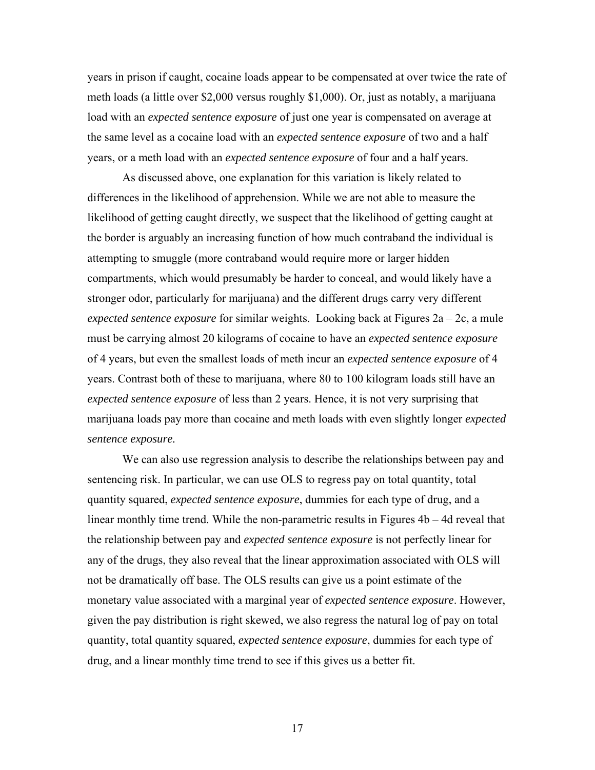years in prison if caught, cocaine loads appear to be compensated at over twice the rate of meth loads (a little over $2,000 versus roughly $1,000). Or, just as notably, a marijuana load with an *expected sentence exposure* of just one year is compensated on average at the same level as a cocaine load with an *expected sentence exposure* of two and a half years, or a meth load with an *expected sentence exposure* of four and a half years.

As discussed above, one explanation for this variation is likely related to differences in the likelihood of apprehension. While we are not able to measure the likelihood of getting caught directly, we suspect that the likelihood of getting caught at the border is arguably an increasing function of how much contraband the individual is attempting to smuggle (more contraband would require more or larger hidden compartments, which would presumably be harder to conceal, and would likely have a stronger odor, particularly for marijuana) and the different drugs carry very different *expected sentence exposure* for similar weights. Looking back at Figures 2a – 2c, a mule must be carrying almost 20 kilograms of cocaine to have an *expected sentence exposure* of 4 years, but even the smallest loads of meth incur an *expected sentence exposure* of 4 years. Contrast both of these to marijuana, where 80 to 100 kilogram loads still have an *expected sentence exposure* of less than 2 years. Hence, it is not very surprising that marijuana loads pay more than cocaine and meth loads with even slightly longer *expected sentence exposure.*

We can also use regression analysis to describe the relationships between pay and sentencing risk. In particular, we can use OLS to regress pay on total quantity, total quantity squared, *expected sentence exposure*, dummies for each type of drug, and a linear monthly time trend. While the non-parametric results in Figures 4b – 4d reveal that the relationship between pay and *expected sentence exposure* is not perfectly linear for any of the drugs, they also reveal that the linear approximation associated with OLS will not be dramatically off base. The OLS results can give us a point estimate of the monetary value associated with a marginal year of *expected sentence exposure*. However, given the pay distribution is right skewed, we also regress the natural log of pay on total quantity, total quantity squared, *expected sentence exposure*, dummies for each type of drug, and a linear monthly time trend to see if this gives us a better fit.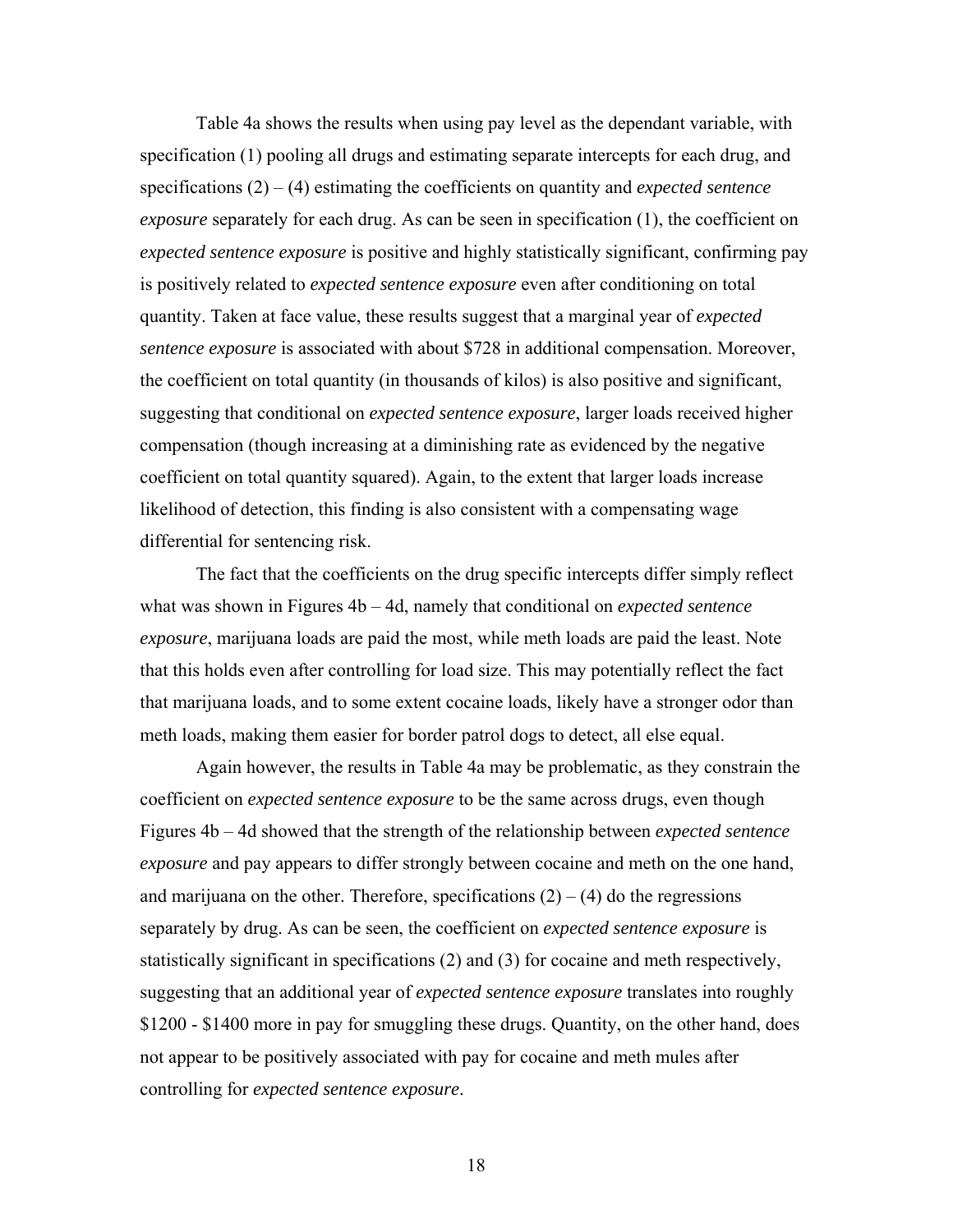Table 4a shows the results when using pay level as the dependant variable, with specification (1) pooling all drugs and estimating separate intercepts for each drug, and specifications (2) – (4) estimating the coefficients on quantity and *expected sentence exposure* separately for each drug. As can be seen in specification (1), the coefficient on *expected sentence exposure* is positive and highly statistically significant, confirming pay is positively related to *expected sentence exposure* even after conditioning on total quantity. Taken at face value, these results suggest that a marginal year of *expected sentence exposure* is associated with about $728 in additional compensation. Moreover, the coefficient on total quantity (in thousands of kilos) is also positive and significant, suggesting that conditional on *expected sentence exposure*, larger loads received higher compensation (though increasing at a diminishing rate as evidenced by the negative coefficient on total quantity squared). Again, to the extent that larger loads increase likelihood of detection, this finding is also consistent with a compensating wage differential for sentencing risk.

The fact that the coefficients on the drug specific intercepts differ simply reflect what was shown in Figures 4b – 4d, namely that conditional on *expected sentence exposure*, marijuana loads are paid the most, while meth loads are paid the least. Note that this holds even after controlling for load size. This may potentially reflect the fact that marijuana loads, and to some extent cocaine loads, likely have a stronger odor than meth loads, making them easier for border patrol dogs to detect, all else equal.

Again however, the results in Table 4a may be problematic, as they constrain the coefficient on *expected sentence exposure* to be the same across drugs, even though Figures 4b – 4d showed that the strength of the relationship between *expected sentence exposure* and pay appears to differ strongly between cocaine and meth on the one hand, and marijuana on the other. Therefore, specifications (2) – (4) do the regressions separately by drug. As can be seen, the coefficient on *expected sentence exposure* is statistically significant in specifications (2) and (3) for cocaine and meth respectively, suggesting that an additional year of *expected sentence exposure* translates into roughly $1200 - $1400 more in pay for smuggling these drugs. Quantity, on the other hand, does not appear to be positively associated with pay for cocaine and meth mules after controlling for *expected sentence exposure*.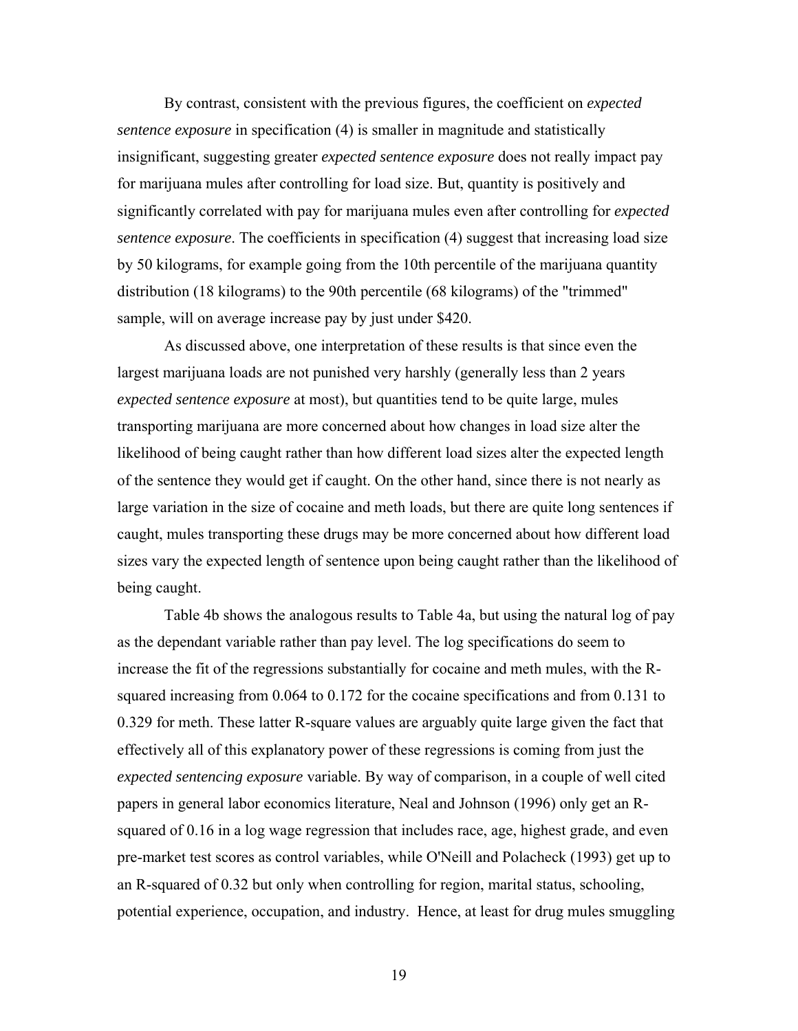By contrast, consistent with the previous figures, the coefficient on *expected sentence exposure* in specification (4) is smaller in magnitude and statistically insignificant, suggesting greater *expected sentence exposure* does not really impact pay for marijuana mules after controlling for load size. But, quantity is positively and significantly correlated with pay for marijuana mules even after controlling for *expected sentence exposure*. The coefficients in specification (4) suggest that increasing load size by 50 kilograms, for example going from the 10th percentile of the marijuana quantity distribution (18 kilograms) to the 90th percentile (68 kilograms) of the "trimmed" sample, will on average increase pay by just under $420.

As discussed above, one interpretation of these results is that since even the largest marijuana loads are not punished very harshly (generally less than 2 years *expected sentence exposure* at most), but quantities tend to be quite large, mules transporting marijuana are more concerned about how changes in load size alter the likelihood of being caught rather than how different load sizes alter the expected length of the sentence they would get if caught. On the other hand, since there is not nearly as large variation in the size of cocaine and meth loads, but there are quite long sentences if caught, mules transporting these drugs may be more concerned about how different load sizes vary the expected length of sentence upon being caught rather than the likelihood of being caught.

Table 4b shows the analogous results to Table 4a, but using the natural log of pay as the dependant variable rather than pay level. The log specifications do seem to increase the fit of the regressions substantially for cocaine and meth mules, with the R-squared increasing from 0.064 to 0.172 for the cocaine specifications and from 0.131 to 0.329 for meth. These latter R-square values are arguably quite large given the fact that effectively all of this explanatory power of these regressions is coming from just the *expected sentencing exposure* variable. By way of comparison, in a couple of well cited papers in general labor economics literature, Neal and Johnson (1996) only get an R-squared of 0.16 in a log wage regression that includes race, age, highest grade, and even pre-market test scores as control variables, while O'Neill and Polacheck (1993) get up to an R-squared of 0.32 but only when controlling for region, marital status, schooling, potential experience, occupation, and industry. Hence, at least for drug mules smuggling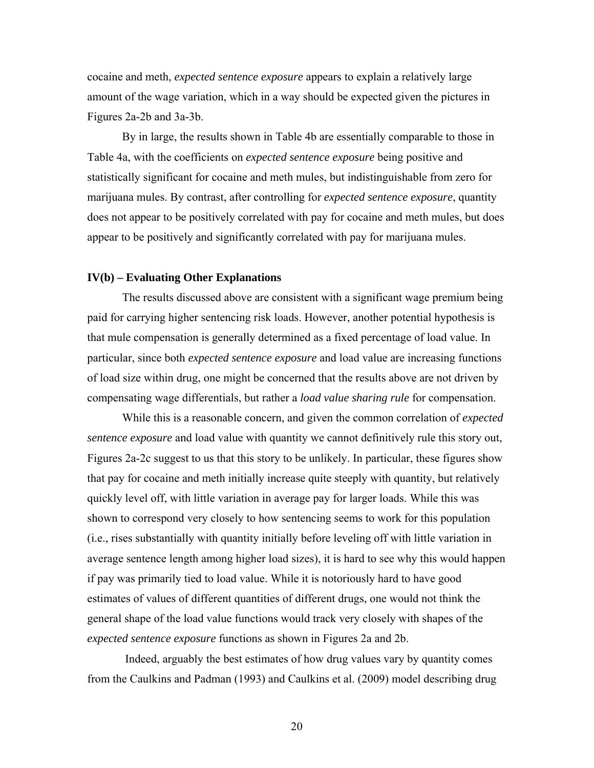cocaine and meth, *expected sentence exposure* appears to explain a relatively large amount of the wage variation, which in a way should be expected given the pictures in Figures 2a-2b and 3a-3b.

By in large, the results shown in Table 4b are essentially comparable to those in Table 4a, with the coefficients on *expected sentence exposure* being positive and statistically significant for cocaine and meth mules, but indistinguishable from zero for marijuana mules. By contrast, after controlling for *expected sentence exposure*, quantity does not appear to be positively correlated with pay for cocaine and meth mules, but does appear to be positively and significantly correlated with pay for marijuana mules.

**IV(b) – Evaluating Other Explanations**

The results discussed above are consistent with a significant wage premium being paid for carrying higher sentencing risk loads. However, another potential hypothesis is that mule compensation is generally determined as a fixed percentage of load value. In particular, since both *expected sentence exposure* and load value are increasing functions of load size within drug, one might be concerned that the results above are not driven by compensating wage differentials, but rather a *load value sharing rule* for compensation.

While this is a reasonable concern, and given the common correlation of *expected sentence exposure* and load value with quantity we cannot definitively rule this story out, Figures 2a-2c suggest to us that this story to be unlikely. In particular, these figures show that pay for cocaine and meth initially increase quite steeply with quantity, but relatively quickly level off, with little variation in average pay for larger loads. While this was shown to correspond very closely to how sentencing seems to work for this population (i.e., rises substantially with quantity initially before leveling off with little variation in average sentence length among higher load sizes), it is hard to see why this would happen if pay was primarily tied to load value. While it is notoriously hard to have good estimates of values of different quantities of different drugs, one would not think the general shape of the load value functions would track very closely with shapes of the *expected sentence exposure* functions as shown in Figures 2a and 2b.

Indeed, arguably the best estimates of how drug values vary by quantity comes from the Caulkins and Padman (1993) and Caulkins et al. (2009) model describing drug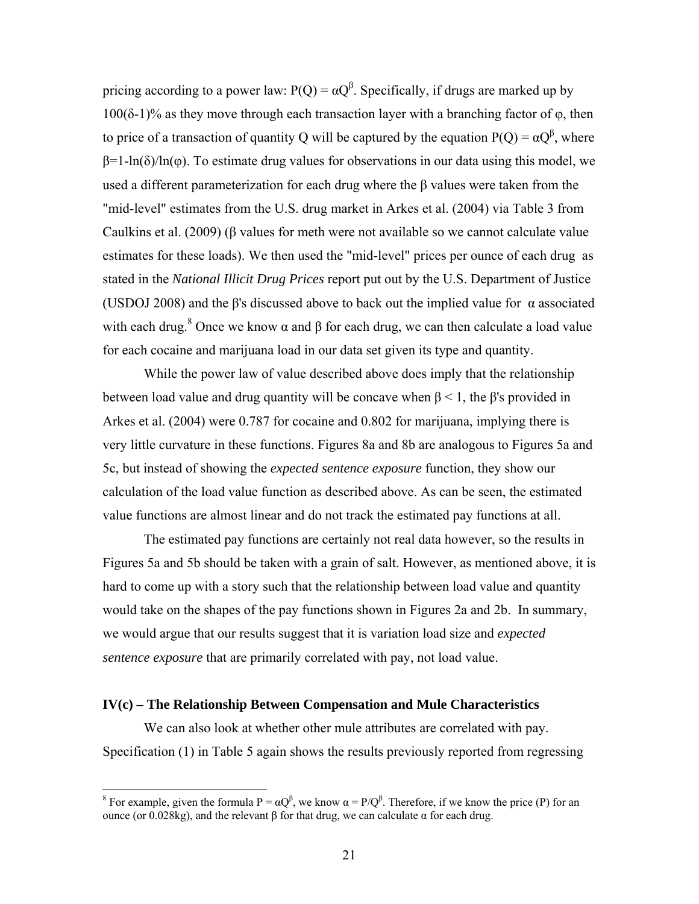pricing according to a power law: $P(Q) = \alpha Q^{\beta}$. Specifically, if drugs are marked up by $100(\delta-1)\%$ as they move through each transaction layer with a branching factor of $\varphi$, then to price of a transaction of quantity Q will be captured by the equation $P(Q) = \alpha Q^{\beta}$, where $\beta=1-\ln(\delta)/\ln(\varphi)$. To estimate drug values for observations in our data using this model, we used a different parameterization for each drug where the β values were taken from the "mid-level" estimates from the U.S. drug market in Arkes et al. (2004) via Table 3 from Caulkins et al. (2009) (β values for meth were not available so we cannot calculate value estimates for these loads). We then used the "mid-level" prices per ounce of each drug as stated in the *National Illicit Drug Prices* report put out by the U.S. Department of Justice (USDOJ 2008) and the β's discussed above to back out the implied value for α associated with each drug.[8] Once we know α and β for each drug, we can then calculate a load value for each cocaine and marijuana load in our data set given its type and quantity.

While the power law of value described above does imply that the relationship between load value and drug quantity will be concave when $\beta < 1$, the β's provided in Arkes et al. (2004) were 0.787 for cocaine and 0.802 for marijuana, implying there is very little curvature in these functions. Figures 8a and 8b are analogous to Figures 5a and 5c, but instead of showing the *expected sentence exposure* function, they show our calculation of the load value function as described above. As can be seen, the estimated value functions are almost linear and do not track the estimated pay functions at all.

The estimated pay functions are certainly not real data however, so the results in Figures 5a and 5b should be taken with a grain of salt. However, as mentioned above, it is hard to come up with a story such that the relationship between load value and quantity would take on the shapes of the pay functions shown in Figures 2a and 2b. In summary, we would argue that our results suggest that it is variation load size and *expected sentence exposure* that are primarily correlated with pay, not load value.

### IV(c) – The Relationship Between Compensation and Mule Characteristics

We can also look at whether other mule attributes are correlated with pay. Specification (1) in Table 5 again shows the results previously reported from regressing

[8] For example, given the formula $P = \alpha Q^{\beta}$, we know $\alpha = P/Q^{\beta}$. Therefore, if we know the price (P) for an ounce (or 0.028kg), and the relevant β for that drug, we can calculate α for each drug.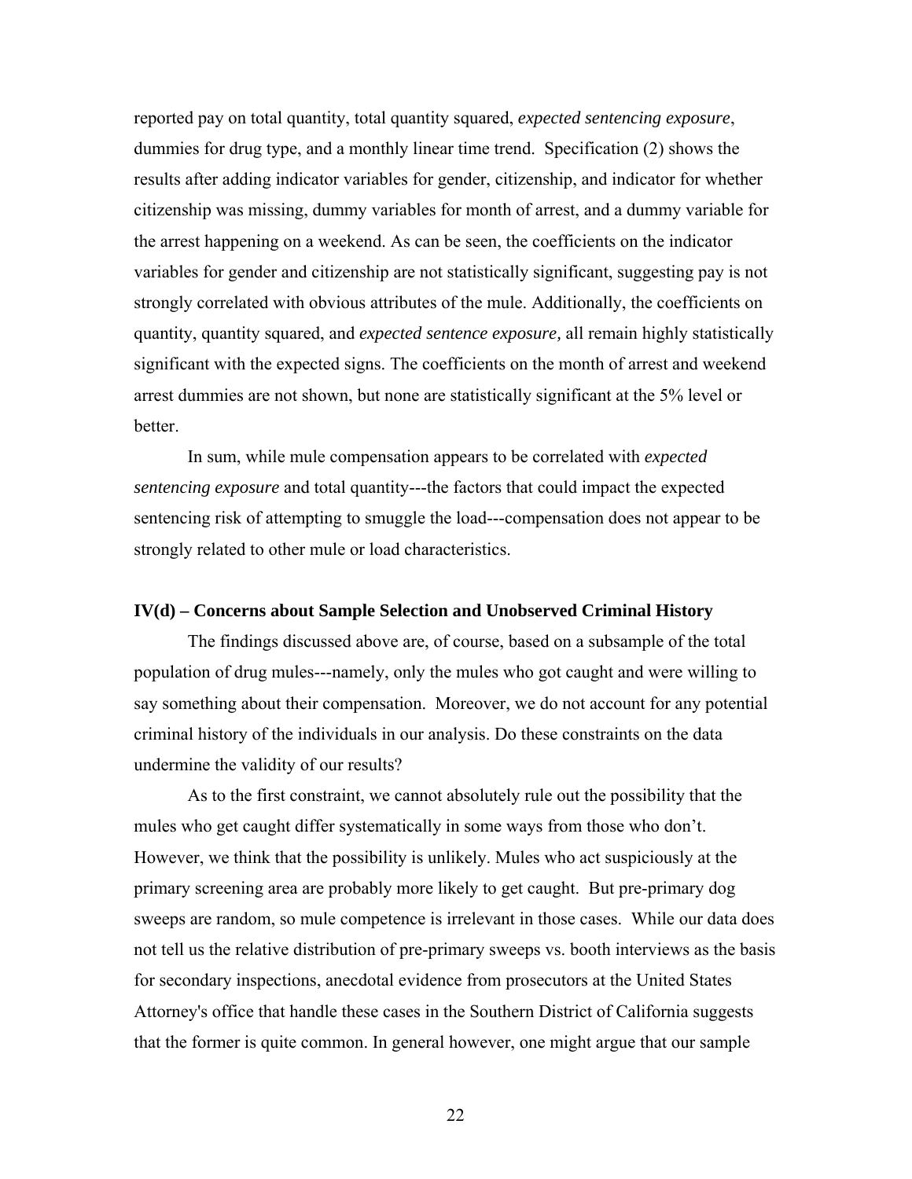reported pay on total quantity, total quantity squared, *expected sentencing exposure*, dummies for drug type, and a monthly linear time trend. Specification (2) shows the results after adding indicator variables for gender, citizenship, and indicator for whether citizenship was missing, dummy variables for month of arrest, and a dummy variable for the arrest happening on a weekend. As can be seen, the coefficients on the indicator variables for gender and citizenship are not statistically significant, suggesting pay is not strongly correlated with obvious attributes of the mule. Additionally, the coefficients on quantity, quantity squared, and *expected sentence exposure,* all remain highly statistically significant with the expected signs. The coefficients on the month of arrest and weekend arrest dummies are not shown, but none are statistically significant at the 5% level or better.

In sum, while mule compensation appears to be correlated with *expected sentencing exposure* and total quantity---the factors that could impact the expected sentencing risk of attempting to smuggle the load---compensation does not appear to be strongly related to other mule or load characteristics.

### IV(d) – Concerns about Sample Selection and Unobserved Criminal History

The findings discussed above are, of course, based on a subsample of the total population of drug mules---namely, only the mules who got caught and were willing to say something about their compensation. Moreover, we do not account for any potential criminal history of the individuals in our analysis. Do these constraints on the data undermine the validity of our results?

As to the first constraint, we cannot absolutely rule out the possibility that the mules who get caught differ systematically in some ways from those who don't. However, we think that the possibility is unlikely. Mules who act suspiciously at the primary screening area are probably more likely to get caught. But pre-primary dog sweeps are random, so mule competence is irrelevant in those cases. While our data does not tell us the relative distribution of pre-primary sweeps vs. booth interviews as the basis for secondary inspections, anecdotal evidence from prosecutors at the United States Attorney's office that handle these cases in the Southern District of California suggests that the former is quite common. In general however, one might argue that our sample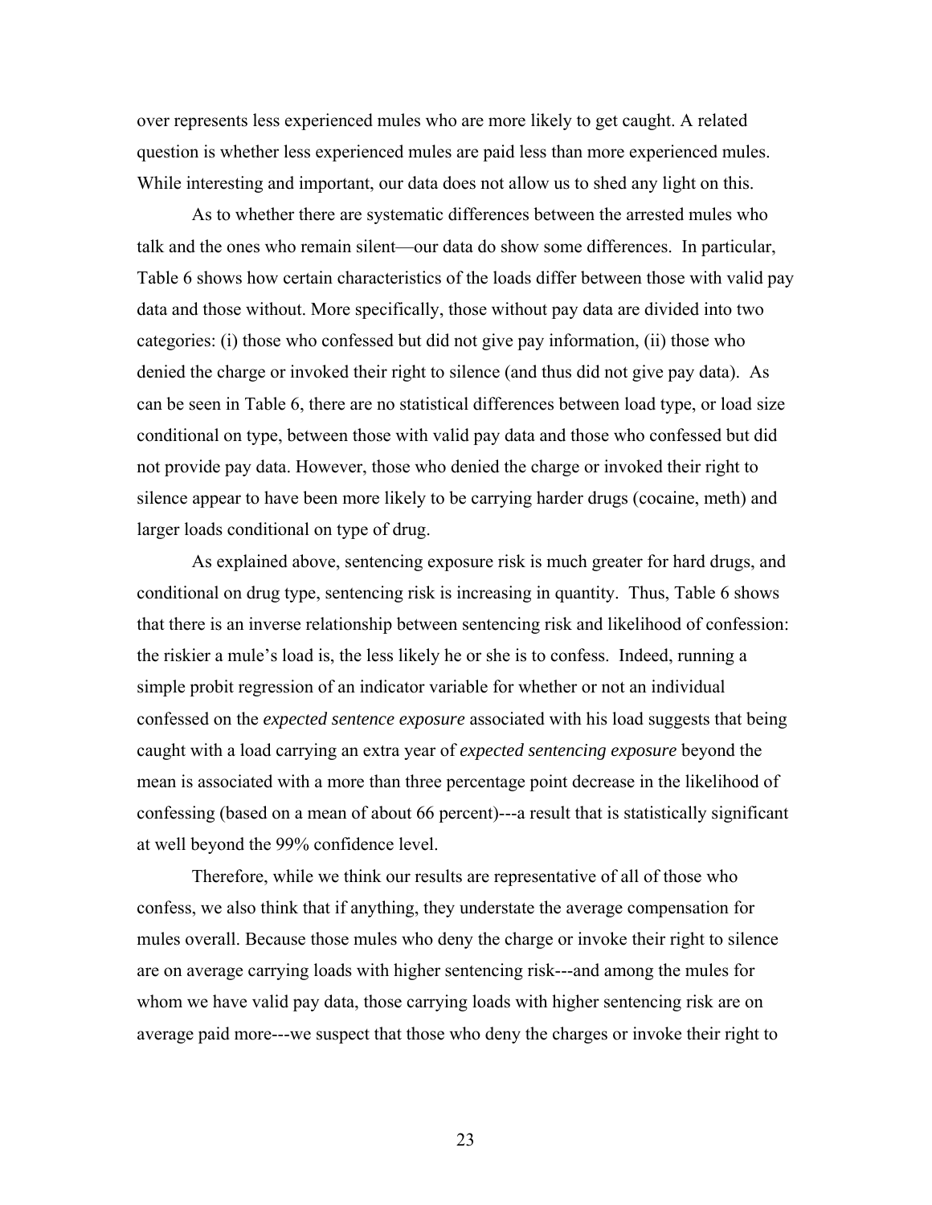over represents less experienced mules who are more likely to get caught. A related question is whether less experienced mules are paid less than more experienced mules. While interesting and important, our data does not allow us to shed any light on this.

As to whether there are systematic differences between the arrested mules who talk and the ones who remain silent—our data do show some differences. In particular, Table 6 shows how certain characteristics of the loads differ between those with valid pay data and those without. More specifically, those without pay data are divided into two categories: (i) those who confessed but did not give pay information, (ii) those who denied the charge or invoked their right to silence (and thus did not give pay data). As can be seen in Table 6, there are no statistical differences between load type, or load size conditional on type, between those with valid pay data and those who confessed but did not provide pay data. However, those who denied the charge or invoked their right to silence appear to have been more likely to be carrying harder drugs (cocaine, meth) and larger loads conditional on type of drug.

As explained above, sentencing exposure risk is much greater for hard drugs, and conditional on drug type, sentencing risk is increasing in quantity. Thus, Table 6 shows that there is an inverse relationship between sentencing risk and likelihood of confession: the riskier a mule's load is, the less likely he or she is to confess. Indeed, running a simple probit regression of an indicator variable for whether or not an individual confessed on the *expected sentence exposure* associated with his load suggests that being caught with a load carrying an extra year of *expected sentencing exposure* beyond the mean is associated with a more than three percentage point decrease in the likelihood of confessing (based on a mean of about 66 percent)---a result that is statistically significant at well beyond the 99% confidence level.

Therefore, while we think our results are representative of all of those who confess, we also think that if anything, they understate the average compensation for mules overall. Because those mules who deny the charge or invoke their right to silence are on average carrying loads with higher sentencing risk---and among the mules for whom we have valid pay data, those carrying loads with higher sentencing risk are on average paid more---we suspect that those who deny the charges or invoke their right to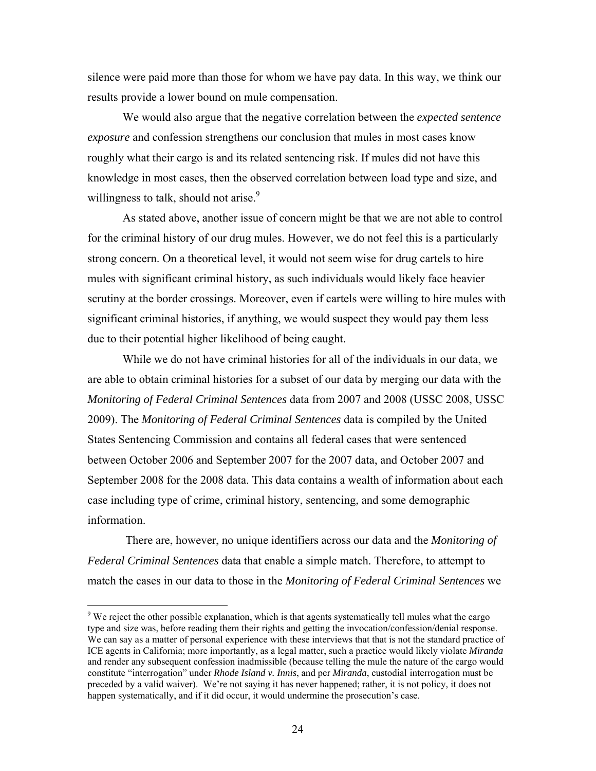silence were paid more than those for whom we have pay data. In this way, we think our results provide a lower bound on mule compensation.

We would also argue that the negative correlation between the *expected sentence exposure* and confession strengthens our conclusion that mules in most cases know roughly what their cargo is and its related sentencing risk. If mules did not have this knowledge in most cases, then the observed correlation between load type and size, and willingness to talk, should not arise.[9]

As stated above, another issue of concern might be that we are not able to control for the criminal history of our drug mules. However, we do not feel this is a particularly strong concern. On a theoretical level, it would not seem wise for drug cartels to hire mules with significant criminal history, as such individuals would likely face heavier scrutiny at the border crossings. Moreover, even if cartels were willing to hire mules with significant criminal histories, if anything, we would suspect they would pay them less due to their potential higher likelihood of being caught.

While we do not have criminal histories for all of the individuals in our data, we are able to obtain criminal histories for a subset of our data by merging our data with the *Monitoring of Federal Criminal Sentences* data from 2007 and 2008 (USSC 2008, USSC 2009). The *Monitoring of Federal Criminal Sentences* data is compiled by the United States Sentencing Commission and contains all federal cases that were sentenced between October 2006 and September 2007 for the 2007 data, and October 2007 and September 2008 for the 2008 data. This data contains a wealth of information about each case including type of crime, criminal history, sentencing, and some demographic information.

There are, however, no unique identifiers across our data and the *Monitoring of Federal Criminal Sentences* data that enable a simple match. Therefore, to attempt to match the cases in our data to those in the *Monitoring of Federal Criminal Sentences* we

---

[9] We reject the other possible explanation, which is that agents systematically tell mules what the cargo type and size was, before reading them their rights and getting the invocation/confession/denial response. We can say as a matter of personal experience with these interviews that that is not the standard practice of ICE agents in California; more importantly, as a legal matter, such a practice would likely violate *Miranda* and render any subsequent confession inadmissible (because telling the mule the nature of the cargo would constitute "interrogation" under *Rhode Island v. Innis*, and per *Miranda*, custodial interrogation must be preceded by a valid waiver). We're not saying it has never happened; rather, it is not policy, it does not happen systematically, and if it did occur, it would undermine the prosecution's case.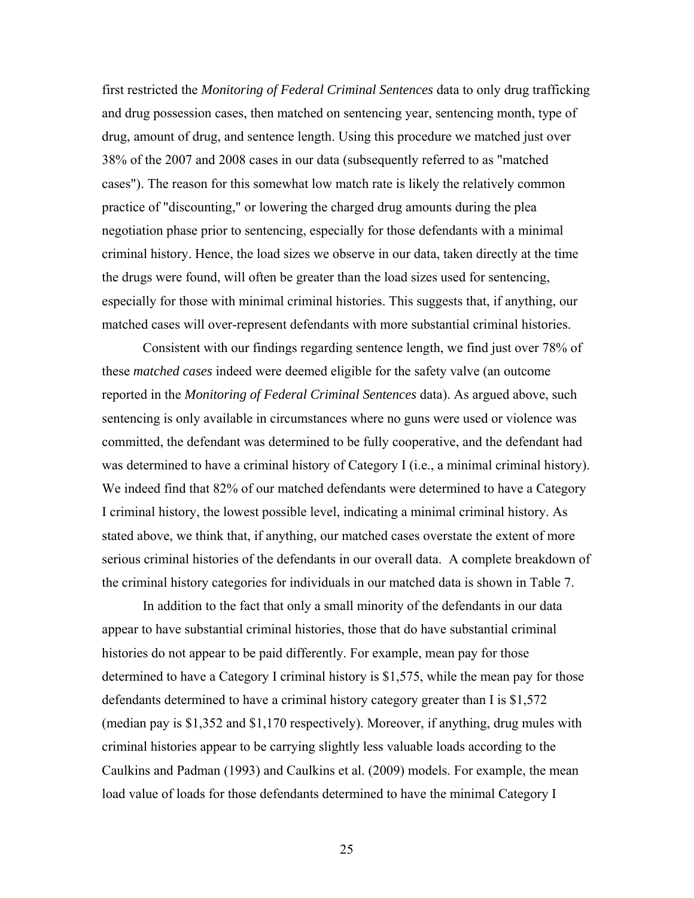first restricted the *Monitoring of Federal Criminal Sentences* data to only drug trafficking and drug possession cases, then matched on sentencing year, sentencing month, type of drug, amount of drug, and sentence length. Using this procedure we matched just over 38% of the 2007 and 2008 cases in our data (subsequently referred to as "matched cases"). The reason for this somewhat low match rate is likely the relatively common practice of "discounting," or lowering the charged drug amounts during the plea negotiation phase prior to sentencing, especially for those defendants with a minimal criminal history. Hence, the load sizes we observe in our data, taken directly at the time the drugs were found, will often be greater than the load sizes used for sentencing, especially for those with minimal criminal histories. This suggests that, if anything, our matched cases will over-represent defendants with more substantial criminal histories.

Consistent with our findings regarding sentence length, we find just over 78% of these *matched cases* indeed were deemed eligible for the safety valve (an outcome reported in the *Monitoring of Federal Criminal Sentences* data). As argued above, such sentencing is only available in circumstances where no guns were used or violence was committed, the defendant was determined to be fully cooperative, and the defendant had was determined to have a criminal history of Category I (i.e., a minimal criminal history). We indeed find that 82% of our matched defendants were determined to have a Category I criminal history, the lowest possible level, indicating a minimal criminal history. As stated above, we think that, if anything, our matched cases overstate the extent of more serious criminal histories of the defendants in our overall data. A complete breakdown of the criminal history categories for individuals in our matched data is shown in Table 7.

In addition to the fact that only a small minority of the defendants in our data appear to have substantial criminal histories, those that do have substantial criminal histories do not appear to be paid differently. For example, mean pay for those determined to have a Category I criminal history is $1,575, while the mean pay for those defendants determined to have a criminal history category greater than I is $1,572 (median pay is $1,352 and $1,170 respectively). Moreover, if anything, drug mules with criminal histories appear to be carrying slightly less valuable loads according to the Caulkins and Padman (1993) and Caulkins et al. (2009) models. For example, the mean load value of loads for those defendants determined to have the minimal Category I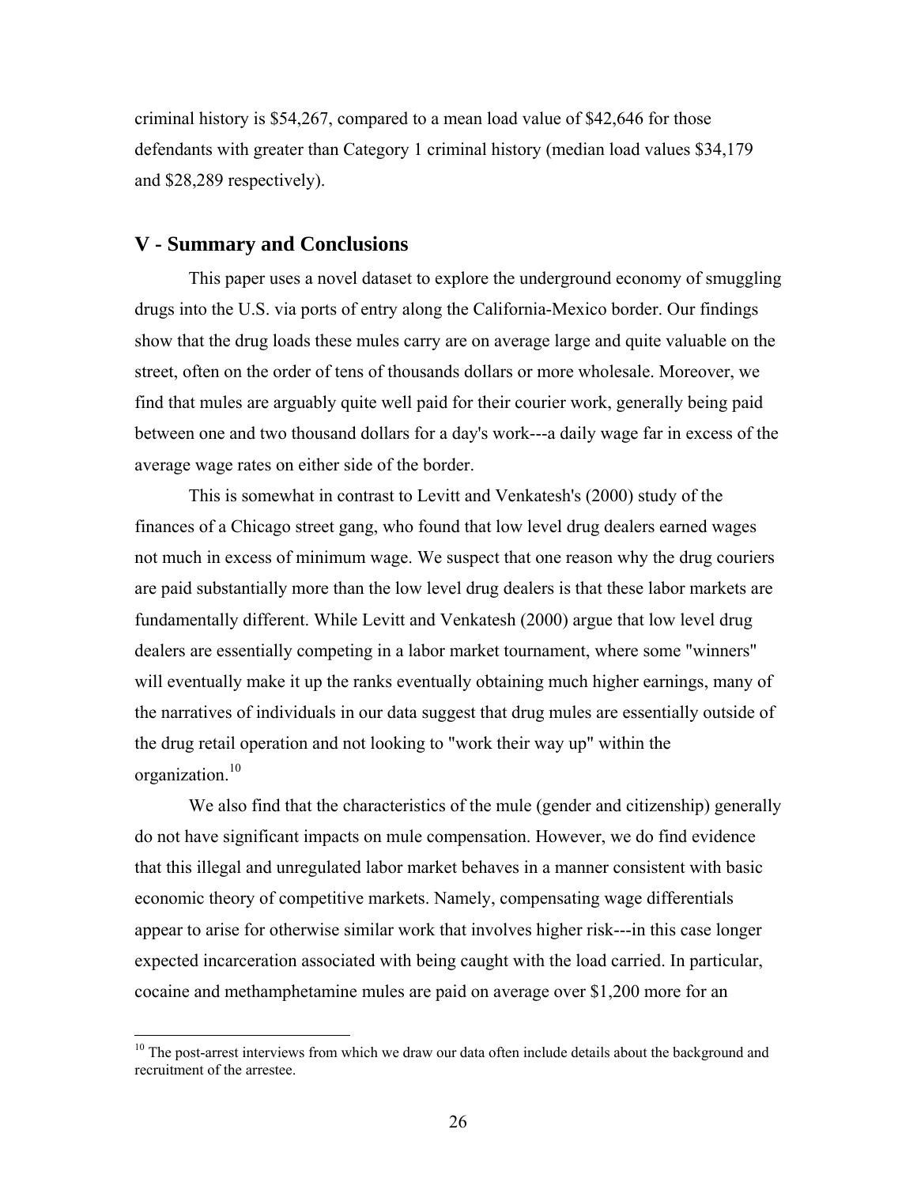criminal history is $54,267, compared to a mean load value of $42,646 for those defendants with greater than Category 1 criminal history (median load values $34,179 and $28,289 respectively).

## V - Summary and Conclusions

This paper uses a novel dataset to explore the underground economy of smuggling drugs into the U.S. via ports of entry along the California-Mexico border. Our findings show that the drug loads these mules carry are on average large and quite valuable on the street, often on the order of tens of thousands dollars or more wholesale. Moreover, we find that mules are arguably quite well paid for their courier work, generally being paid between one and two thousand dollars for a day's work---a daily wage far in excess of the average wage rates on either side of the border.

This is somewhat in contrast to Levitt and Venkatesh's (2000) study of the finances of a Chicago street gang, who found that low level drug dealers earned wages not much in excess of minimum wage. We suspect that one reason why the drug couriers are paid substantially more than the low level drug dealers is that these labor markets are fundamentally different. While Levitt and Venkatesh (2000) argue that low level drug dealers are essentially competing in a labor market tournament, where some "winners" will eventually make it up the ranks eventually obtaining much higher earnings, many of the narratives of individuals in our data suggest that drug mules are essentially outside of the drug retail operation and not looking to "work their way up" within the organization.[10]

We also find that the characteristics of the mule (gender and citizenship) generally do not have significant impacts on mule compensation. However, we do find evidence that this illegal and unregulated labor market behaves in a manner consistent with basic economic theory of competitive markets. Namely, compensating wage differentials appear to arise for otherwise similar work that involves higher risk---in this case longer expected incarceration associated with being caught with the load carried. In particular, cocaine and methamphetamine mules are paid on average over $1,200 more for an

[10] The post-arrest interviews from which we draw our data often include details about the background and recruitment of the arrestee.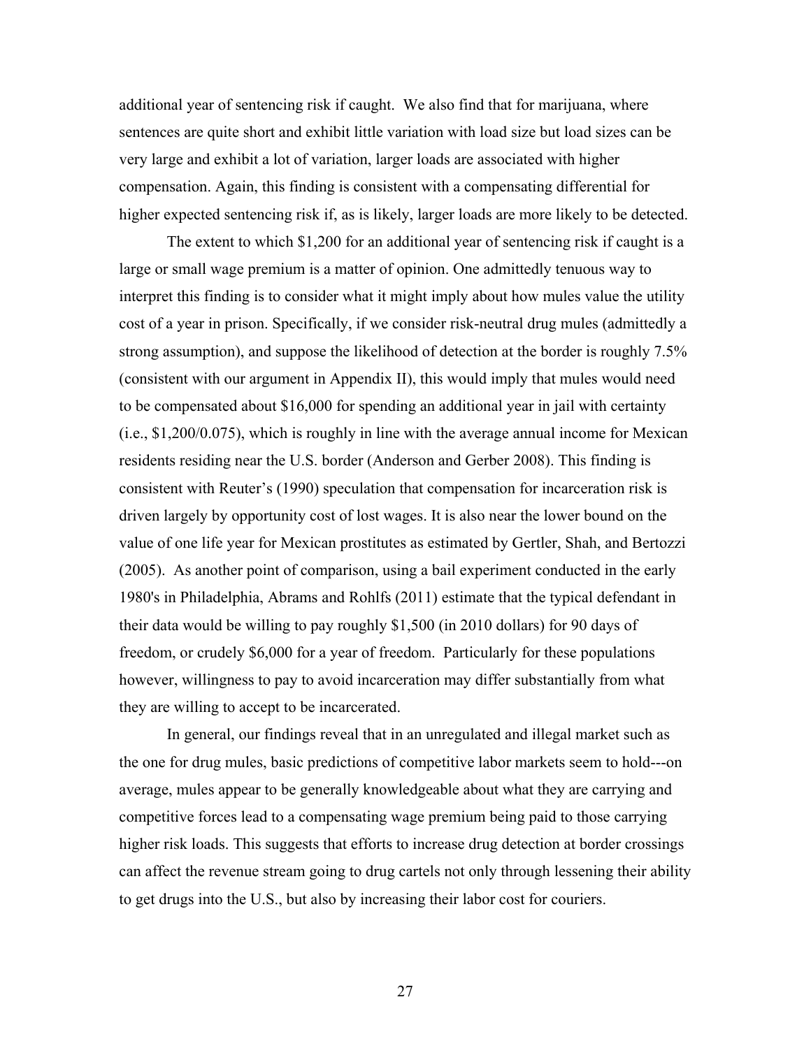additional year of sentencing risk if caught. We also find that for marijuana, where sentences are quite short and exhibit little variation with load size but load sizes can be very large and exhibit a lot of variation, larger loads are associated with higher compensation. Again, this finding is consistent with a compensating differential for higher expected sentencing risk if, as is likely, larger loads are more likely to be detected.

The extent to which $1,200 for an additional year of sentencing risk if caught is a large or small wage premium is a matter of opinion. One admittedly tenuous way to interpret this finding is to consider what it might imply about how mules value the utility cost of a year in prison. Specifically, if we consider risk-neutral drug mules (admittedly a strong assumption), and suppose the likelihood of detection at the border is roughly 7.5% (consistent with our argument in Appendix II), this would imply that mules would need to be compensated about $16,000 for spending an additional year in jail with certainty (i.e., $1,200/0.075), which is roughly in line with the average annual income for Mexican residents residing near the U.S. border (Anderson and Gerber 2008). This finding is consistent with Reuter's (1990) speculation that compensation for incarceration risk is driven largely by opportunity cost of lost wages. It is also near the lower bound on the value of one life year for Mexican prostitutes as estimated by Gertler, Shah, and Bertozzi (2005). As another point of comparison, using a bail experiment conducted in the early 1980's in Philadelphia, Abrams and Rohlfs (2011) estimate that the typical defendant in their data would be willing to pay roughly $1,500 (in 2010 dollars) for 90 days of freedom, or crudely $6,000 for a year of freedom. Particularly for these populations however, willingness to pay to avoid incarceration may differ substantially from what they are willing to accept to be incarcerated.

In general, our findings reveal that in an unregulated and illegal market such as the one for drug mules, basic predictions of competitive labor markets seem to hold---on average, mules appear to be generally knowledgeable about what they are carrying and competitive forces lead to a compensating wage premium being paid to those carrying higher risk loads. This suggests that efforts to increase drug detection at border crossings can affect the revenue stream going to drug cartels not only through lessening their ability to get drugs into the U.S., but also by increasing their labor cost for couriers.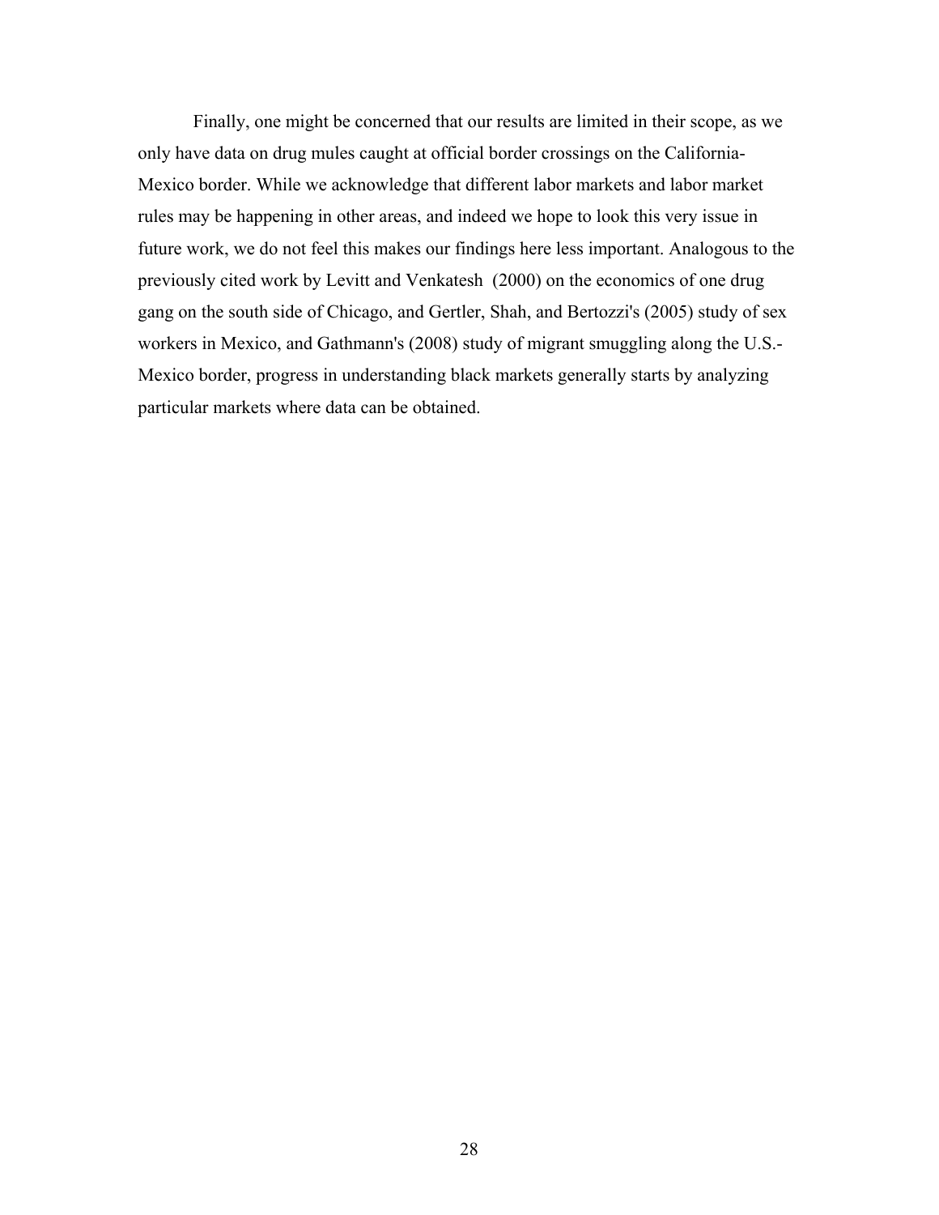Finally, one might be concerned that our results are limited in their scope, as we only have data on drug mules caught at official border crossings on the California-Mexico border. While we acknowledge that different labor markets and labor market rules may be happening in other areas, and indeed we hope to look this very issue in future work, we do not feel this makes our findings here less important. Analogous to the previously cited work by Levitt and Venkatesh (2000) on the economics of one drug gang on the south side of Chicago, and Gertler, Shah, and Bertozzi's (2005) study of sex workers in Mexico, and Gathmann's (2008) study of migrant smuggling along the U.S.-Mexico border, progress in understanding black markets generally starts by analyzing particular markets where data can be obtained.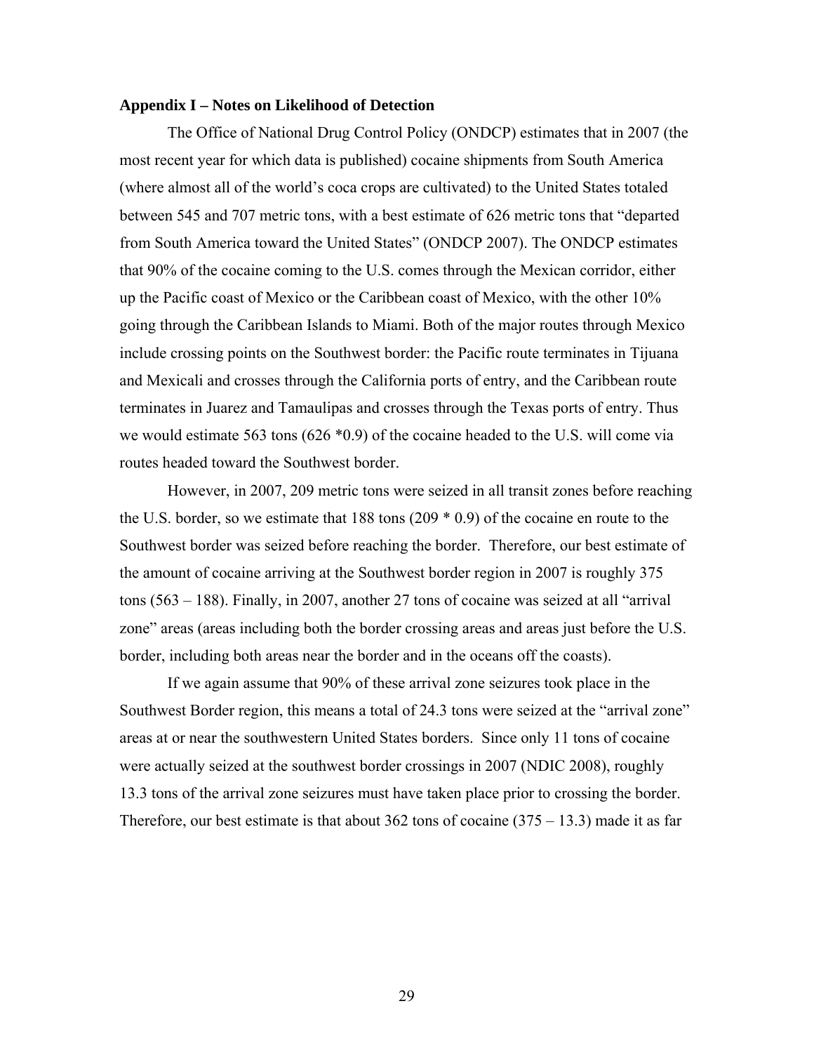**Appendix I – Notes on Likelihood of Detection**

The Office of National Drug Control Policy (ONDCP) estimates that in 2007 (the most recent year for which data is published) cocaine shipments from South America (where almost all of the world's coca crops are cultivated) to the United States totaled between 545 and 707 metric tons, with a best estimate of 626 metric tons that "departed from South America toward the United States" (ONDCP 2007). The ONDCP estimates that 90% of the cocaine coming to the U.S. comes through the Mexican corridor, either up the Pacific coast of Mexico or the Caribbean coast of Mexico, with the other 10% going through the Caribbean Islands to Miami. Both of the major routes through Mexico include crossing points on the Southwest border: the Pacific route terminates in Tijuana and Mexicali and crosses through the California ports of entry, and the Caribbean route terminates in Juarez and Tamaulipas and crosses through the Texas ports of entry. Thus we would estimate 563 tons (626 *0.9) of the cocaine headed to the U.S. will come via routes headed toward the Southwest border.

However, in 2007, 209 metric tons were seized in all transit zones before reaching the U.S. border, so we estimate that 188 tons (209 * 0.9) of the cocaine en route to the Southwest border was seized before reaching the border. Therefore, our best estimate of the amount of cocaine arriving at the Southwest border region in 2007 is roughly 375 tons (563 – 188). Finally, in 2007, another 27 tons of cocaine was seized at all "arrival zone" areas (areas including both the border crossing areas and areas just before the U.S. border, including both areas near the border and in the oceans off the coasts).

If we again assume that 90% of these arrival zone seizures took place in the Southwest Border region, this means a total of 24.3 tons were seized at the "arrival zone" areas at or near the southwestern United States borders. Since only 11 tons of cocaine were actually seized at the southwest border crossings in 2007 (NDIC 2008), roughly 13.3 tons of the arrival zone seizures must have taken place prior to crossing the border. Therefore, our best estimate is that about 362 tons of cocaine (375 – 13.3) made it as far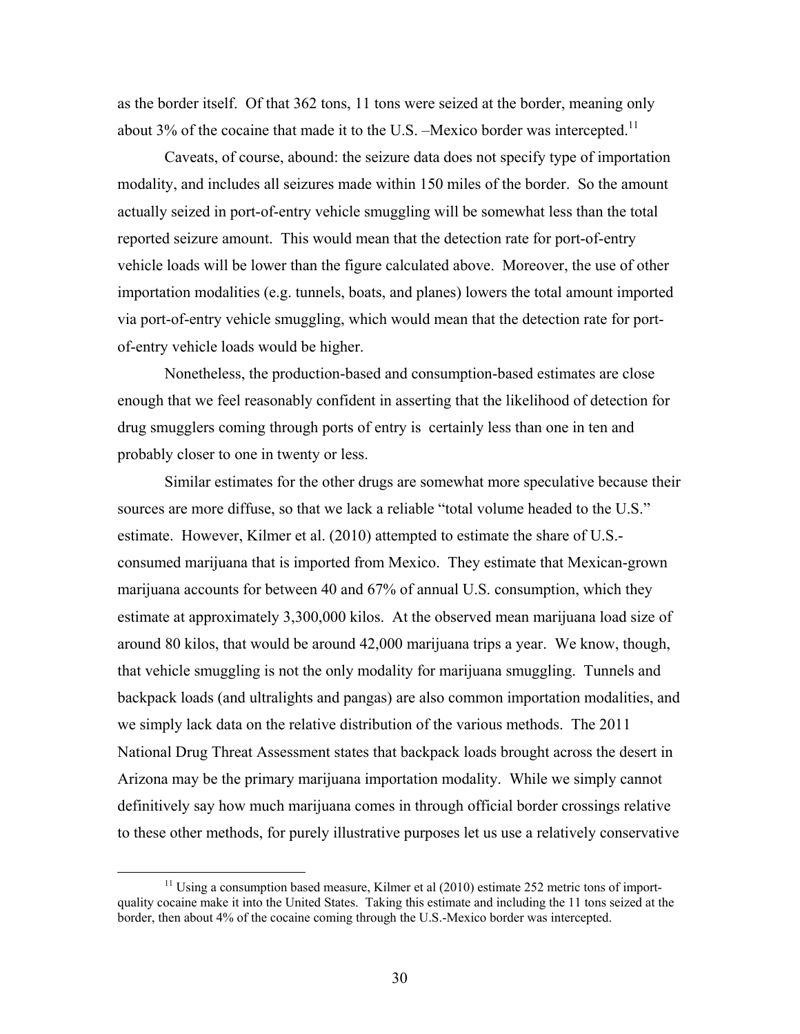as the border itself. Of that 362 tons, 11 tons were seized at the border, meaning only about 3% of the cocaine that made it to the U.S. –Mexico border was intercepted.[11]

Caveats, of course, abound: the seizure data does not specify type of importation modality, and includes all seizures made within 150 miles of the border. So the amount actually seized in port-of-entry vehicle smuggling will be somewhat less than the total reported seizure amount. This would mean that the detection rate for port-of-entry vehicle loads will be lower than the figure calculated above. Moreover, the use of other importation modalities (e.g. tunnels, boats, and planes) lowers the total amount imported via port-of-entry vehicle smuggling, which would mean that the detection rate for port-of-entry vehicle loads would be higher.

Nonetheless, the production-based and consumption-based estimates are close enough that we feel reasonably confident in asserting that the likelihood of detection for drug smugglers coming through ports of entry is certainly less than one in ten and probably closer to one in twenty or less.

Similar estimates for the other drugs are somewhat more speculative because their sources are more diffuse, so that we lack a reliable "total volume headed to the U.S." estimate. However, Kilmer et al. (2010) attempted to estimate the share of U.S.-consumed marijuana that is imported from Mexico. They estimate that Mexican-grown marijuana accounts for between 40 and 67% of annual U.S. consumption, which they estimate at approximately 3,300,000 kilos. At the observed mean marijuana load size of around 80 kilos, that would be around 42,000 marijuana trips a year. We know, though, that vehicle smuggling is not the only modality for marijuana smuggling. Tunnels and backpack loads (and ultralights and pangas) are also common importation modalities, and we simply lack data on the relative distribution of the various methods. The 2011 National Drug Threat Assessment states that backpack loads brought across the desert in Arizona may be the primary marijuana importation modality. While we simply cannot definitively say how much marijuana comes in through official border crossings relative to these other methods, for purely illustrative purposes let us use a relatively conservative

[11] Using a consumption based measure, Kilmer et al (2010) estimate 252 metric tons of import-quality cocaine make it into the United States. Taking this estimate and including the 11 tons seized at the border, then about 4% of the cocaine coming through the U.S.-Mexico border was intercepted.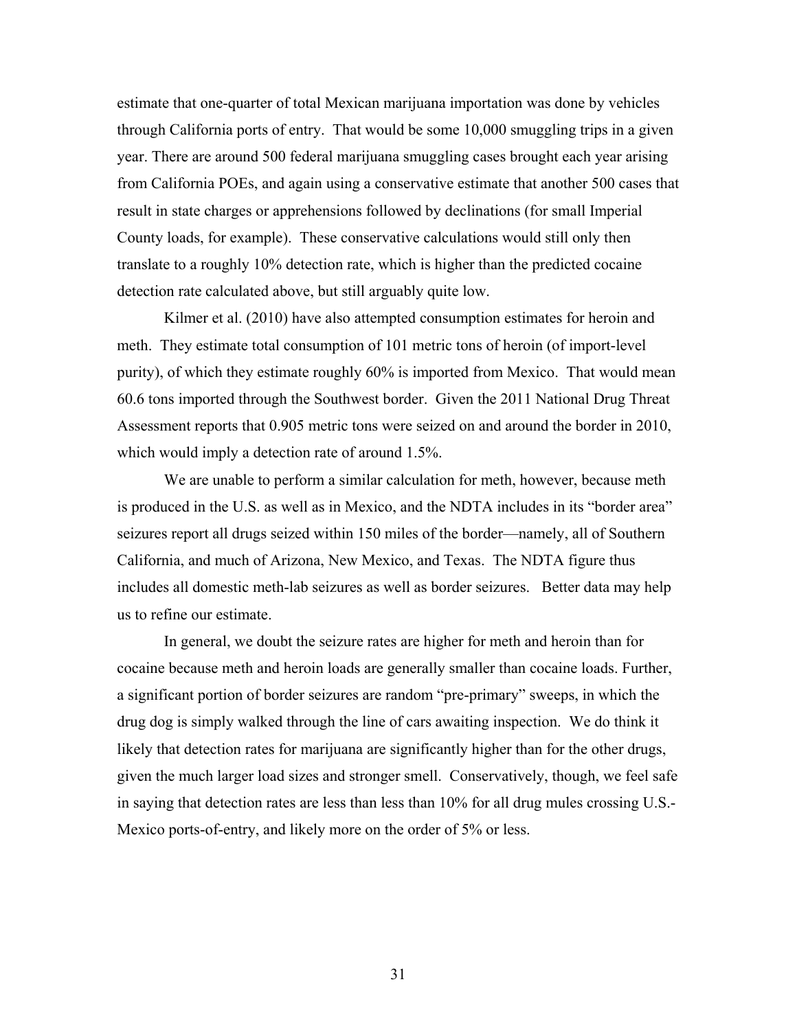estimate that one-quarter of total Mexican marijuana importation was done by vehicles through California ports of entry. That would be some 10,000 smuggling trips in a given year. There are around 500 federal marijuana smuggling cases brought each year arising from California POEs, and again using a conservative estimate that another 500 cases that result in state charges or apprehensions followed by declinations (for small Imperial County loads, for example). These conservative calculations would still only then translate to a roughly 10% detection rate, which is higher than the predicted cocaine detection rate calculated above, but still arguably quite low.

Kilmer et al. (2010) have also attempted consumption estimates for heroin and meth. They estimate total consumption of 101 metric tons of heroin (of import-level purity), of which they estimate roughly 60% is imported from Mexico. That would mean 60.6 tons imported through the Southwest border. Given the 2011 National Drug Threat Assessment reports that 0.905 metric tons were seized on and around the border in 2010, which would imply a detection rate of around 1.5%.

We are unable to perform a similar calculation for meth, however, because meth is produced in the U.S. as well as in Mexico, and the NDTA includes in its "border area" seizures report all drugs seized within 150 miles of the border—namely, all of Southern California, and much of Arizona, New Mexico, and Texas. The NDTA figure thus includes all domestic meth-lab seizures as well as border seizures. Better data may help us to refine our estimate.

In general, we doubt the seizure rates are higher for meth and heroin than for cocaine because meth and heroin loads are generally smaller than cocaine loads. Further, a significant portion of border seizures are random "pre-primary" sweeps, in which the drug dog is simply walked through the line of cars awaiting inspection. We do think it likely that detection rates for marijuana are significantly higher than for the other drugs, given the much larger load sizes and stronger smell. Conservatively, though, we feel safe in saying that detection rates are less than less than 10% for all drug mules crossing U.S.-Mexico ports-of-entry, and likely more on the order of 5% or less.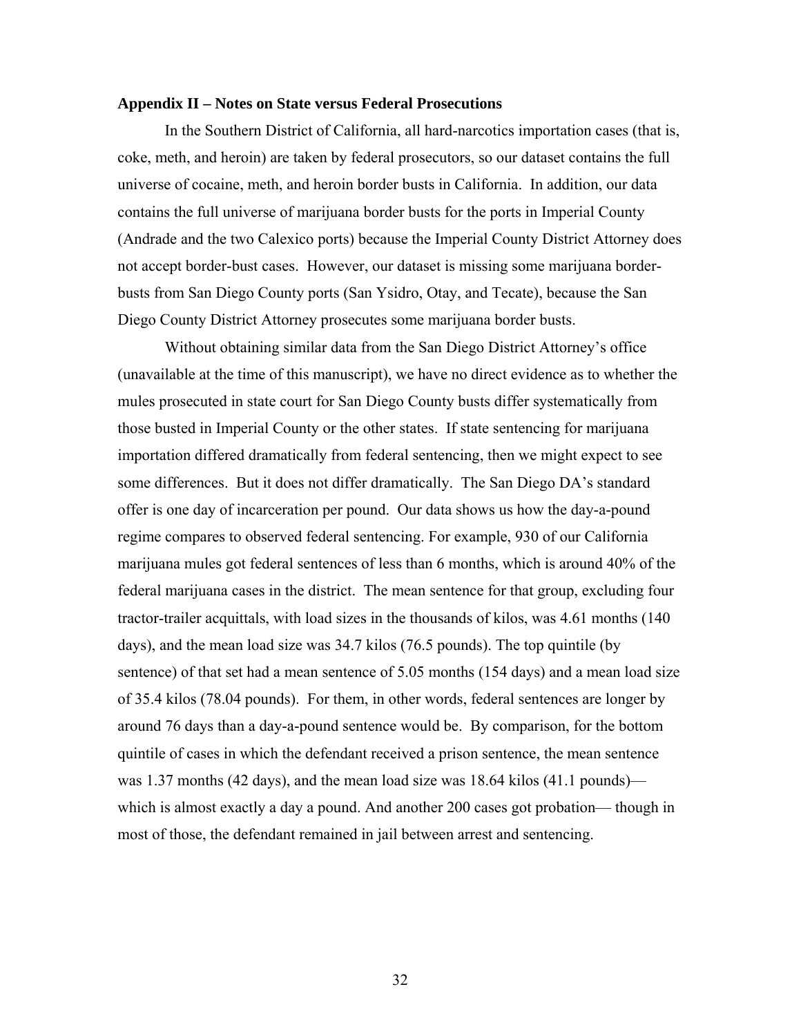## Appendix II – Notes on State versus Federal Prosecutions

In the Southern District of California, all hard-narcotics importation cases (that is, coke, meth, and heroin) are taken by federal prosecutors, so our dataset contains the full universe of cocaine, meth, and heroin border busts in California. In addition, our data contains the full universe of marijuana border busts for the ports in Imperial County (Andrade and the two Calexico ports) because the Imperial County District Attorney does not accept border-bust cases. However, our dataset is missing some marijuana border-busts from San Diego County ports (San Ysidro, Otay, and Tecate), because the San Diego County District Attorney prosecutes some marijuana border busts.

Without obtaining similar data from the San Diego District Attorney's office (unavailable at the time of this manuscript), we have no direct evidence as to whether the mules prosecuted in state court for San Diego County busts differ systematically from those busted in Imperial County or the other states. If state sentencing for marijuana importation differed dramatically from federal sentencing, then we might expect to see some differences. But it does not differ dramatically. The San Diego DA's standard offer is one day of incarceration per pound. Our data shows us how the day-a-pound regime compares to observed federal sentencing. For example, 930 of our California marijuana mules got federal sentences of less than 6 months, which is around 40% of the federal marijuana cases in the district. The mean sentence for that group, excluding four tractor-trailer acquittals, with load sizes in the thousands of kilos, was 4.61 months (140 days), and the mean load size was 34.7 kilos (76.5 pounds). The top quintile (by sentence) of that set had a mean sentence of 5.05 months (154 days) and a mean load size of 35.4 kilos (78.04 pounds). For them, in other words, federal sentences are longer by around 76 days than a day-a-pound sentence would be. By comparison, for the bottom quintile of cases in which the defendant received a prison sentence, the mean sentence was 1.37 months (42 days), and the mean load size was 18.64 kilos (41.1 pounds)—which is almost exactly a day a pound. And another 200 cases got probation— though in most of those, the defendant remained in jail between arrest and sentencing.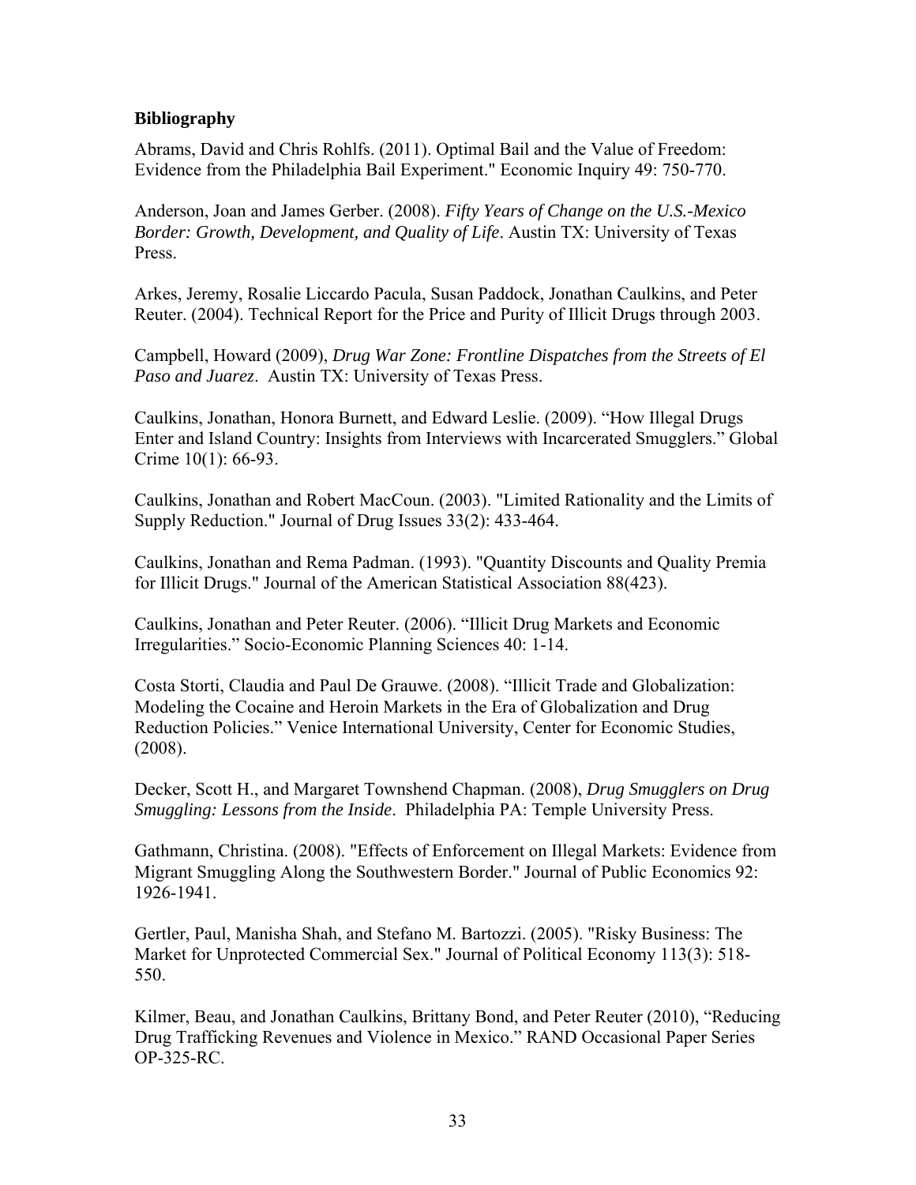**Bibliography**

Abrams, David and Chris Rohlfs. (2011). Optimal Bail and the Value of Freedom: Evidence from the Philadelphia Bail Experiment." Economic Inquiry 49: 750-770.

Anderson, Joan and James Gerber. (2008). *Fifty Years of Change on the U.S.-Mexico Border: Growth, Development, and Quality of Life*. Austin TX: University of Texas Press.

Arkes, Jeremy, Rosalie Liccardo Pacula, Susan Paddock, Jonathan Caulkins, and Peter Reuter. (2004). Technical Report for the Price and Purity of Illicit Drugs through 2003.

Campbell, Howard (2009), *Drug War Zone: Frontline Dispatches from the Streets of El Paso and Juarez*. Austin TX: University of Texas Press.

Caulkins, Jonathan, Honora Burnett, and Edward Leslie. (2009). "How Illegal Drugs Enter and Island Country: Insights from Interviews with Incarcerated Smugglers." Global Crime 10(1): 66-93.

Caulkins, Jonathan and Robert MacCoun. (2003). "Limited Rationality and the Limits of Supply Reduction." Journal of Drug Issues 33(2): 433-464.

Caulkins, Jonathan and Rema Padman. (1993). "Quantity Discounts and Quality Premia for Illicit Drugs." Journal of the American Statistical Association 88(423).

Caulkins, Jonathan and Peter Reuter. (2006). "Illicit Drug Markets and Economic Irregularities." Socio-Economic Planning Sciences 40: 1-14.

Costa Storti, Claudia and Paul De Grauwe. (2008). "Illicit Trade and Globalization: Modeling the Cocaine and Heroin Markets in the Era of Globalization and Drug Reduction Policies." Venice International University, Center for Economic Studies, (2008).

Decker, Scott H., and Margaret Townshend Chapman. (2008), *Drug Smugglers on Drug Smuggling: Lessons from the Inside*. Philadelphia PA: Temple University Press.

Gathmann, Christina. (2008). "Effects of Enforcement on Illegal Markets: Evidence from Migrant Smuggling Along the Southwestern Border." Journal of Public Economics 92: 1926-1941.

Gertler, Paul, Manisha Shah, and Stefano M. Bartozzi. (2005). "Risky Business: The Market for Unprotected Commercial Sex." Journal of Political Economy 113(3): 518-550.

Kilmer, Beau, and Jonathan Caulkins, Brittany Bond, and Peter Reuter (2010), "Reducing Drug Trafficking Revenues and Violence in Mexico." RAND Occasional Paper Series OP-325-RC.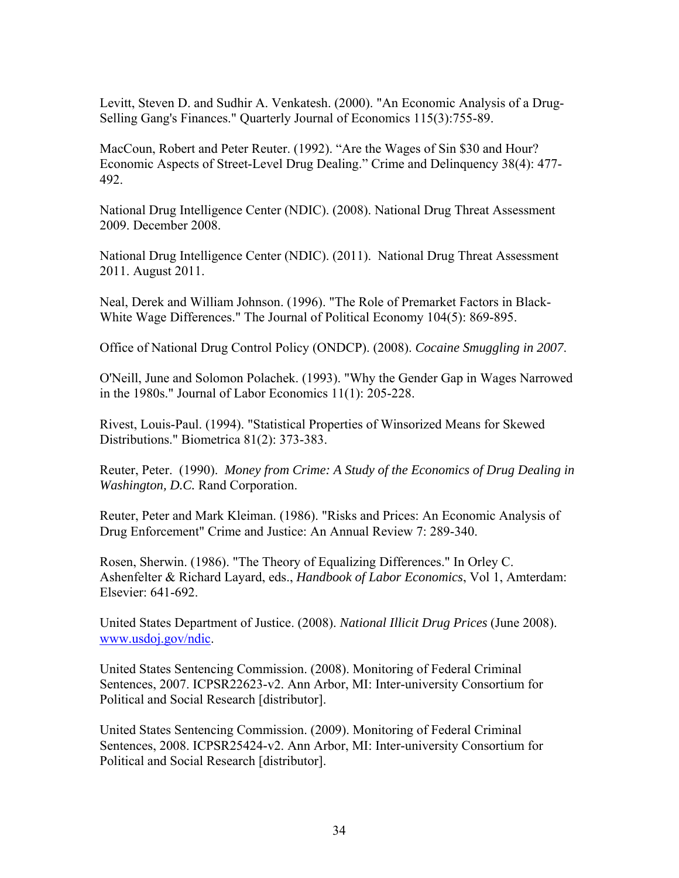Levitt, Steven D. and Sudhir A. Venkatesh. (2000). "An Economic Analysis of a Drug-Selling Gang's Finances." Quarterly Journal of Economics 115(3):755-89.

MacCoun, Robert and Peter Reuter. (1992). "Are the Wages of Sin $30 and Hour? Economic Aspects of Street-Level Drug Dealing." Crime and Delinquency 38(4): 477-492.

National Drug Intelligence Center (NDIC). (2008). National Drug Threat Assessment 2009. December 2008.

National Drug Intelligence Center (NDIC). (2011). National Drug Threat Assessment 2011. August 2011.

Neal, Derek and William Johnson. (1996). "The Role of Premarket Factors in Black-White Wage Differences." The Journal of Political Economy 104(5): 869-895.

Office of National Drug Control Policy (ONDCP). (2008). *Cocaine Smuggling in 2007*.

O'Neill, June and Solomon Polachek. (1993). "Why the Gender Gap in Wages Narrowed in the 1980s." Journal of Labor Economics 11(1): 205-228.

Rivest, Louis-Paul. (1994). "Statistical Properties of Winsorized Means for Skewed Distributions." Biometrica 81(2): 373-383.

Reuter, Peter. (1990). *Money from Crime: A Study of the Economics of Drug Dealing in Washington, D.C.* Rand Corporation.

Reuter, Peter and Mark Kleiman. (1986). "Risks and Prices: An Economic Analysis of Drug Enforcement" Crime and Justice: An Annual Review 7: 289-340.

Rosen, Sherwin. (1986). "The Theory of Equalizing Differences." In Orley C. Ashenfelter & Richard Layard, eds., *Handbook of Labor Economics*, Vol 1, Amterdam: Elsevier: 641-692.

United States Department of Justice. (2008). *National Illicit Drug Prices* (June 2008). www.usdoj.gov/ndic.

United States Sentencing Commission. (2008). Monitoring of Federal Criminal Sentences, 2007. ICPSR22623-v2. Ann Arbor, MI: Inter-university Consortium for Political and Social Research [distributor].

United States Sentencing Commission. (2009). Monitoring of Federal Criminal Sentences, 2008. ICPSR25424-v2. Ann Arbor, MI: Inter-university Consortium for Political and Social Research [distributor].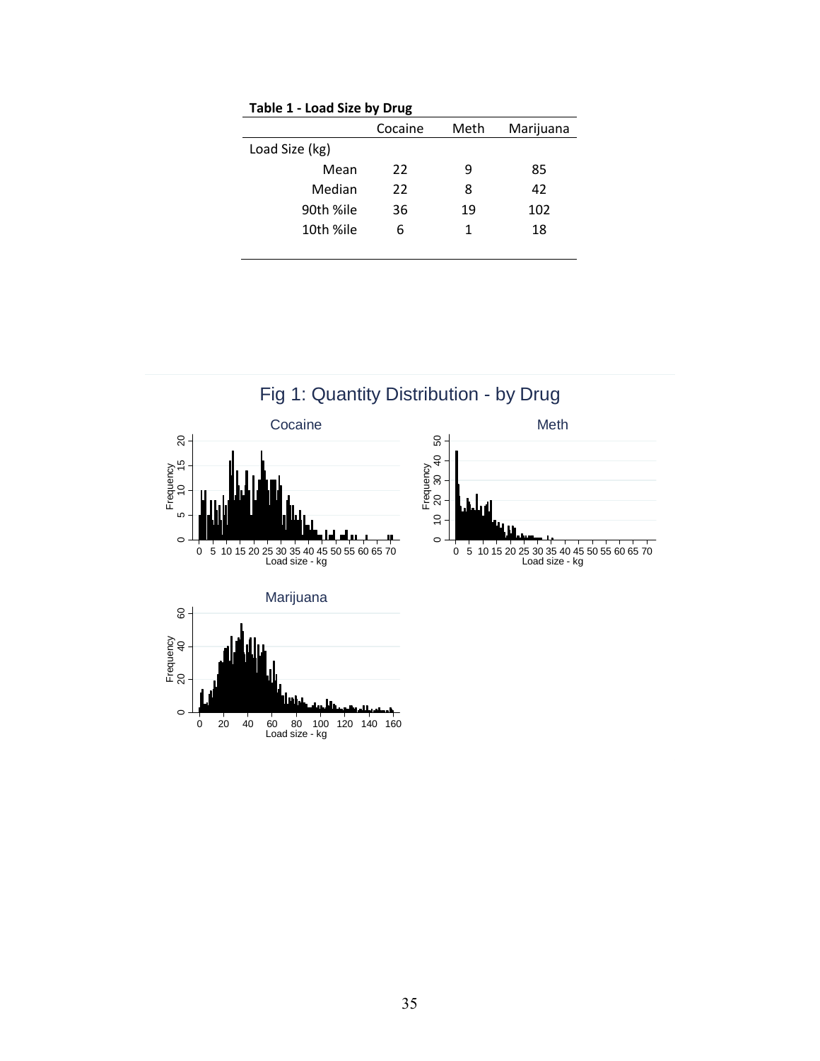**Table 1 - Load Size by Drug**

| | Cocaine | Meth | Marijuana |
|---|---|---|---|
| Load Size (kg) | | | |
| Mean | 22 | 9 | 85 |
| Median | 22 | 8 | 42 |
| 90th %ile | 36 | 19 | 102 |
| 10th %ile | 6 | 1 | 18 |

Fig 1: Quantity Distribution - by Drug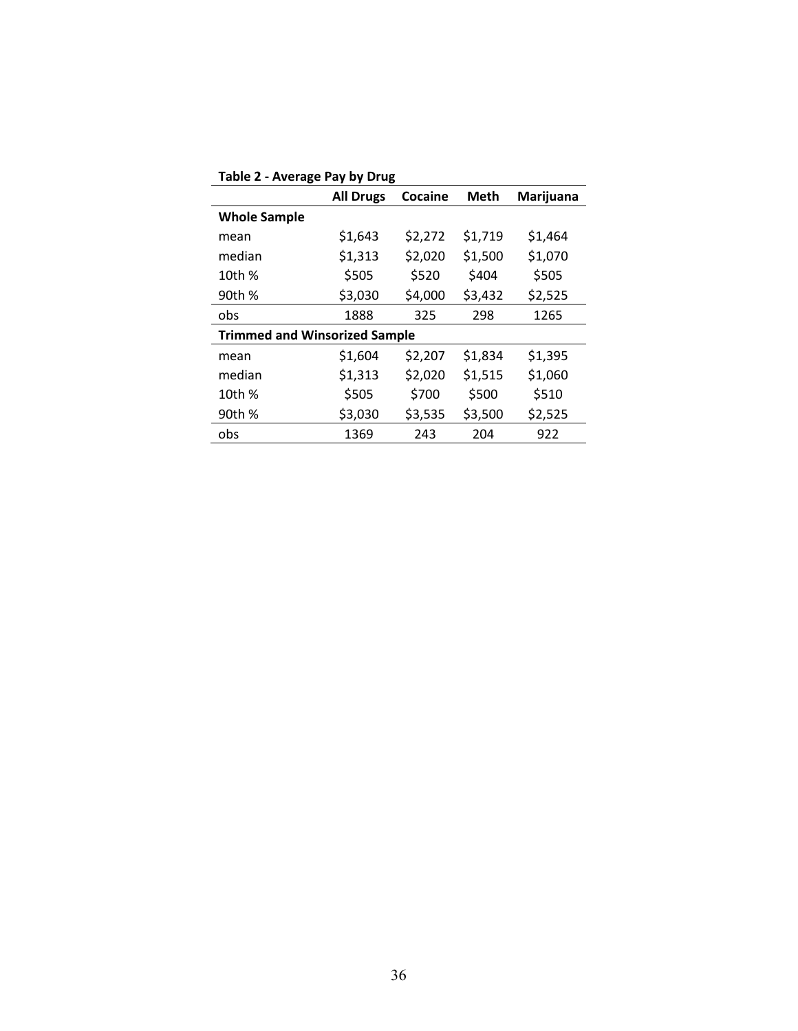**Table 2 - Average Pay by Drug**

| | All Drugs | Cocaine | Meth | Marijuana |
|---|---|---|---|---|
| **Whole Sample** | | | | |
| mean | $1,643 | $2,272 | $1,719 | $1,464 |
| median | $1,313 | $2,020 | $1,500 | $1,070 |
| 10th % | $505 | $520 | $404 | $505 |
| 90th % | $3,030 | $4,000 | $3,432 | $2,525 |
| obs | 1888 | 325 | 298 | 1265 |
| **Trimmed and Winsorized Sample** | | | | |
| mean | $1,604 | $2,207 | $1,834 | $1,395 |
| median | $1,313 | $2,020 | $1,515 | $1,060 |
| 10th % | $505 | $700 | $500 | $510 |
| 90th % | $3,030 | $3,535 | $3,500 | $2,525 |
| obs | 1369 | 243 | 204 | 922 |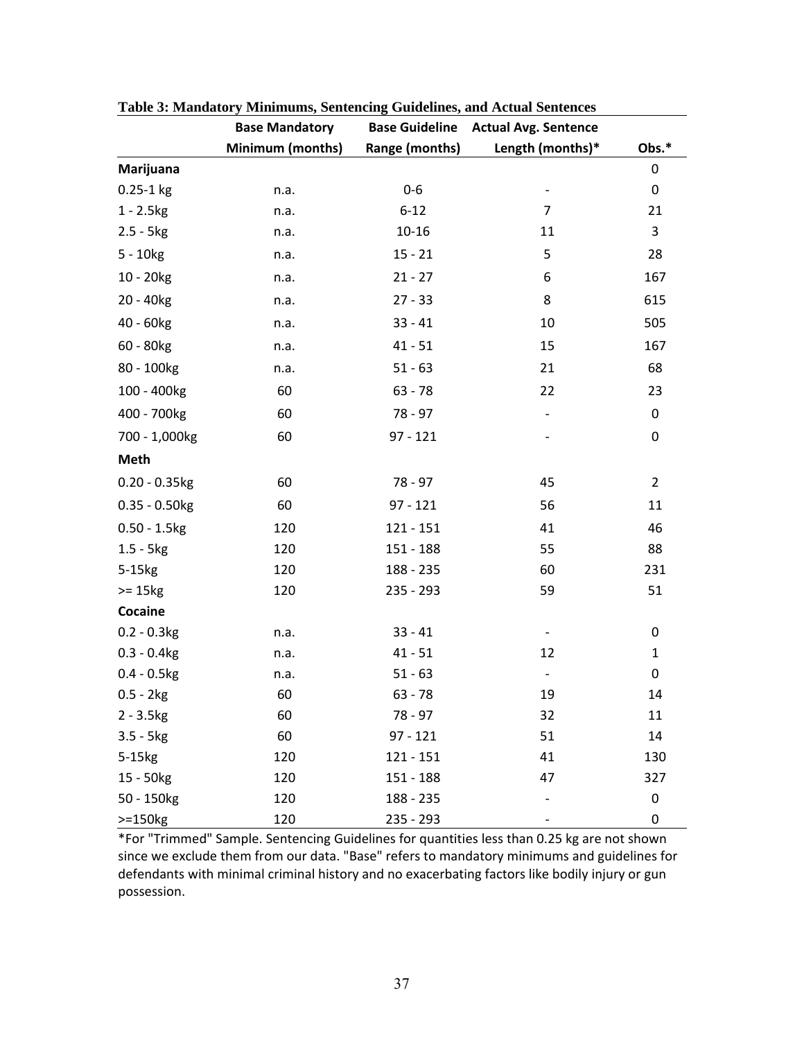**Table 3: Mandatory Minimums, Sentencing Guidelines, and Actual Sentences**

| | Base Mandatory Minimum (months) | Base Guideline Range (months) | Actual Avg. Sentence Length (months)* | Obs.* |
|---|---|---|---|---|
| **Marijuana** | | | | 0 |
| 0.25-1 kg | n.a. | 0-6 | - | 0 |
| 1 - 2.5kg | n.a. | 6-12 | 7 | 21 |
| 2.5 - 5kg | n.a. | 10-16 | 11 | 3 |
| 5 - 10kg | n.a. | 15 - 21 | 5 | 28 |
| 10 - 20kg | n.a. | 21 - 27 | 6 | 167 |
| 20 - 40kg | n.a. | 27 - 33 | 8 | 615 |
| 40 - 60kg | n.a. | 33 - 41 | 10 | 505 |
| 60 - 80kg | n.a. | 41 - 51 | 15 | 167 |
| 80 - 100kg | n.a. | 51 - 63 | 21 | 68 |
| 100 - 400kg | 60 | 63 - 78 | 22 | 23 |
| 400 - 700kg | 60 | 78 - 97 | - | 0 |
| 700 - 1,000kg | 60 | 97 - 121 | - | 0 |
| **Meth** | | | | |
| 0.20 - 0.35kg | 60 | 78 - 97 | 45 | 2 |
| 0.35 - 0.50kg | 60 | 97 - 121 | 56 | 11 |
| 0.50 - 1.5kg | 120 | 121 - 151 | 41 | 46 |
| 1.5 - 5kg | 120 | 151 - 188 | 55 | 88 |
| 5-15kg | 120 | 188 - 235 | 60 | 231 |
| >= 15kg | 120 | 235 - 293 | 59 | 51 |
| **Cocaine** | | | | |
| 0.2 - 0.3kg | n.a. | 33 - 41 | - | 0 |
| 0.3 - 0.4kg | n.a. | 41 - 51 | 12 | 1 |
| 0.4 - 0.5kg | n.a. | 51 - 63 | - | 0 |
| 0.5 - 2kg | 60 | 63 - 78 | 19 | 14 |
| 2 - 3.5kg | 60 | 78 - 97 | 32 | 11 |
| 3.5 - 5kg | 60 | 97 - 121 | 51 | 14 |
| 5-15kg | 120 | 121 - 151 | 41 | 130 |
| 15 - 50kg | 120 | 151 - 188 | 47 | 327 |
| 50 - 150kg | 120 | 188 - 235 | - | 0 |
| >=150kg | 120 | 235 - 293 | - | 0 |

*For "Trimmed" Sample. Sentencing Guidelines for quantities less than 0.25 kg are not shown since we exclude them from our data. "Base" refers to mandatory minimums and guidelines for defendants with minimal criminal history and no exacerbating factors like bodily injury or gun possession.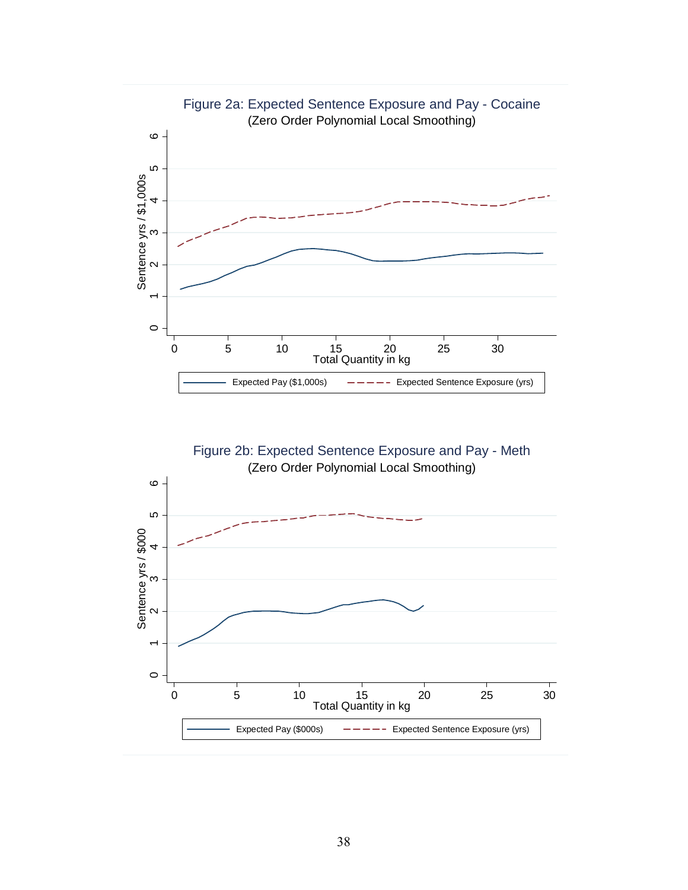Figure 2a: Expected Sentence Exposure and Pay - Cocaine

(Zero Order Polynomial Local Smoothing)

Figure 2b: Expected Sentence Exposure and Pay - Meth

(Zero Order Polynomial Local Smoothing)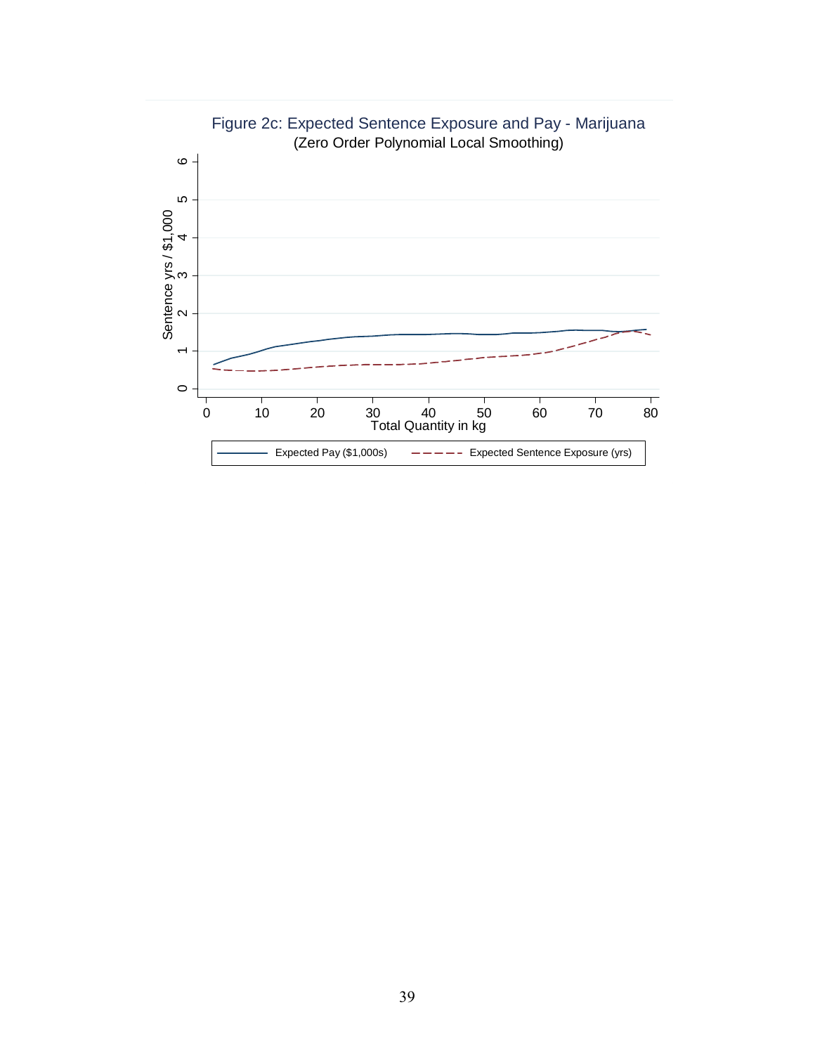Figure 2c: Expected Sentence Exposure and Pay - Marijuana

(Zero Order Polynomial Local Smoothing)

Sentence yrs / $1,000

Total Quantity in kg

Expected Pay ($1,000s) — Expected Sentence Exposure (yrs)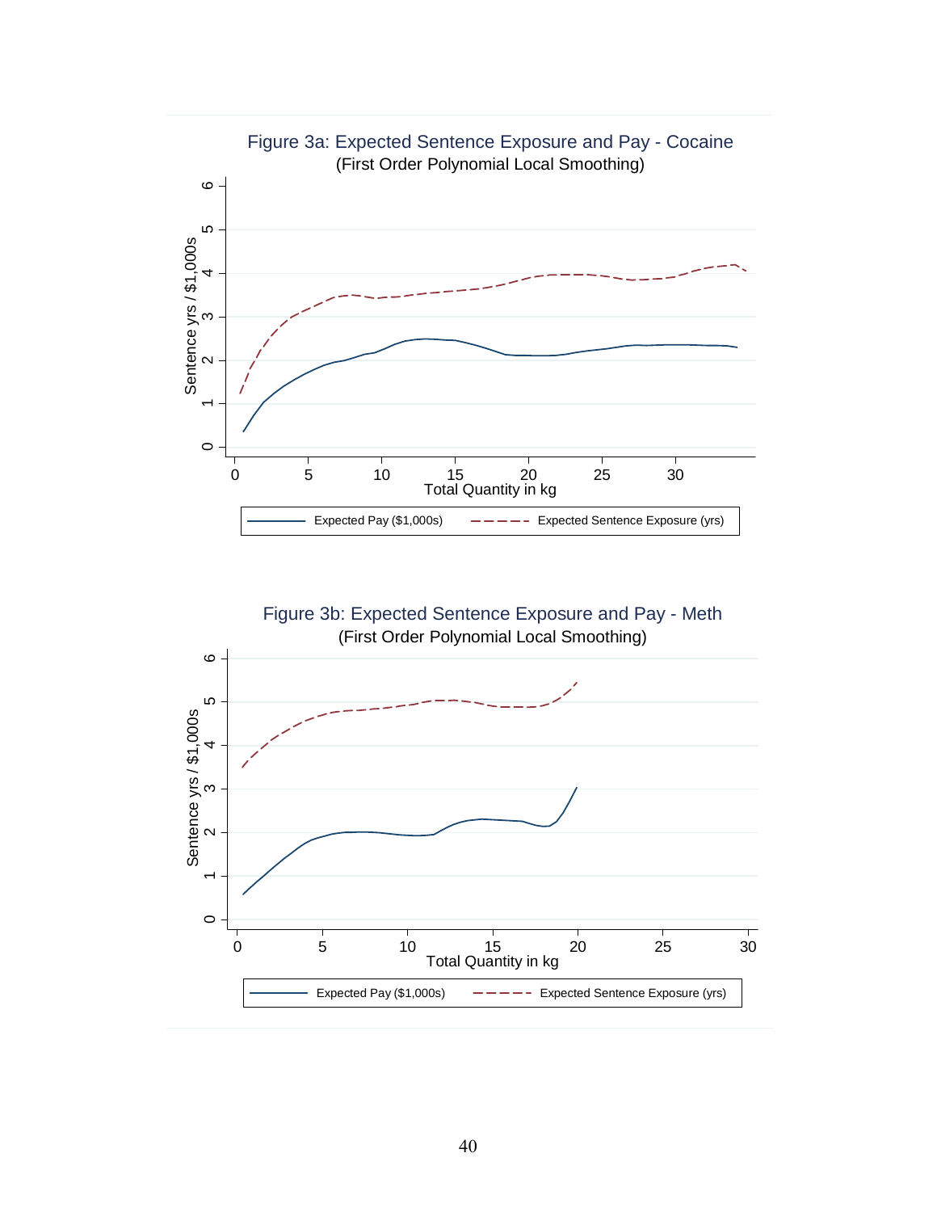Figure 3a: Expected Sentence Exposure and Pay - Cocaine

(First Order Polynomial Local Smoothing)

Figure 3b: Expected Sentence Exposure and Pay - Meth

(First Order Polynomial Local Smoothing)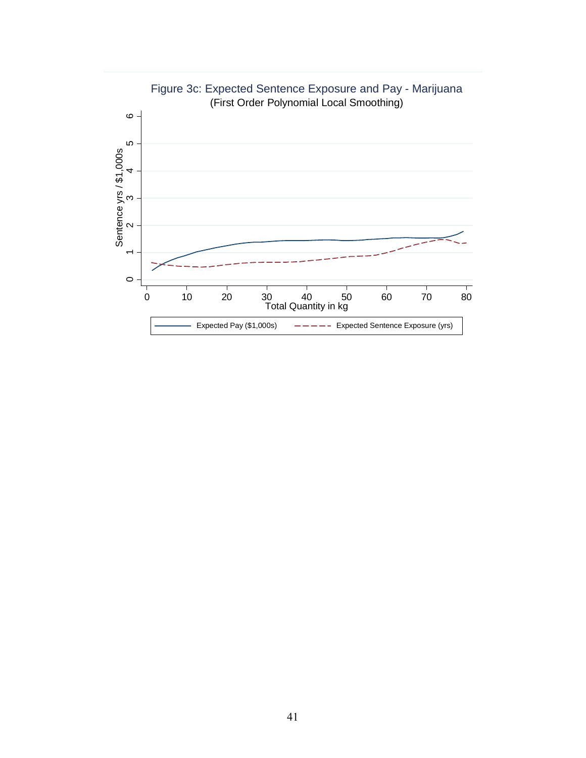Figure 3c: Expected Sentence Exposure and Pay - Marijuana

(First Order Polynomial Local Smoothing)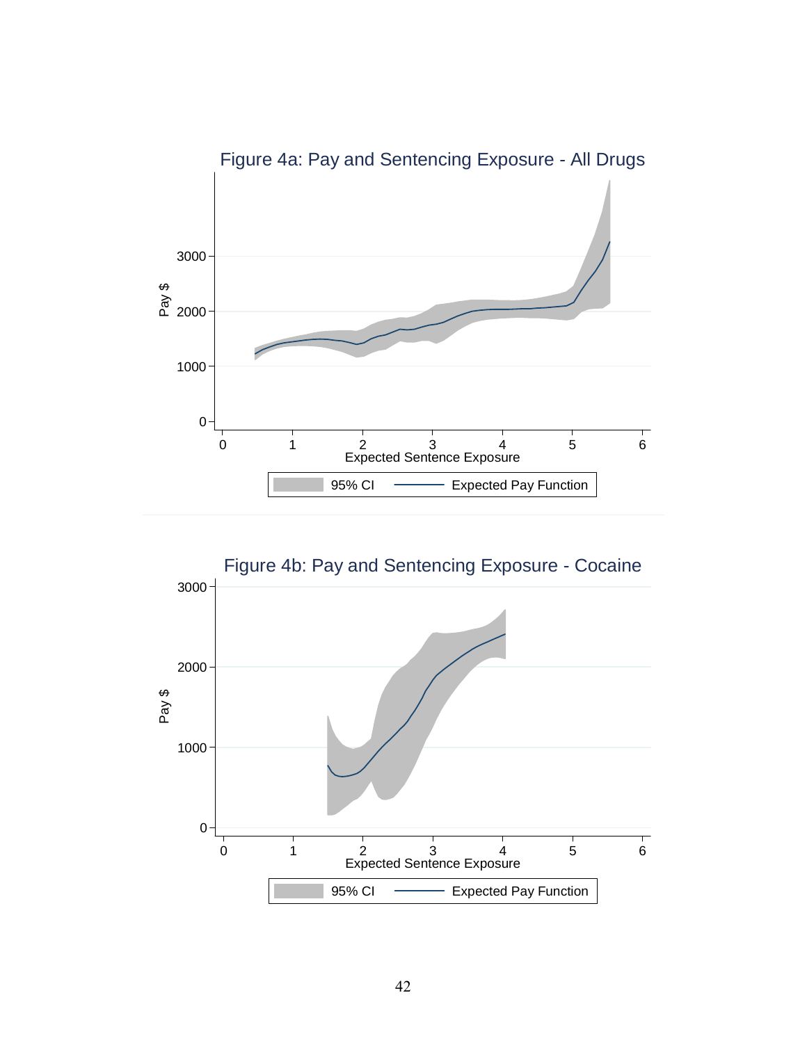Figure 4a: Pay and Sentencing Exposure - All Drugs

Figure 4b: Pay and Sentencing Exposure - Cocaine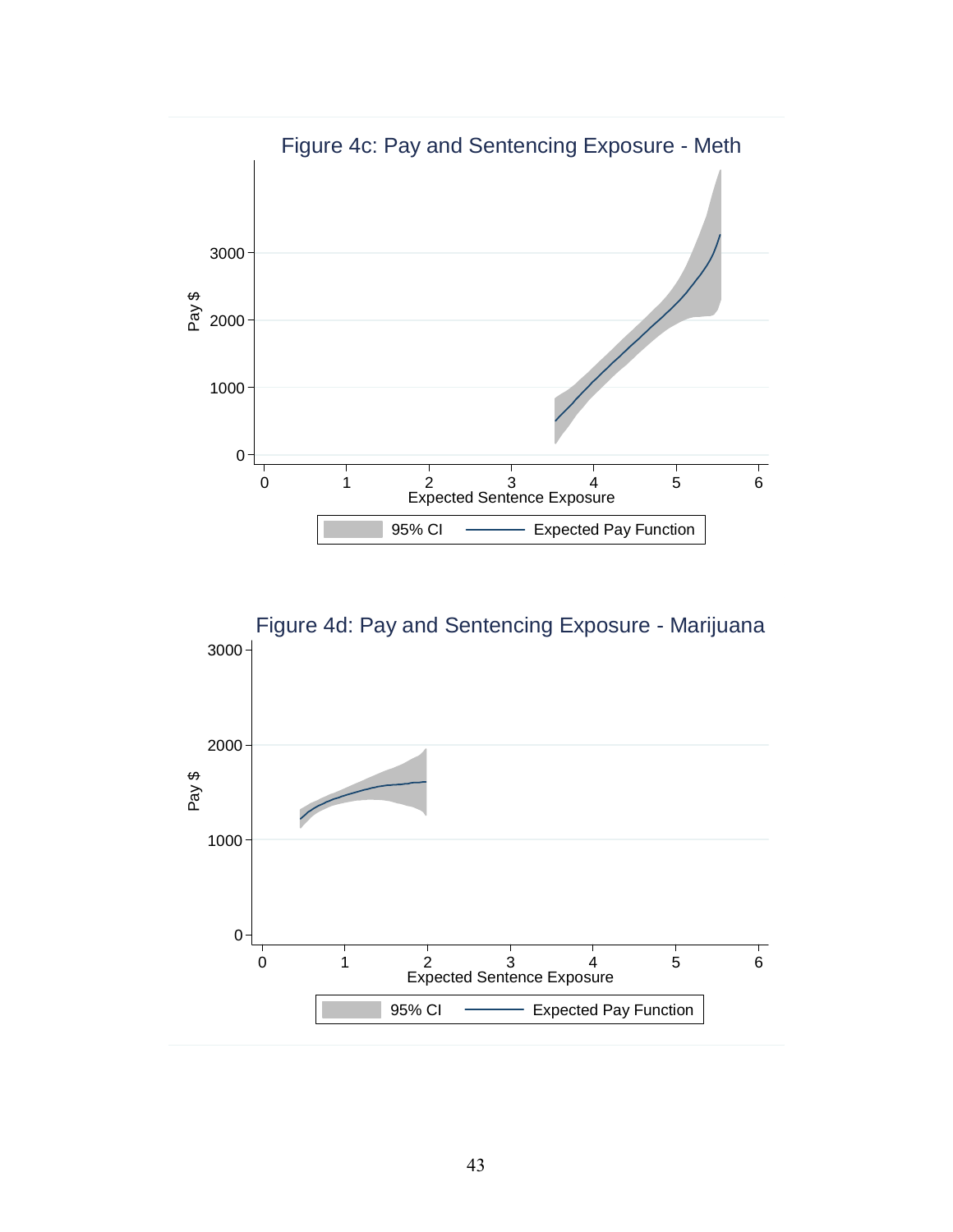Figure 4c: Pay and Sentencing Exposure - Meth

Figure 4d: Pay and Sentencing Exposure - Marijuana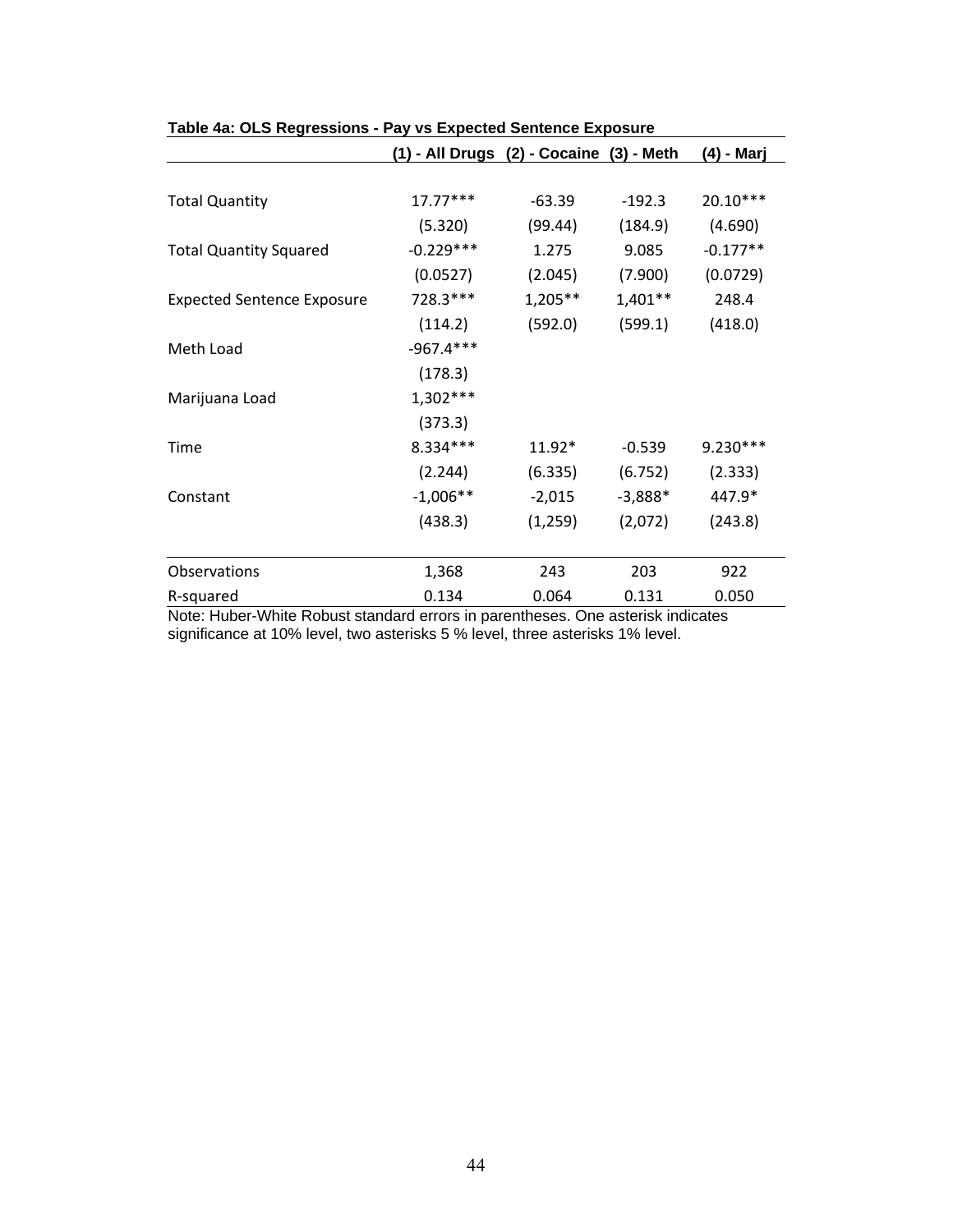**Table 4a: OLS Regressions - Pay vs Expected Sentence Exposure**

| | (1) - All Drugs | (2) - Cocaine | (3) - Meth | (4) - Marj |
|---|---|---|---|---|
| Total Quantity | 17.77*** | -63.39 | -192.3 | 20.10*** |
| | (5.320) | (99.44) | (184.9) | (4.690) |
| Total Quantity Squared | -0.229*** | 1.275 | 9.085 | -0.177** |
| | (0.0527) | (2.045) | (7.900) | (0.0729) |
| Expected Sentence Exposure | 728.3*** | 1,205** | 1,401** | 248.4 |
| | (114.2) | (592.0) | (599.1) | (418.0) |
| Meth Load | -967.4*** | | | |
| | (178.3) | | | |
| Marijuana Load | 1,302*** | | | |
| | (373.3) | | | |
| Time | 8.334*** | 11.92* | -0.539 | 9.230*** |
| | (2.244) | (6.335) | (6.752) | (2.333) |
| Constant | -1,006** | -2,015 | -3,888* | 447.9* |
| | (438.3) | (1,259) | (2,072) | (243.8) |
| Observations | 1,368 | 243 | 203 | 922 |
| R-squared | 0.134 | 0.064 | 0.131 | 0.050 |

Note: Huber-White Robust standard errors in parentheses. One asterisk indicates significance at 10% level, two asterisks 5 % level, three asterisks 1% level.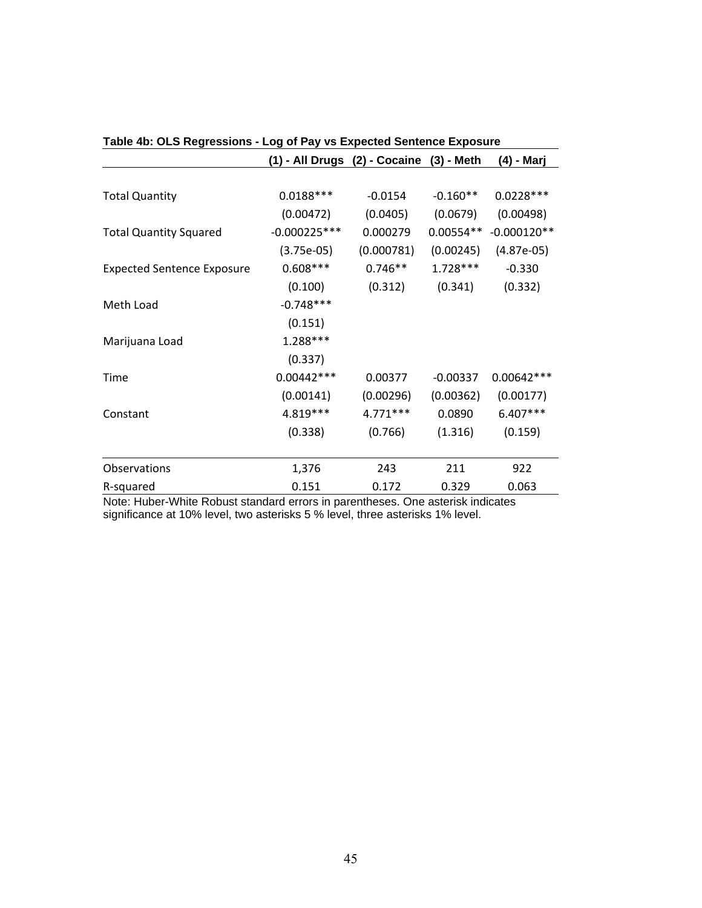**Table 4b: OLS Regressions - Log of Pay vs Expected Sentence Exposure**

| | (1) - All Drugs | (2) - Cocaine | (3) - Meth | (4) - Marj |
|---|---|---|---|---|
| Total Quantity | 0.0188*** | -0.0154 | -0.160** | 0.0228*** |
| | (0.00472) | (0.0405) | (0.0679) | (0.00498) |
| Total Quantity Squared | -0.000225*** | 0.000279 | 0.00554** | -0.000120** |
| | (3.75e-05) | (0.000781) | (0.00245) | (4.87e-05) |
| Expected Sentence Exposure | 0.608*** | 0.746** | 1.728*** | -0.330 |
| | (0.100) | (0.312) | (0.341) | (0.332) |
| Meth Load | -0.748*** | | | |
| | (0.151) | | | |
| Marijuana Load | 1.288*** | | | |
| | (0.337) | | | |
| Time | 0.00442*** | 0.00377 | -0.00337 | 0.00642*** |
| | (0.00141) | (0.00296) | (0.00362) | (0.00177) |
| Constant | 4.819*** | 4.771*** | 0.0890 | 6.407*** |
| | (0.338) | (0.766) | (1.316) | (0.159) |
| Observations | 1,376 | 243 | 211 | 922 |
| R-squared | 0.151 | 0.172 | 0.329 | 0.063 |

Note: Huber-White Robust standard errors in parentheses. One asterisk indicates significance at 10% level, two asterisks 5 % level, three asterisks 1% level.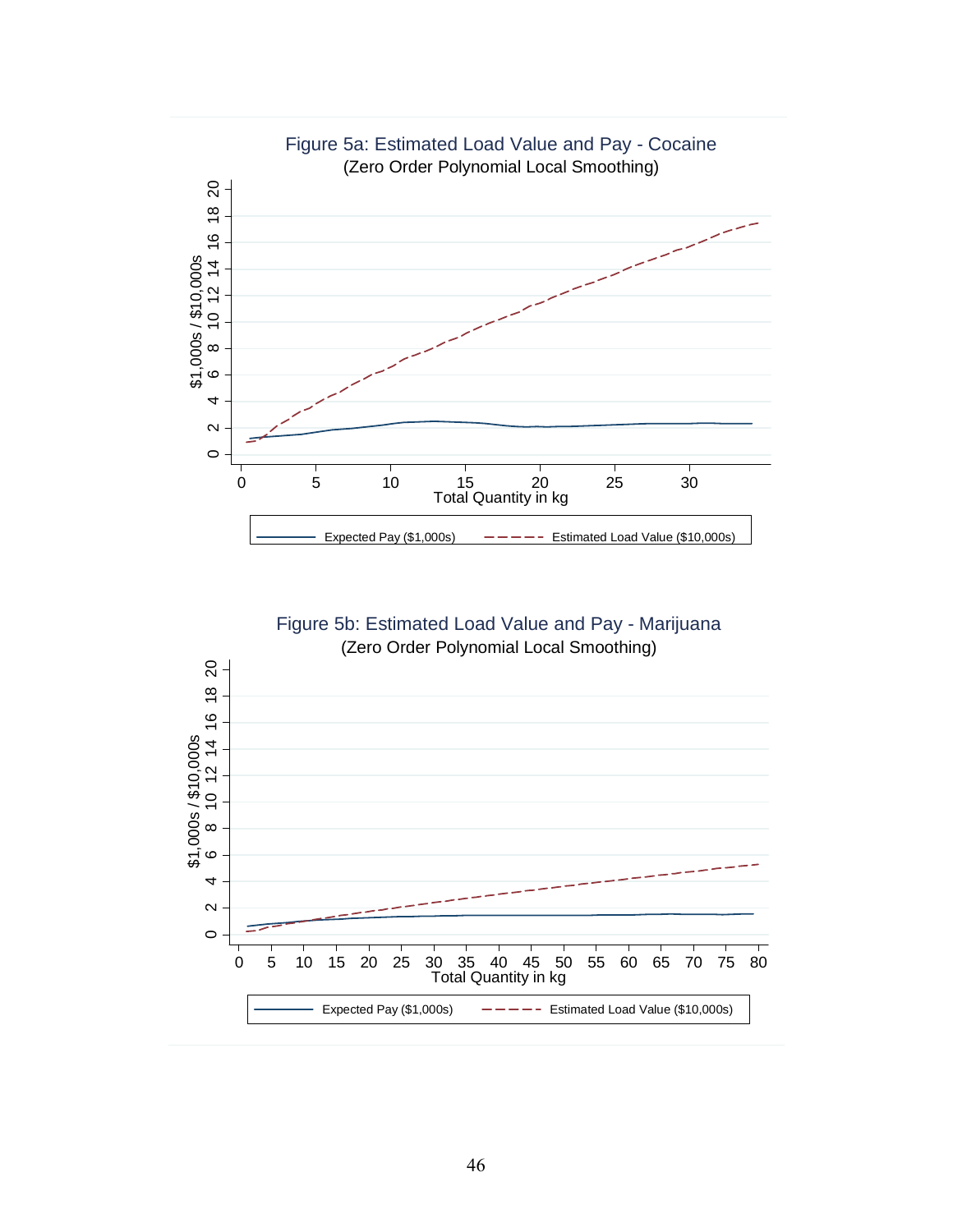Figure 5a: Estimated Load Value and Pay - Cocaine

(Zero Order Polynomial Local Smoothing)

Figure 5b: Estimated Load Value and Pay - Marijuana

(Zero Order Polynomial Local Smoothing)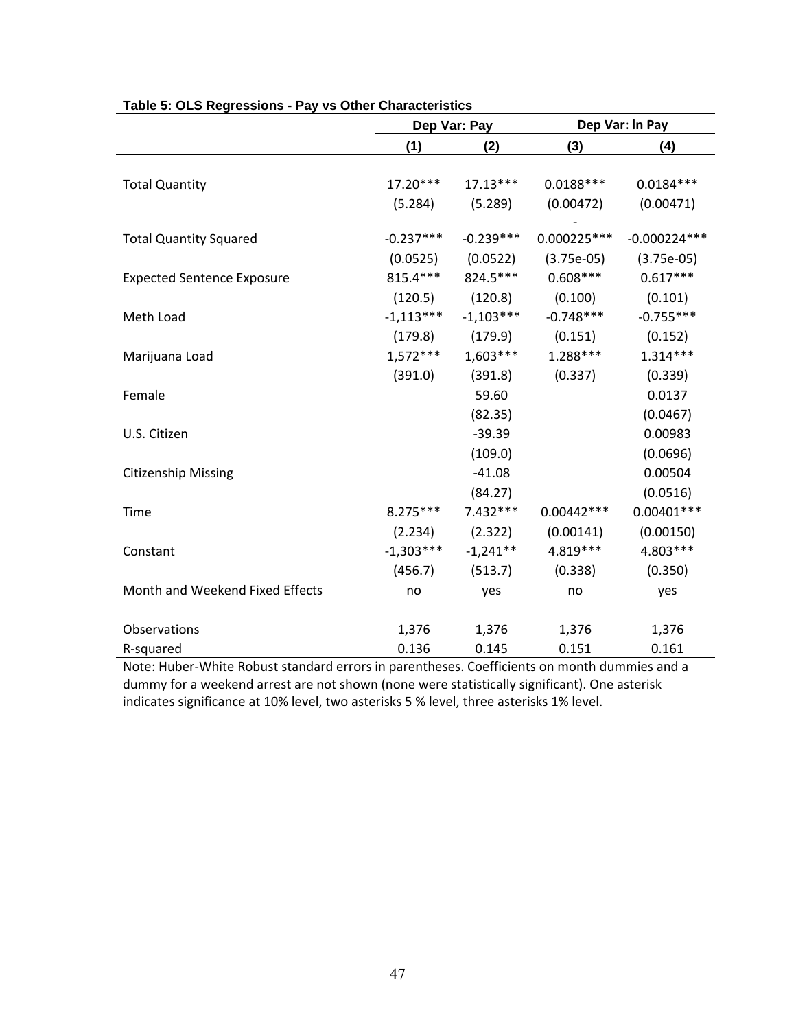**Table 5: OLS Regressions - Pay vs Other Characteristics**

| | Dep Var: Pay | | Dep Var: ln Pay | |
|---|---|---|---|---|
| | (1) | (2) | (3) | (4) |
| Total Quantity | 17.20*** | 17.13*** | 0.0188*** | 0.0184*** |
| | (5.284) | (5.289) | (0.00472) | (0.00471) |
| Total Quantity Squared | -0.237*** | -0.239*** | -0.000225*** | -0.000224*** |
| | (0.0525) | (0.0522) | (3.75e-05) | (3.75e-05) |
| Expected Sentence Exposure | 815.4*** | 824.5*** | 0.608*** | 0.617*** |
| | (120.5) | (120.8) | (0.100) | (0.101) |
| Meth Load | -1,113*** | -1,103*** | -0.748*** | -0.755*** |
| | (179.8) | (179.9) | (0.151) | (0.152) |
| Marijuana Load | 1,572*** | 1,603*** | 1.288*** | 1.314*** |
| | (391.0) | (391.8) | (0.337) | (0.339) |
| Female | | 59.60 | | 0.0137 |
| | | (82.35) | | (0.0467) |
| U.S. Citizen | | -39.39 | | 0.00983 |
| | | (109.0) | | (0.0696) |
| Citizenship Missing | | -41.08 | | 0.00504 |
| | | (84.27) | | (0.0516) |
| Time | 8.275*** | 7.432*** | 0.00442*** | 0.00401*** |
| | (2.234) | (2.322) | (0.00141) | (0.00150) |
| Constant | -1,303*** | -1,241** | 4.819*** | 4.803*** |
| | (456.7) | (513.7) | (0.338) | (0.350) |
| Month and Weekend Fixed Effects | no | yes | no | yes |
| Observations | 1,376 | 1,376 | 1,376 | 1,376 |
| R-squared | 0.136 | 0.145 | 0.151 | 0.161 |

Note: Huber-White Robust standard errors in parentheses. Coefficients on month dummies and a dummy for a weekend arrest are not shown (none were statistically significant). One asterisk indicates significance at 10% level, two asterisks 5 % level, three asterisks 1% level.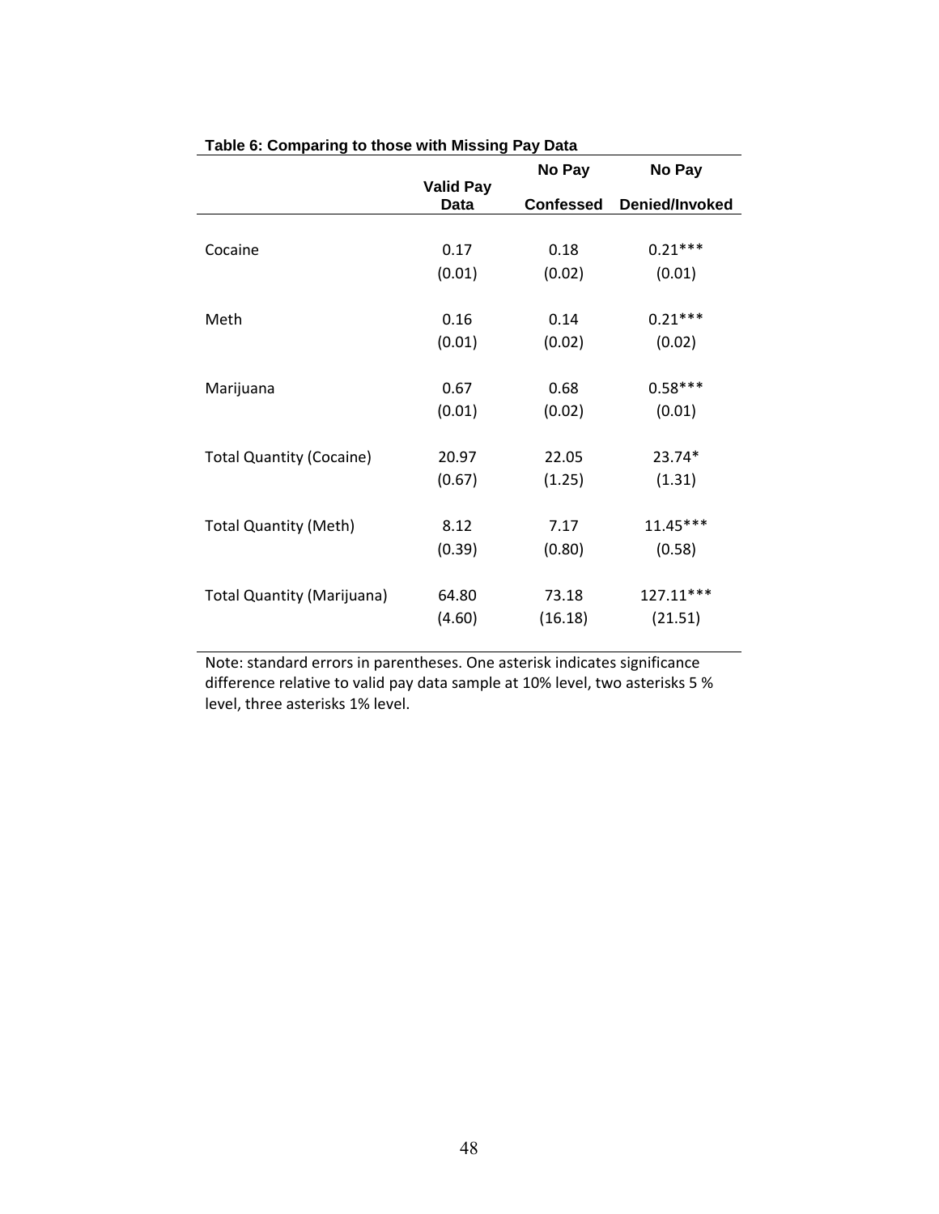**Table 6: Comparing to those with Missing Pay Data**

| | Valid Pay Data | No Pay Confessed | No Pay Denied/Invoked |
|---|---|---|---|
| Cocaine | 0.17 | 0.18 | 0.21*** |
| | (0.01) | (0.02) | (0.01) |
| Meth | 0.16 | 0.14 | 0.21*** |
| | (0.01) | (0.02) | (0.02) |
| Marijuana | 0.67 | 0.68 | 0.58*** |
| | (0.01) | (0.02) | (0.01) |
| Total Quantity (Cocaine) | 20.97 | 22.05 | 23.74* |
| | (0.67) | (1.25) | (1.31) |
| Total Quantity (Meth) | 8.12 | 7.17 | 11.45*** |
| | (0.39) | (0.80) | (0.58) |
| Total Quantity (Marijuana) | 64.80 | 73.18 | 127.11*** |
| | (4.60) | (16.18) | (21.51) |

Note: standard errors in parentheses. One asterisk indicates significance difference relative to valid pay data sample at 10% level, two asterisks 5 % level, three asterisks 1% level.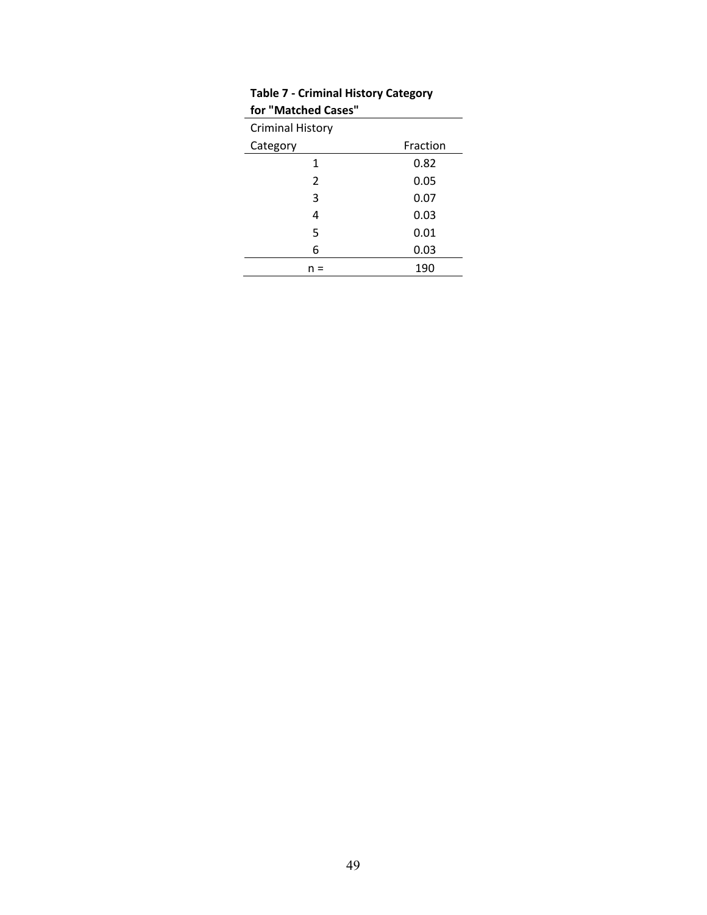**Table 7 - Criminal History Category for "Matched Cases"**

| Criminal History Category | Fraction |
|---|---|
| 1 | 0.82 |
| 2 | 0.05 |
| 3 | 0.07 |
| 4 | 0.03 |
| 5 | 0.01 |
| 6 | 0.03 |
| n = | 190 |